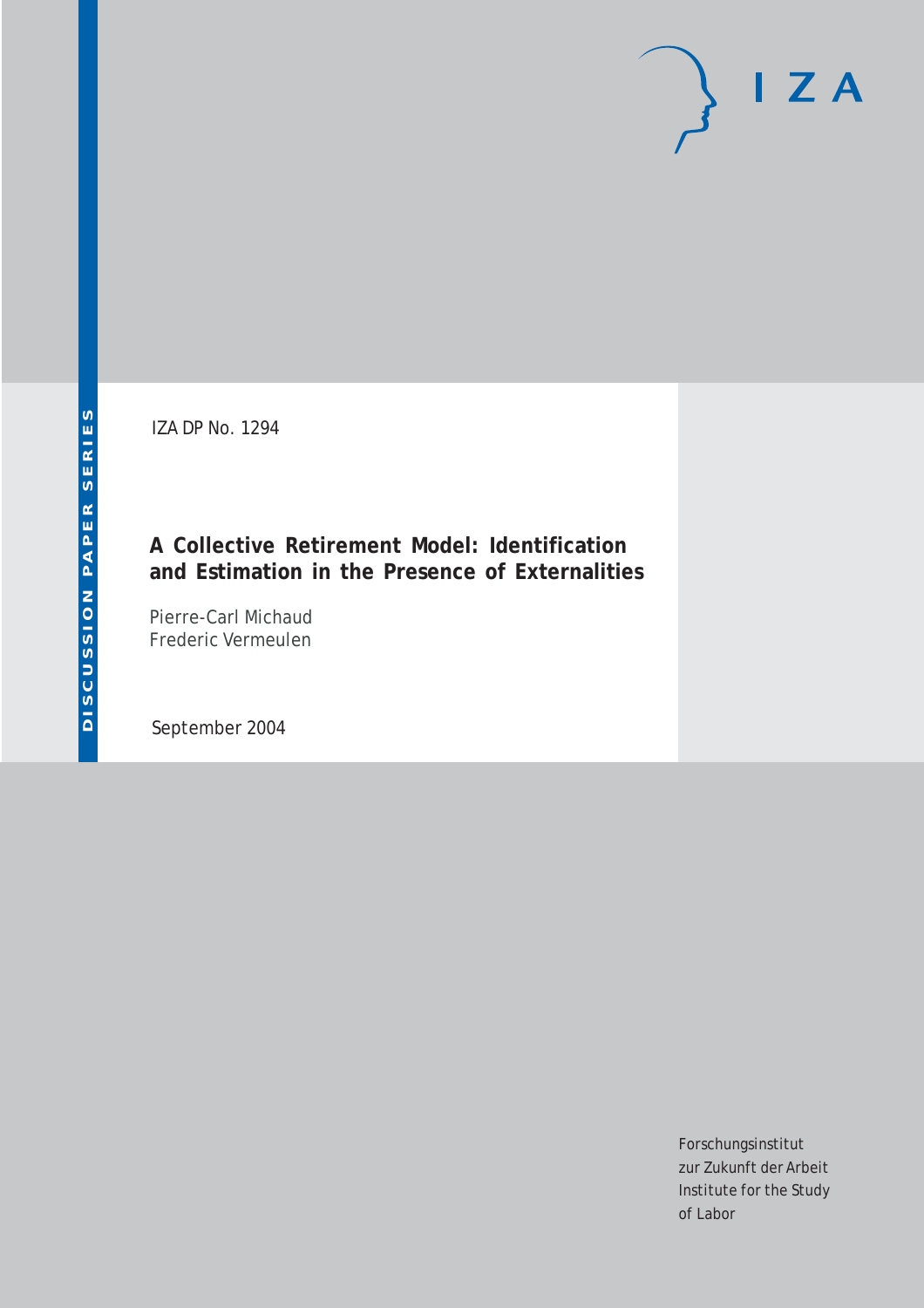DISCUSSION PAPER SERIES

IZA DP No. 1294

# A Collective Retirement Model: Identification and Estimation in the Presence of Externalities

Pierre-Carl Michaud
Frederic Vermeulen

September 2004

IZA

Forschungsinstitut
zur Zukunft der Arbeit
Institute for the Study
of Labor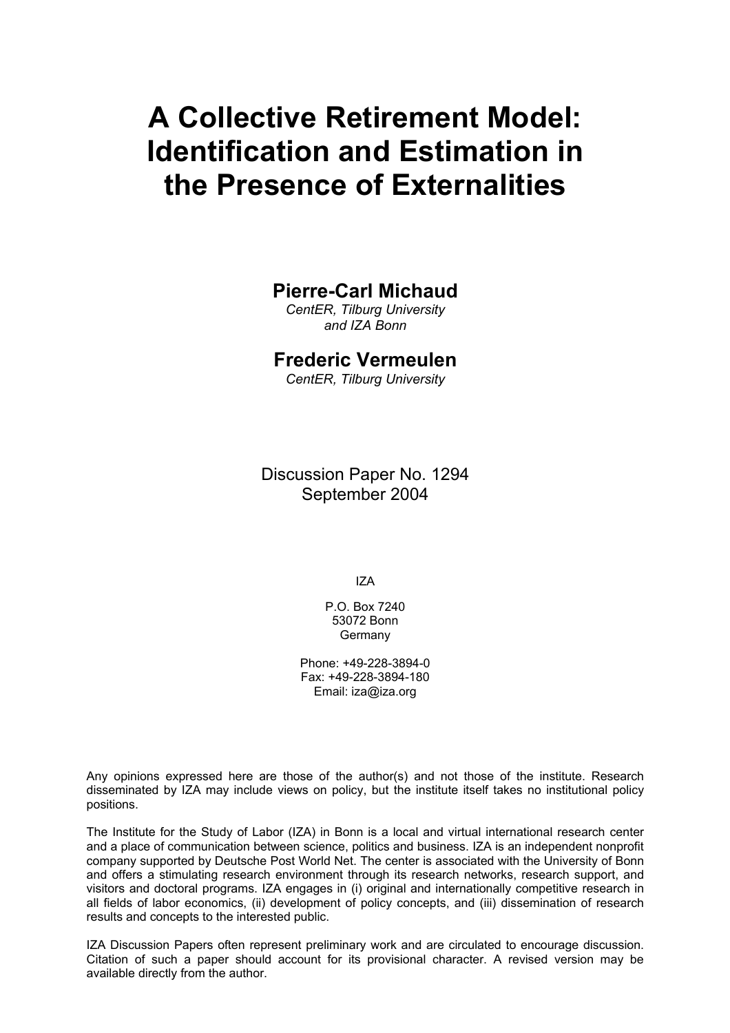# A Collective Retirement Model: Identification and Estimation in the Presence of Externalities

**Pierre-Carl Michaud**

*CentER, Tilburg University and IZA Bonn*

**Frederic Vermeulen**

*CentER, Tilburg University*

Discussion Paper No. 1294
September 2004

IZA

P.O. Box 7240
53072 Bonn
Germany

Phone: +49-228-3894-0
Fax: +49-228-3894-180
Email: iza@iza.org

Any opinions expressed here are those of the author(s) and not those of the institute. Research disseminated by IZA may include views on policy, but the institute itself takes no institutional policy positions.

The Institute for the Study of Labor (IZA) in Bonn is a local and virtual international research center and a place of communication between science, politics and business. IZA is an independent nonprofit company supported by Deutsche Post World Net. The center is associated with the University of Bonn and offers a stimulating research environment through its research networks, research support, and visitors and doctoral programs. IZA engages in (i) original and internationally competitive research in all fields of labor economics, (ii) development of policy concepts, and (iii) dissemination of research results and concepts to the interested public.

IZA Discussion Papers often represent preliminary work and are circulated to encourage discussion. Citation of such a paper should account for its provisional character. A revised version may be available directly from the author.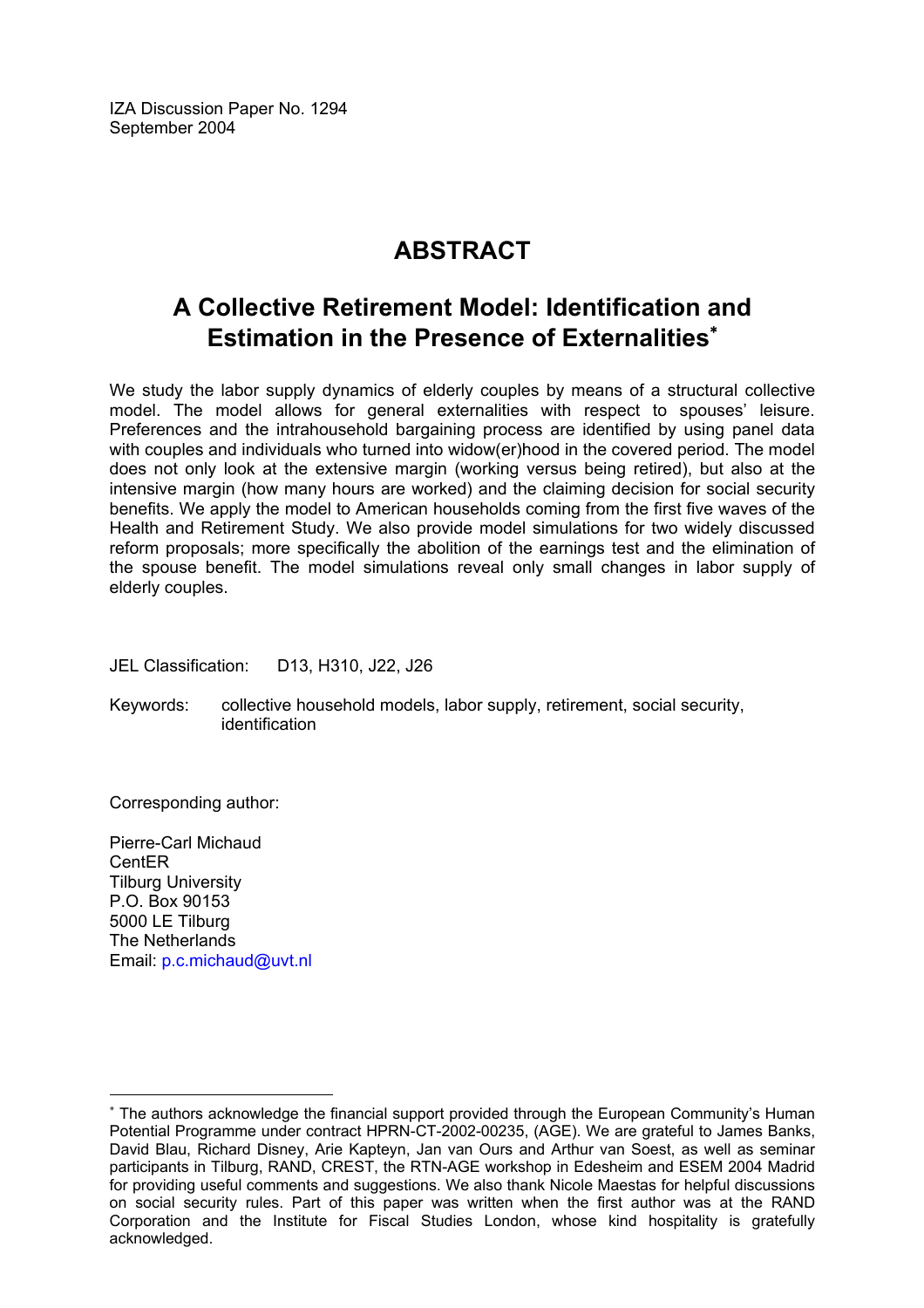IZA Discussion Paper No. 1294
September 2004

# ABSTRACT

## A Collective Retirement Model: Identification and Estimation in the Presence of Externalities*

We study the labor supply dynamics of elderly couples by means of a structural collective model. The model allows for general externalities with respect to spouses' leisure. Preferences and the intrahousehold bargaining process are identified by using panel data with couples and individuals who turned into widow(er)hood in the covered period. The model does not only look at the extensive margin (working versus being retired), but also at the intensive margin (how many hours are worked) and the claiming decision for social security benefits. We apply the model to American households coming from the first five waves of the Health and Retirement Study. We also provide model simulations for two widely discussed reform proposals; more specifically the abolition of the earnings test and the elimination of the spouse benefit. The model simulations reveal only small changes in labor supply of elderly couples.

JEL Classification: D13, H310, J22, J26

Keywords: collective household models, labor supply, retirement, social security, identification

Corresponding author:

Pierre-Carl Michaud
CentER
Tilburg University
P.O. Box 90153
5000 LE Tilburg
The Netherlands
Email: p.c.michaud@uvt.nl

---

* The authors acknowledge the financial support provided through the European Community's Human Potential Programme under contract HPRN-CT-2002-00235, (AGE). We are grateful to James Banks, David Blau, Richard Disney, Arie Kapteyn, Jan van Ours and Arthur van Soest, as well as seminar participants in Tilburg, RAND, CREST, the RTN-AGE workshop in Edesheim and ESEM 2004 Madrid for providing useful comments and suggestions. We also thank Nicole Maestas for helpful discussions on social security rules. Part of this paper was written when the first author was at the RAND Corporation and the Institute for Fiscal Studies London, whose kind hospitality is gratefully acknowledged.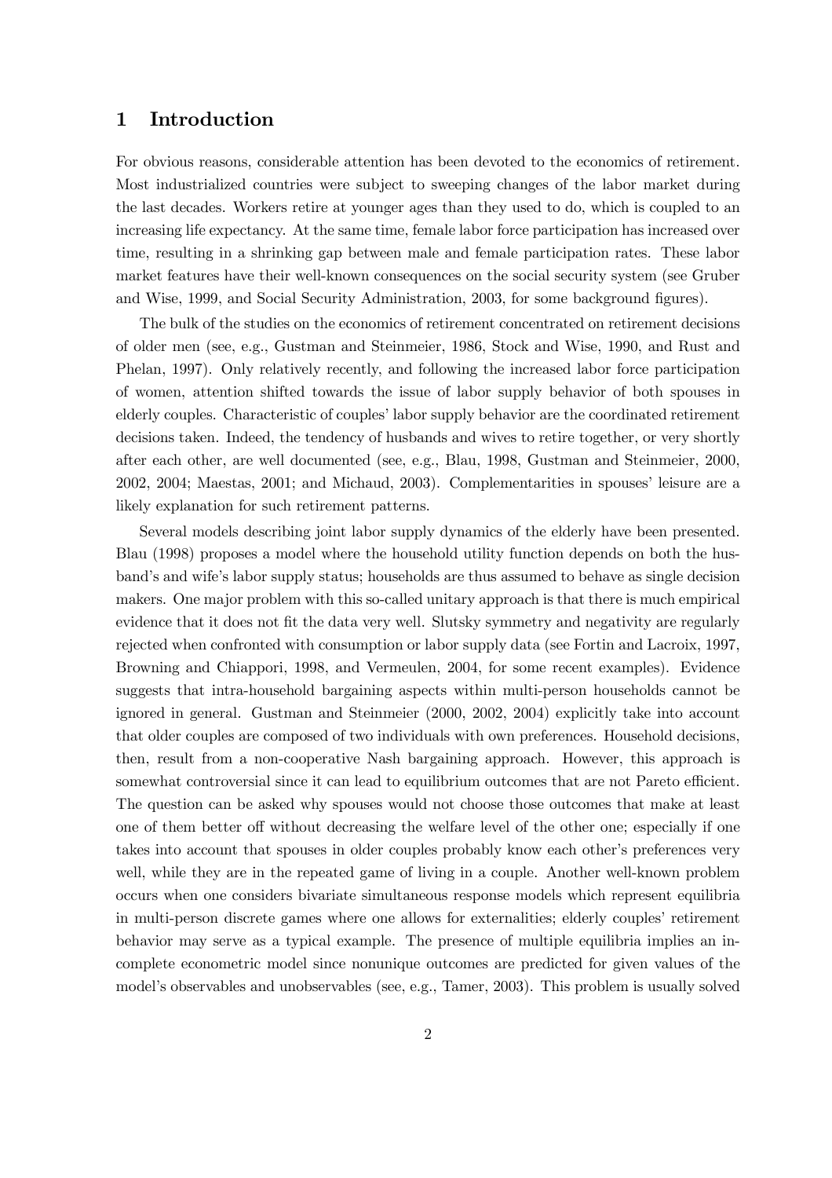# 1 Introduction

For obvious reasons, considerable attention has been devoted to the economics of retirement. Most industrialized countries were subject to sweeping changes of the labor market during the last decades. Workers retire at younger ages than they used to do, which is coupled to an increasing life expectancy. At the same time, female labor force participation has increased over time, resulting in a shrinking gap between male and female participation rates. These labor market features have their well-known consequences on the social security system (see Gruber and Wise, 1999, and Social Security Administration, 2003, for some background figures).

The bulk of the studies on the economics of retirement concentrated on retirement decisions of older men (see, e.g., Gustman and Steinmeier, 1986, Stock and Wise, 1990, and Rust and Phelan, 1997). Only relatively recently, and following the increased labor force participation of women, attention shifted towards the issue of labor supply behavior of both spouses in elderly couples. Characteristic of couples' labor supply behavior are the coordinated retirement decisions taken. Indeed, the tendency of husbands and wives to retire together, or very shortly after each other, are well documented (see, e.g., Blau, 1998, Gustman and Steinmeier, 2000, 2002, 2004; Maestas, 2001; and Michaud, 2003). Complementarities in spouses' leisure are a likely explanation for such retirement patterns.

Several models describing joint labor supply dynamics of the elderly have been presented. Blau (1998) proposes a model where the household utility function depends on both the husband's and wife's labor supply status; households are thus assumed to behave as single decision makers. One major problem with this so-called unitary approach is that there is much empirical evidence that it does not fit the data very well. Slutsky symmetry and negativity are regularly rejected when confronted with consumption or labor supply data (see Fortin and Lacroix, 1997, Browning and Chiappori, 1998, and Vermeulen, 2004, for some recent examples). Evidence suggests that intra-household bargaining aspects within multi-person households cannot be ignored in general. Gustman and Steinmeier (2000, 2002, 2004) explicitly take into account that older couples are composed of two individuals with own preferences. Household decisions, then, result from a non-cooperative Nash bargaining approach. However, this approach is somewhat controversial since it can lead to equilibrium outcomes that are not Pareto efficient. The question can be asked why spouses would not choose those outcomes that make at least one of them better off without decreasing the welfare level of the other one; especially if one takes into account that spouses in older couples probably know each other's preferences very well, while they are in the repeated game of living in a couple. Another well-known problem occurs when one considers bivariate simultaneous response models which represent equilibria in multi-person discrete games where one allows for externalities; elderly couples' retirement behavior may serve as a typical example. The presence of multiple equilibria implies an incomplete econometric model since nonunique outcomes are predicted for given values of the model's observables and unobservables (see, e.g., Tamer, 2003). This problem is usually solved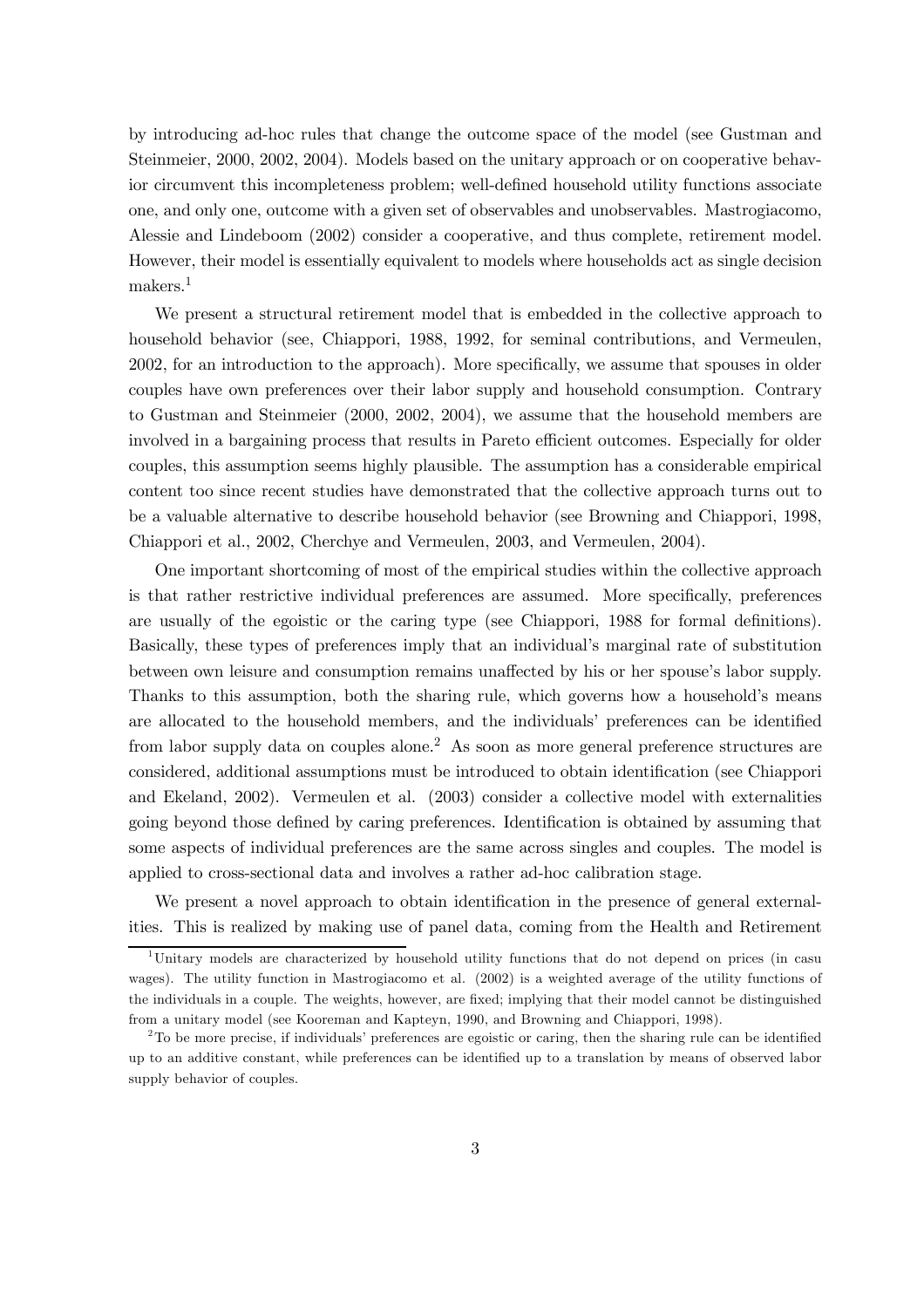by introducing ad-hoc rules that change the outcome space of the model (see Gustman and Steinmeier, 2000, 2002, 2004). Models based on the unitary approach or on cooperative behavior circumvent this incompleteness problem; well-defined household utility functions associate one, and only one, outcome with a given set of observables and unobservables. Mastrogiacomo, Alessie and Lindeboom (2002) consider a cooperative, and thus complete, retirement model. However, their model is essentially equivalent to models where households act as single decision makers.[1]

We present a structural retirement model that is embedded in the collective approach to household behavior (see, Chiappori, 1988, 1992, for seminal contributions, and Vermeulen, 2002, for an introduction to the approach). More specifically, we assume that spouses in older couples have own preferences over their labor supply and household consumption. Contrary to Gustman and Steinmeier (2000, 2002, 2004), we assume that the household members are involved in a bargaining process that results in Pareto efficient outcomes. Especially for older couples, this assumption seems highly plausible. The assumption has a considerable empirical content too since recent studies have demonstrated that the collective approach turns out to be a valuable alternative to describe household behavior (see Browning and Chiappori, 1998, Chiappori et al., 2002, Cherchye and Vermeulen, 2003, and Vermeulen, 2004).

One important shortcoming of most of the empirical studies within the collective approach is that rather restrictive individual preferences are assumed. More specifically, preferences are usually of the egoistic or the caring type (see Chiappori, 1988 for formal definitions). Basically, these types of preferences imply that an individual's marginal rate of substitution between own leisure and consumption remains unaffected by his or her spouse's labor supply. Thanks to this assumption, both the sharing rule, which governs how a household's means are allocated to the household members, and the individuals' preferences can be identified from labor supply data on couples alone.[2] As soon as more general preference structures are considered, additional assumptions must be introduced to obtain identification (see Chiappori and Ekeland, 2002). Vermeulen et al. (2003) consider a collective model with externalities going beyond those defined by caring preferences. Identification is obtained by assuming that some aspects of individual preferences are the same across singles and couples. The model is applied to cross-sectional data and involves a rather ad-hoc calibration stage.

We present a novel approach to obtain identification in the presence of general externalities. This is realized by making use of panel data, coming from the Health and Retirement

[1] Unitary models are characterized by household utility functions that do not depend on prices (in casu wages). The utility function in Mastrogiacomo et al. (2002) is a weighted average of the utility functions of the individuals in a couple. The weights, however, are fixed; implying that their model cannot be distinguished from a unitary model (see Kooreman and Kapteyn, 1990, and Browning and Chiappori, 1998).

[2] To be more precise, if individuals' preferences are egoistic or caring, then the sharing rule can be identified up to an additive constant, while preferences can be identified up to a translation by means of observed labor supply behavior of couples.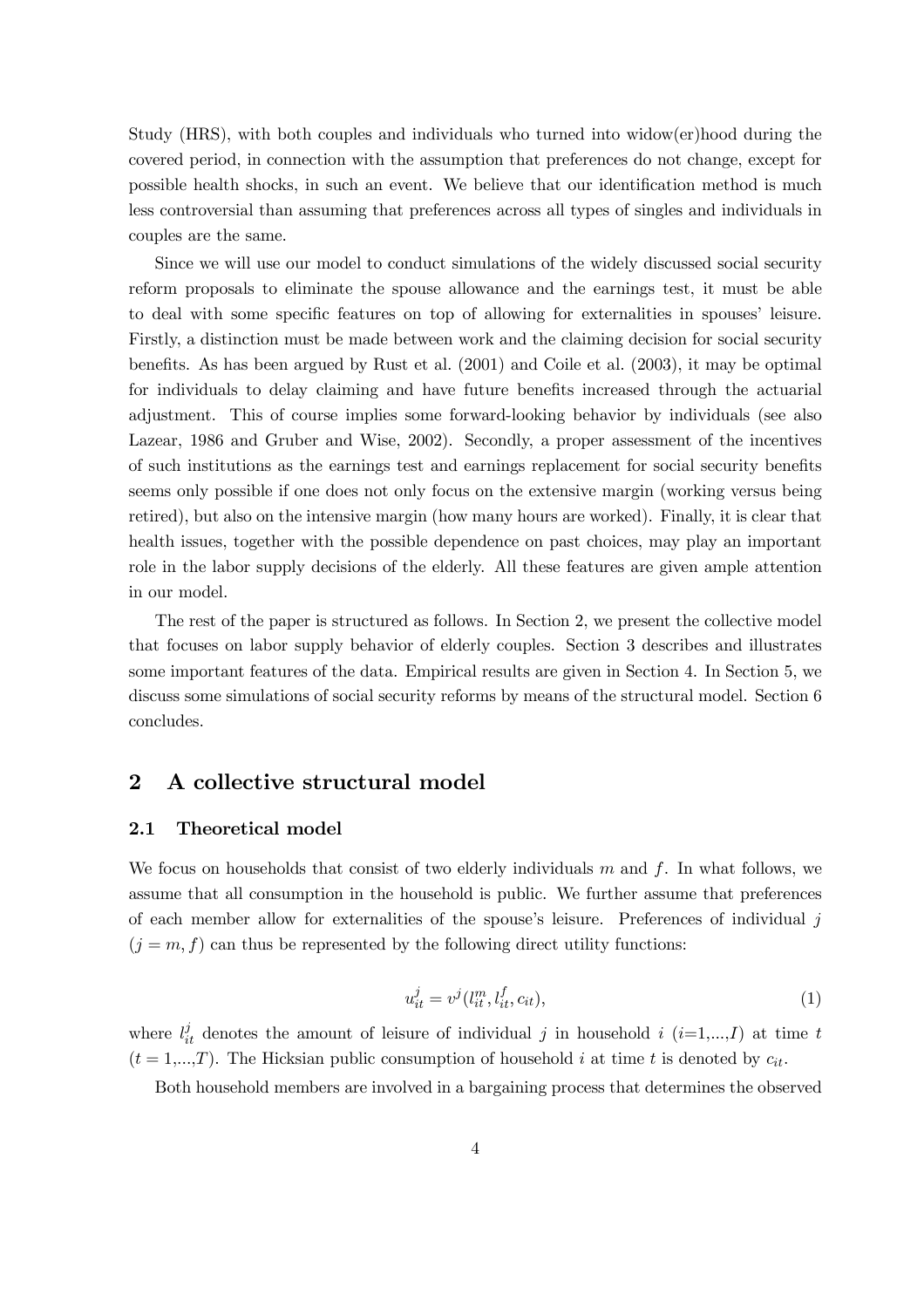Study (HRS), with both couples and individuals who turned into widow(er)hood during the covered period, in connection with the assumption that preferences do not change, except for possible health shocks, in such an event. We believe that our identification method is much less controversial than assuming that preferences across all types of singles and individuals in couples are the same.

Since we will use our model to conduct simulations of the widely discussed social security reform proposals to eliminate the spouse allowance and the earnings test, it must be able to deal with some specific features on top of allowing for externalities in spouses' leisure. Firstly, a distinction must be made between work and the claiming decision for social security benefits. As has been argued by Rust et al. (2001) and Coile et al. (2003), it may be optimal for individuals to delay claiming and have future benefits increased through the actuarial adjustment. This of course implies some forward-looking behavior by individuals (see also Lazear, 1986 and Gruber and Wise, 2002). Secondly, a proper assessment of the incentives of such institutions as the earnings test and earnings replacement for social security benefits seems only possible if one does not only focus on the extensive margin (working versus being retired), but also on the intensive margin (how many hours are worked). Finally, it is clear that health issues, together with the possible dependence on past choices, may play an important role in the labor supply decisions of the elderly. All these features are given ample attention in our model.

The rest of the paper is structured as follows. In Section 2, we present the collective model that focuses on labor supply behavior of elderly couples. Section 3 describes and illustrates some important features of the data. Empirical results are given in Section 4. In Section 5, we discuss some simulations of social security reforms by means of the structural model. Section 6 concludes.

## 2 A collective structural model

### 2.1 Theoretical model

We focus on households that consist of two elderly individuals $m$ and $f$. In what follows, we assume that all consumption in the household is public. We further assume that preferences of each member allow for externalities of the spouse's leisure. Preferences of individual $j$ ($j = m, f$) can thus be represented by the following direct utility functions:

$$u_{it}^{j} = v^{j}(l_{it}^{m}, l_{it}^{f}, c_{it}), \tag{1}$$

where $l_{it}^{j}$ denotes the amount of leisure of individual $j$ in household $i$ ($i$=1,...,$I$) at time $t$ ($t = 1$,...,$T$). The Hicksian public consumption of household $i$ at time $t$ is denoted by $c_{it}$.

Both household members are involved in a bargaining process that determines the observed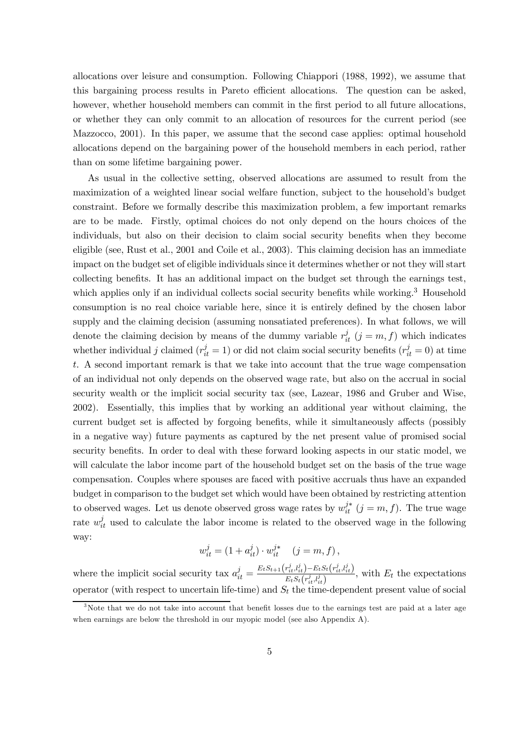allocations over leisure and consumption. Following Chiappori (1988, 1992), we assume that this bargaining process results in Pareto efficient allocations. The question can be asked, however, whether household members can commit in the first period to all future allocations, or whether they can only commit to an allocation of resources for the current period (see Mazzocco, 2001). In this paper, we assume that the second case applies: optimal household allocations depend on the bargaining power of the household members in each period, rather than on some lifetime bargaining power.

As usual in the collective setting, observed allocations are assumed to result from the maximization of a weighted linear social welfare function, subject to the household's budget constraint. Before we formally describe this maximization problem, a few important remarks are to be made. Firstly, optimal choices do not only depend on the hours choices of the individuals, but also on their decision to claim social security benefits when they become eligible (see, Rust et al., 2001 and Coile et al., 2003). This claiming decision has an immediate impact on the budget set of eligible individuals since it determines whether or not they will start collecting benefits. It has an additional impact on the budget set through the earnings test, which applies only if an individual collects social security benefits while working.[3] Household consumption is no real choice variable here, since it is entirely defined by the chosen labor supply and the claiming decision (assuming nonsatiated preferences). In what follows, we will denote the claiming decision by means of the dummy variable $r_{it}^{j}$ $(j = m, f)$ which indicates whether individual $j$ claimed ($r_{it}^{j} = 1$) or did not claim social security benefits ($r_{it}^{j} = 0$) at time $t$. A second important remark is that we take into account that the true wage compensation of an individual not only depends on the observed wage rate, but also on the accrual in social security wealth or the implicit social security tax (see, Lazear, 1986 and Gruber and Wise, 2002). Essentially, this implies that by working an additional year without claiming, the current budget set is affected by forgoing benefits, while it simultaneously affects (possibly in a negative way) future payments as captured by the net present value of promised social security benefits. In order to deal with these forward looking aspects in our static model, we will calculate the labor income part of the household budget set on the basis of the true wage compensation. Couples where spouses are faced with positive accruals thus have an expanded budget in comparison to the budget set which would have been obtained by restricting attention to observed wages. Let us denote observed gross wage rates by $w_{it}^{j*}$ $(j = m, f)$. The true wage rate $w_{it}^{j}$ used to calculate the labor income is related to the observed wage in the following way:

$$w_{it}^{j} = (1 + a_{it}^{j}) \cdot w_{it}^{j*} \quad (j = m, f),$$

where the implicit social security tax $a_{it}^{j} = \frac{E_t S_{t+1}(r_{it}^{j}, l_{it}^{j}) - E_t S_t(r_{it}^{j}, l_{it}^{j})}{E_t S_t(r_{it}^{j}, l_{it}^{j})}$, with $E_t$ the expectations operator (with respect to uncertain life-time) and $S_t$ the time-dependent present value of social

[3] Note that we do not take into account that benefit losses due to the earnings test are paid at a later age when earnings are below the threshold in our myopic model (see also Appendix A).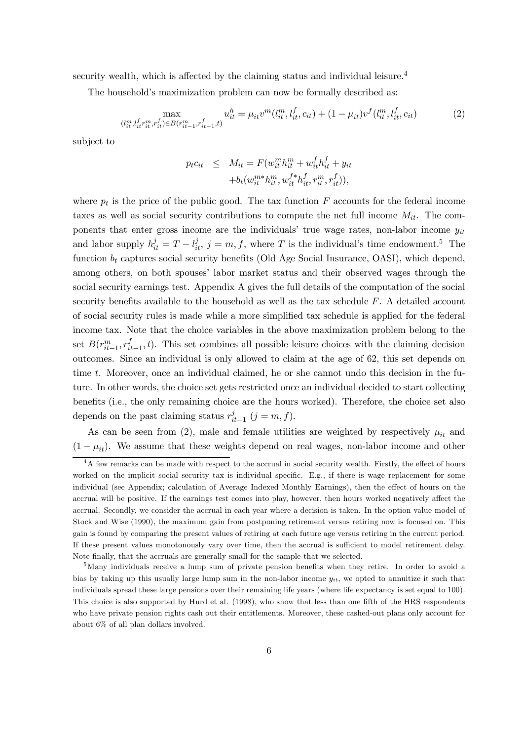security wealth, which is affected by the claiming status and individual leisure.[4]

The household's maximization problem can now be formally described as:

$$\max_{(l_{it}^m, l_{it}^f r_{it}^m, r_{it}^f) \in B(r_{it-1}^m, r_{it-1}^f, t)} u_{it}^h = \mu_{it} v^m(l_{it}^m, l_{it}^f, c_{it}) + (1 - \mu_{it}) v^f(l_{it}^m, l_{it}^f, c_{it}) \tag{2}$$

subject to

$$\begin{aligned} p_t c_{it} \leq \; & M_{it} = F(w_{it}^m h_{it}^m + w_{it}^f h_{it}^f + y_{it} \\ & + b_t(w_{it}^{m*} h_{it}^m, w_{it}^{f*} h_{it}^f, r_{it}^m, r_{it}^f)), \end{aligned}$$

where $p_t$ is the price of the public good. The tax function $F$ accounts for the federal income taxes as well as social security contributions to compute the net full income $M_{it}$. The components that enter gross income are the individuals' true wage rates, non-labor income $y_{it}$ and labor supply $h_{it}^j = T - l_{it}^j$, $j = m, f$, where $T$ is the individual's time endowment.[5] The function $b_t$ captures social security benefits (Old Age Social Insurance, OASI), which depend, among others, on both spouses' labor market status and their observed wages through the social security earnings test. Appendix A gives the full details of the computation of the social security benefits available to the household as well as the tax schedule $F$. A detailed account of social security rules is made while a more simplified tax schedule is applied for the federal income tax. Note that the choice variables in the above maximization problem belong to the set $B(r_{it-1}^m, r_{it-1}^f, t)$. This set combines all possible leisure choices with the claiming decision outcomes. Since an individual is only allowed to claim at the age of 62, this set depends on time $t$. Moreover, once an individual claimed, he or she cannot undo this decision in the future. In other words, the choice set gets restricted once an individual decided to start collecting benefits (i.e., the only remaining choice are the hours worked). Therefore, the choice set also depends on the past claiming status $r_{it-1}^j$ $(j = m, f)$.

As can be seen from (2), male and female utilities are weighted by respectively $\mu_{it}$ and $(1 - \mu_{it})$. We assume that these weights depend on real wages, non-labor income and other

[4] A few remarks can be made with respect to the accrual in social security wealth. Firstly, the effect of hours worked on the implicit social security tax is individual specific. E.g., if there is wage replacement for some individual (see Appendix; calculation of Average Indexed Monthly Earnings), then the effect of hours on the accrual will be positive. If the earnings test comes into play, however, then hours worked negatively affect the accrual. Secondly, we consider the accrual in each year where a decision is taken. In the option value model of Stock and Wise (1990), the maximum gain from postponing retirement versus retiring now is focused on. This gain is found by comparing the present values of retiring at each future age versus retiring in the current period. If these present values monotonously vary over time, then the accrual is sufficient to model retirement delay. Note finally, that the accruals are generally small for the sample that we selected.

[5] Many individuals receive a lump sum of private pension benefits when they retire. In order to avoid a bias by taking up this usually large lump sum in the non-labor income $y_{it}$, we opted to annuitize it such that individuals spread these large pensions over their remaining life years (where life expectancy is set equal to 100). This choice is also supported by Hurd et al. (1998), who show that less than one fifth of the HRS respondents who have private pension rights cash out their entitlements. Moreover, these cashed-out plans only account for about 6% of all plan dollars involved.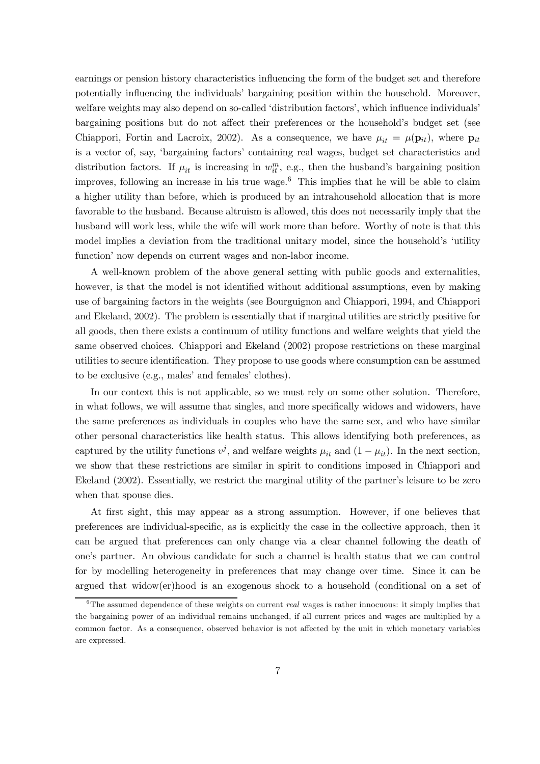earnings or pension history characteristics influencing the form of the budget set and therefore potentially influencing the individuals' bargaining position within the household. Moreover, welfare weights may also depend on so-called 'distribution factors', which influence individuals' bargaining positions but do not affect their preferences or the household's budget set (see Chiappori, Fortin and Lacroix, 2002). As a consequence, we have $\mu_{it} = \mu(\mathbf{p}_{it})$, where $\mathbf{p}_{it}$ is a vector of, say, 'bargaining factors' containing real wages, budget set characteristics and distribution factors. If $\mu_{it}$ is increasing in $w_{it}^m$, e.g., then the husband's bargaining position improves, following an increase in his true wage.[6] This implies that he will be able to claim a higher utility than before, which is produced by an intrahousehold allocation that is more favorable to the husband. Because altruism is allowed, this does not necessarily imply that the husband will work less, while the wife will work more than before. Worthy of note is that this model implies a deviation from the traditional unitary model, since the household's 'utility function' now depends on current wages and non-labor income.

A well-known problem of the above general setting with public goods and externalities, however, is that the model is not identified without additional assumptions, even by making use of bargaining factors in the weights (see Bourguignon and Chiappori, 1994, and Chiappori and Ekeland, 2002). The problem is essentially that if marginal utilities are strictly positive for all goods, then there exists a continuum of utility functions and welfare weights that yield the same observed choices. Chiappori and Ekeland (2002) propose restrictions on these marginal utilities to secure identification. They propose to use goods where consumption can be assumed to be exclusive (e.g., males' and females' clothes).

In our context this is not applicable, so we must rely on some other solution. Therefore, in what follows, we will assume that singles, and more specifically widows and widowers, have the same preferences as individuals in couples who have the same sex, and who have similar other personal characteristics like health status. This allows identifying both preferences, as captured by the utility functions $v^j$, and welfare weights $\mu_{it}$ and $(1 - \mu_{it})$. In the next section, we show that these restrictions are similar in spirit to conditions imposed in Chiappori and Ekeland (2002). Essentially, we restrict the marginal utility of the partner's leisure to be zero when that spouse dies.

At first sight, this may appear as a strong assumption. However, if one believes that preferences are individual-specific, as is explicitly the case in the collective approach, then it can be argued that preferences can only change via a clear channel following the death of one's partner. An obvious candidate for such a channel is health status that we can control for by modelling heterogeneity in preferences that may change over time. Since it can be argued that widow(er)hood is an exogenous shock to a household (conditional on a set of

[6] The assumed dependence of these weights on current *real* wages is rather innocuous: it simply implies that the bargaining power of an individual remains unchanged, if all current prices and wages are multiplied by a common factor. As a consequence, observed behavior is not affected by the unit in which monetary variables are expressed.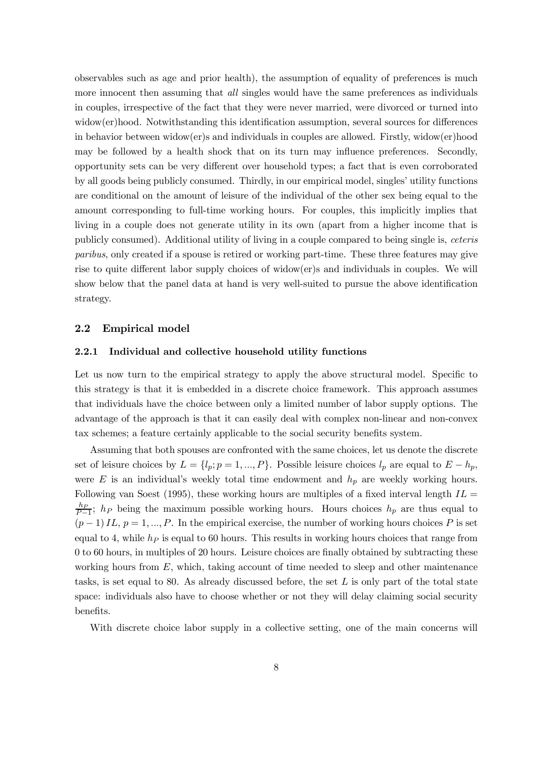observables such as age and prior health), the assumption of equality of preferences is much more innocent then assuming that *all* singles would have the same preferences as individuals in couples, irrespective of the fact that they were never married, were divorced or turned into widow(er)hood. Notwithstanding this identification assumption, several sources for differences in behavior between widow(er)s and individuals in couples are allowed. Firstly, widow(er)hood may be followed by a health shock that on its turn may influence preferences. Secondly, opportunity sets can be very different over household types; a fact that is even corroborated by all goods being publicly consumed. Thirdly, in our empirical model, singles' utility functions are conditional on the amount of leisure of the individual of the other sex being equal to the amount corresponding to full-time working hours. For couples, this implicitly implies that living in a couple does not generate utility in its own (apart from a higher income that is publicly consumed). Additional utility of living in a couple compared to being single is, *ceteris paribus*, only created if a spouse is retired or working part-time. These three features may give rise to quite different labor supply choices of widow(er)s and individuals in couples. We will show below that the panel data at hand is very well-suited to pursue the above identification strategy.

## 2.2 Empirical model

### 2.2.1 Individual and collective household utility functions

Let us now turn to the empirical strategy to apply the above structural model. Specific to this strategy is that it is embedded in a discrete choice framework. This approach assumes that individuals have the choice between only a limited number of labor supply options. The advantage of the approach is that it can easily deal with complex non-linear and non-convex tax schemes; a feature certainly applicable to the social security benefits system.

Assuming that both spouses are confronted with the same choices, let us denote the discrete set of leisure choices by $L = \{l_p; p = 1, ..., P\}$. Possible leisure choices $l_p$ are equal to $E - h_p$, were $E$ is an individual's weekly total time endowment and $h_p$ are weekly working hours. Following van Soest (1995), these working hours are multiples of a fixed interval length $IL = \frac{h_P}{P-1}$; $h_P$ being the maximum possible working hours. Hours choices $h_p$ are thus equal to $(p-1)\, IL$, $p = 1, ..., P$. In the empirical exercise, the number of working hours choices $P$ is set equal to 4, while $h_P$ is equal to 60 hours. This results in working hours choices that range from 0 to 60 hours, in multiples of 20 hours. Leisure choices are finally obtained by subtracting these working hours from $E$, which, taking account of time needed to sleep and other maintenance tasks, is set equal to 80. As already discussed before, the set $L$ is only part of the total state space: individuals also have to choose whether or not they will delay claiming social security benefits.

With discrete choice labor supply in a collective setting, one of the main concerns will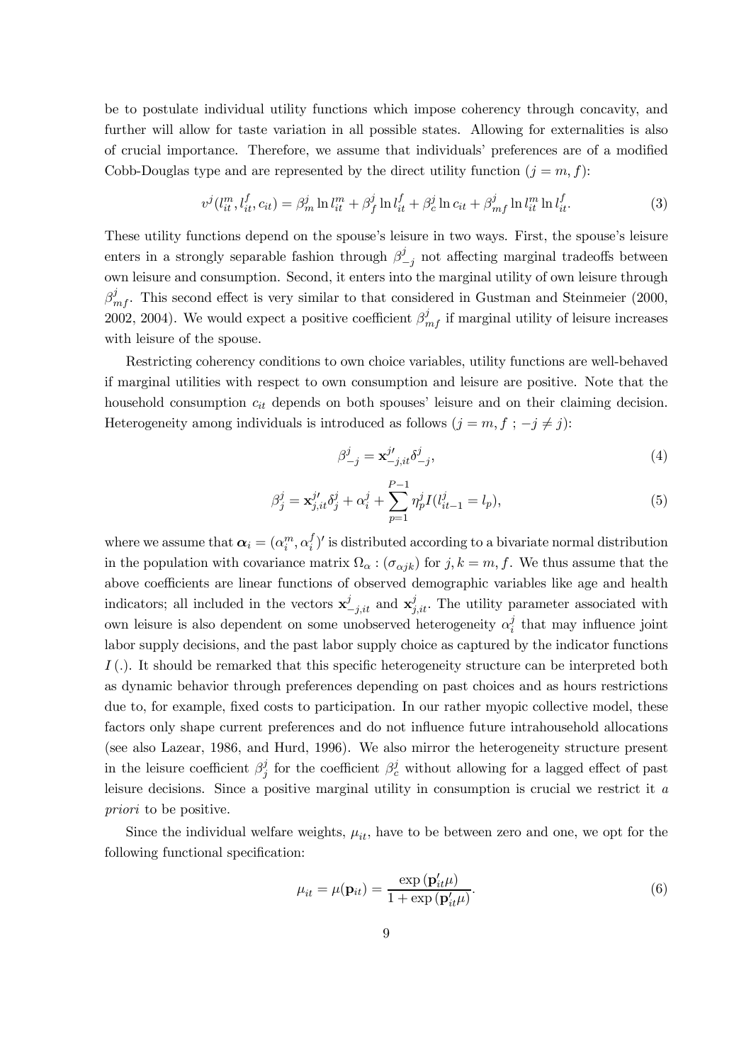be to postulate individual utility functions which impose coherency through concavity, and further will allow for taste variation in all possible states. Allowing for externalities is also of crucial importance. Therefore, we assume that individuals' preferences are of a modified Cobb-Douglas type and are represented by the direct utility function ($j = m, f$):

$$v^j(l^m_{it}, l^f_{it}, c_{it}) = \beta^j_m \ln l^m_{it} + \beta^j_f \ln l^f_{it} + \beta^j_c \ln c_{it} + \beta^j_{mf} \ln l^m_{it} \ln l^f_{it}. \tag{3}$$

These utility functions depend on the spouse's leisure in two ways. First, the spouse's leisure enters in a strongly separable fashion through $\beta^j_{-j}$ not affecting marginal tradeoffs between own leisure and consumption. Second, it enters into the marginal utility of own leisure through $\beta^j_{mf}$. This second effect is very similar to that considered in Gustman and Steinmeier (2000, 2002, 2004). We would expect a positive coefficient $\beta^j_{mf}$ if marginal utility of leisure increases with leisure of the spouse.

Restricting coherency conditions to own choice variables, utility functions are well-behaved if marginal utilities with respect to own consumption and leisure are positive. Note that the household consumption $c_{it}$ depends on both spouses' leisure and on their claiming decision. Heterogeneity among individuals is introduced as follows ($j = m, f$ ; $-j \neq j$):

$$\beta^j_{-j} = \mathbf{x}^{j\prime}_{-j,it} \delta^j_{-j}, \tag{4}$$

$$\beta^j_j = \mathbf{x}^{j\prime}_{j,it} \delta^j_j + \alpha^j_i + \sum_{p=1}^{P-1} \eta^j_p I(l^j_{it-1} = l_p), \tag{5}$$

where we assume that $\boldsymbol{\alpha}_i = (\alpha^m_i, \alpha^f_i)'$ is distributed according to a bivariate normal distribution in the population with covariance matrix $\Omega_\alpha : (\sigma_{\alpha jk})$ for $j, k = m, f$. We thus assume that the above coefficients are linear functions of observed demographic variables like age and health indicators; all included in the vectors $\mathbf{x}^j_{-j,it}$ and $\mathbf{x}^j_{j,it}$. The utility parameter associated with own leisure is also dependent on some unobserved heterogeneity $\alpha^j_i$ that may influence joint labor supply decisions, and the past labor supply choice as captured by the indicator functions $I(.)$. It should be remarked that this specific heterogeneity structure can be interpreted both as dynamic behavior through preferences depending on past choices and as hours restrictions due to, for example, fixed costs to participation. In our rather myopic collective model, these factors only shape current preferences and do not influence future intrahousehold allocations (see also Lazear, 1986, and Hurd, 1996). We also mirror the heterogeneity structure present in the leisure coefficient $\beta^j_j$ for the coefficient $\beta^j_c$ without allowing for a lagged effect of past leisure decisions. Since a positive marginal utility in consumption is crucial we restrict it *a priori* to be positive.

Since the individual welfare weights, $\mu_{it}$, have to be between zero and one, we opt for the following functional specification:

$$\mu_{it} = \mu(\mathbf{p}_{it}) = \frac{\exp(\mathbf{p}'_{it}\mu)}{1 + \exp(\mathbf{p}'_{it}\mu)}. \tag{6}$$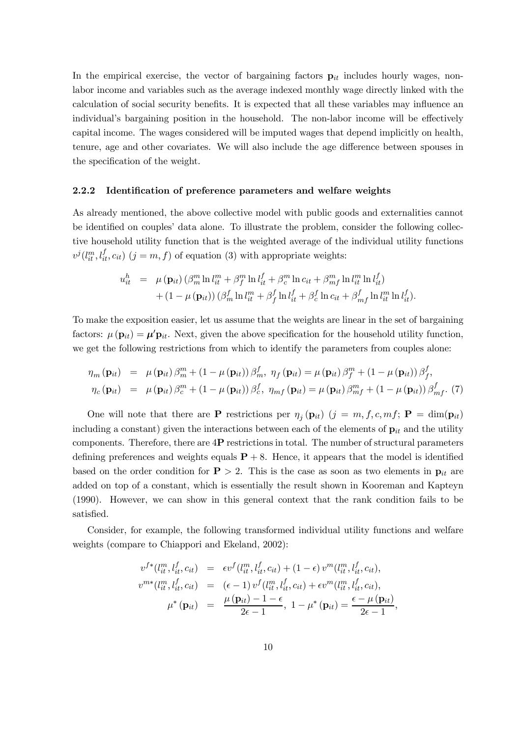In the empirical exercise, the vector of bargaining factors $\mathbf{p}_{it}$ includes hourly wages, non-labor income and variables such as the average indexed monthly wage directly linked with the calculation of social security benefits. It is expected that all these variables may influence an individual's bargaining position in the household. The non-labor income will be effectively capital income. The wages considered will be imputed wages that depend implicitly on health, tenure, age and other covariates. We will also include the age difference between spouses in the specification of the weight.

### 2.2.2 Identification of preference parameters and welfare weights

As already mentioned, the above collective model with public goods and externalities cannot be identified on couples' data alone. To illustrate the problem, consider the following collective household utility function that is the weighted average of the individual utility functions $v^j(l_{it}^m, l_{it}^f, c_{it})$ $(j = m, f)$ of equation (3) with appropriate weights:

$$
\begin{aligned}
u_{it}^h &= \mu(\mathbf{p}_{it})\left(\beta_m^m \ln l_{it}^m + \beta_f^m \ln l_{it}^f + \beta_c^m \ln c_{it} + \beta_{mf}^m \ln l_{it}^m \ln l_{it}^f\right) \\
&\quad + (1 - \mu(\mathbf{p}_{it}))\left(\beta_m^f \ln l_{it}^m + \beta_f^f \ln l_{it}^f + \beta_c^f \ln c_{it} + \beta_{mf}^f \ln l_{it}^m \ln l_{it}^f\right).
\end{aligned}
$$

To make the exposition easier, let us assume that the weights are linear in the set of bargaining factors: $\mu(\mathbf{p}_{it}) = \boldsymbol{\mu}'\mathbf{p}_{it}$. Next, given the above specification for the household utility function, we get the following restrictions from which to identify the parameters from couples alone:

$$
\begin{aligned}
\eta_m(\mathbf{p}_{it}) &= \mu(\mathbf{p}_{it})\beta_m^m + (1 - \mu(\mathbf{p}_{it}))\beta_m^f, \ \eta_f(\mathbf{p}_{it}) = \mu(\mathbf{p}_{it})\beta_f^m + (1 - \mu(\mathbf{p}_{it}))\beta_f^f, \\
\eta_c(\mathbf{p}_{it}) &= \mu(\mathbf{p}_{it})\beta_c^m + (1 - \mu(\mathbf{p}_{it}))\beta_c^f, \ \eta_{mf}(\mathbf{p}_{it}) = \mu(\mathbf{p}_{it})\beta_{mf}^m + (1 - \mu(\mathbf{p}_{it}))\beta_{mf}^f. \quad (7)
\end{aligned}
$$

One will note that there are $\mathbf{P}$ restrictions per $\eta_j(\mathbf{p}_{it})$ $(j = m, f, c, mf;\ \mathbf{P} = \dim(\mathbf{p}_{it})$ including a constant) given the interactions between each of the elements of $\mathbf{p}_{it}$ and the utility components. Therefore, there are $4\mathbf{P}$ restrictions in total. The number of structural parameters defining preferences and weights equals $\mathbf{P} + 8$. Hence, it appears that the model is identified based on the order condition for $\mathbf{P} > 2$. This is the case as soon as two elements in $\mathbf{p}_{it}$ are added on top of a constant, which is essentially the result shown in Kooreman and Kapteyn (1990). However, we can show in this general context that the rank condition fails to be satisfied.

Consider, for example, the following transformed individual utility functions and welfare weights (compare to Chiappori and Ekeland, 2002):

$$
\begin{aligned}
v^{f*}(l_{it}^m, l_{it}^f, c_{it}) &= \epsilon v^f(l_{it}^m, l_{it}^f, c_{it}) + (1 - \epsilon)\, v^m(l_{it}^m, l_{it}^f, c_{it}), \\
v^{m*}(l_{it}^m, l_{it}^f, c_{it}) &= (\epsilon - 1)\, v^f(l_{it}^m, l_{it}^f, c_{it}) + \epsilon v^m(l_{it}^m, l_{it}^f, c_{it}), \\
\mu^*(\mathbf{p}_{it}) &= \frac{\mu(\mathbf{p}_{it}) - 1 - \epsilon}{2\epsilon - 1},\ 1 - \mu^*(\mathbf{p}_{it}) = \frac{\epsilon - \mu(\mathbf{p}_{it})}{2\epsilon - 1},
\end{aligned}
$$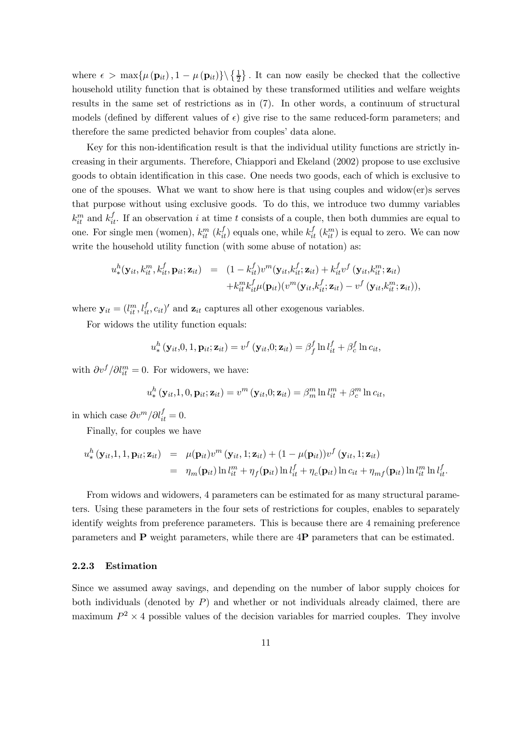where $\epsilon > \max\{\mu(\mathbf{p}_{it}), 1 - \mu(\mathbf{p}_{it})\} \backslash \{\frac{1}{2}\}$ . It can now easily be checked that the collective household utility function that is obtained by these transformed utilities and welfare weights results in the same set of restrictions as in (7). In other words, a continuum of structural models (defined by different values of $\epsilon$) give rise to the same reduced-form parameters; and therefore the same predicted behavior from couples' data alone.

Key for this non-identification result is that the individual utility functions are strictly increasing in their arguments. Therefore, Chiappori and Ekeland (2002) propose to use exclusive goods to obtain identification in this case. One needs two goods, each of which is exclusive to one of the spouses. What we want to show here is that using couples and widow(er)s serves that purpose without using exclusive goods. To do this, we introduce two dummy variables $k_{it}^m$ and $k_{it}^f$. If an observation $i$ at time $t$ consists of a couple, then both dummies are equal to one. For single men (women), $k_{it}^m$ ($k_{it}^f$) equals one, while $k_{it}^f$ ($k_{it}^m$) is equal to zero. We can now write the household utility function (with some abuse of notation) as:

$$
\begin{aligned}
u_*^h(\mathbf{y}_{it}, k_{it}^m, k_{it}^f, \mathbf{p}_{it}; \mathbf{z}_{it}) &= (1 - k_{it}^f) v^m(\mathbf{y}_{it}, k_{it}^f; \mathbf{z}_{it}) + k_{it}^f v^f(\mathbf{y}_{it}, k_{it}^m; \mathbf{z}_{it}) \\
&\quad + k_{it}^m k_{it}^f \mu(\mathbf{p}_{it})(v^m(\mathbf{y}_{it}, k_{it}^f; \mathbf{z}_{it}) - v^f(\mathbf{y}_{it}, k_{it}^m; \mathbf{z}_{it})),
\end{aligned}
$$

where $\mathbf{y}_{it} = (l_{it}^m, l_{it}^f, c_{it})'$ and $\mathbf{z}_{it}$ captures all other exogenous variables.

For widows the utility function equals:

$$
u_*^h(\mathbf{y}_{it}, 0, 1, \mathbf{p}_{it}; \mathbf{z}_{it}) = v^f(\mathbf{y}_{it}, 0; \mathbf{z}_{it}) = \beta_f^f \ln l_{it}^f + \beta_c^f \ln c_{it},
$$

with $\partial v^f / \partial l_{it}^m = 0$. For widowers, we have:

$$
u_*^h(\mathbf{y}_{it}, 1, 0, \mathbf{p}_{it}; \mathbf{z}_{it}) = v^m(\mathbf{y}_{it}, 0; \mathbf{z}_{it}) = \beta_m^m \ln l_{it}^m + \beta_c^m \ln c_{it},
$$

in which case $\partial v^m / \partial l_{it}^f = 0$.

Finally, for couples we have

$$
\begin{aligned}
u_*^h(\mathbf{y}_{it}, 1, 1, \mathbf{p}_{it}; \mathbf{z}_{it}) &= \mu(\mathbf{p}_{it}) v^m(\mathbf{y}_{it}, 1; \mathbf{z}_{it}) + (1 - \mu(\mathbf{p}_{it})) v^f(\mathbf{y}_{it}, 1; \mathbf{z}_{it}) \\
&= \eta_m(\mathbf{p}_{it}) \ln l_{it}^m + \eta_f(\mathbf{p}_{it}) \ln l_{it}^f + \eta_c(\mathbf{p}_{it}) \ln c_{it} + \eta_{mf}(\mathbf{p}_{it}) \ln l_{it}^m \ln l_{it}^f.
\end{aligned}
$$

From widows and widowers, 4 parameters can be estimated for as many structural parameters. Using these parameters in the four sets of restrictions for couples, enables to separately identify weights from preference parameters. This is because there are 4 remaining preference parameters and $\mathbf{P}$ weight parameters, while there are $4\mathbf{P}$ parameters that can be estimated.

### 2.2.3 Estimation

Since we assumed away savings, and depending on the number of labor supply choices for both individuals (denoted by $P$) and whether or not individuals already claimed, there are maximum $P^2 \times 4$ possible values of the decision variables for married couples. They involve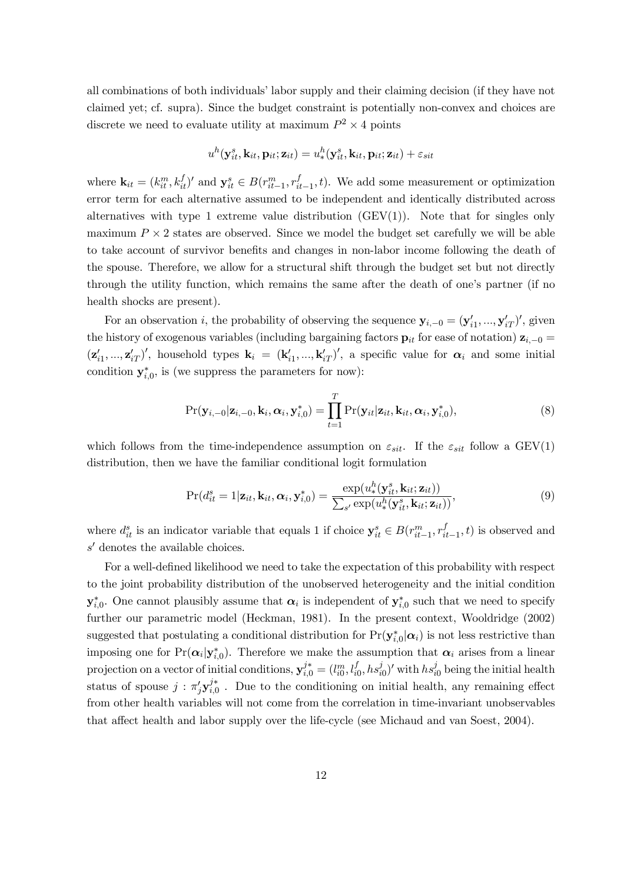all combinations of both individuals' labor supply and their claiming decision (if they have not claimed yet; cf. supra). Since the budget constraint is potentially non-convex and choices are discrete we need to evaluate utility at maximum $P^2 \times 4$ points

$$u^h(\mathbf{y}_{it}^s, \mathbf{k}_{it}, \mathbf{p}_{it}; \mathbf{z}_{it}) = u_*^h(\mathbf{y}_{it}^s, \mathbf{k}_{it}, \mathbf{p}_{it}; \mathbf{z}_{it}) + \varepsilon_{sit}$$

where $\mathbf{k}_{it} = (k_{it}^m, k_{it}^f)'$ and $\mathbf{y}_{it}^s \in B(r_{it-1}^m, r_{it-1}^f, t)$. We add some measurement or optimization error term for each alternative assumed to be independent and identically distributed across alternatives with type 1 extreme value distribution (GEV(1)). Note that for singles only maximum $P \times 2$ states are observed. Since we model the budget set carefully we will be able to take account of survivor benefits and changes in non-labor income following the death of the spouse. Therefore, we allow for a structural shift through the budget set but not directly through the utility function, which remains the same after the death of one's partner (if no health shocks are present).

For an observation $i$, the probability of observing the sequence $\mathbf{y}_{i,-0} = (\mathbf{y}_{i1}', ..., \mathbf{y}_{iT}')'$, given the history of exogenous variables (including bargaining factors $\mathbf{p}_{it}$ for ease of notation) $\mathbf{z}_{i,-0} = (\mathbf{z}_{i1}', ..., \mathbf{z}_{iT}')'$, household types $\mathbf{k}_i = (\mathbf{k}_{i1}', ..., \mathbf{k}_{iT}')'$, a specific value for $\boldsymbol{\alpha}_i$ and some initial condition $\mathbf{y}_{i,0}^*$, is (we suppress the parameters for now):

$$\Pr(\mathbf{y}_{i,-0}|\mathbf{z}_{i,-0}, \mathbf{k}_i, \boldsymbol{\alpha}_i, \mathbf{y}_{i,0}^*) = \prod_{t=1}^{T} \Pr(\mathbf{y}_{it}|\mathbf{z}_{it}, \mathbf{k}_{it}, \boldsymbol{\alpha}_i, \mathbf{y}_{i,0}^*), \tag{8}$$

which follows from the time-independence assumption on $\varepsilon_{sit}$. If the $\varepsilon_{sit}$ follow a GEV(1) distribution, then we have the familiar conditional logit formulation

$$\Pr(d_{it}^s = 1|\mathbf{z}_{it}, \mathbf{k}_{it}, \boldsymbol{\alpha}_i, \mathbf{y}_{i,0}^*) = \frac{\exp(u_*^h(\mathbf{y}_{it}^s, \mathbf{k}_{it}; \mathbf{z}_{it}))}{\sum_{s'} \exp(u_*^h(\mathbf{y}_{it}^s, \mathbf{k}_{it}; \mathbf{z}_{it}))}, \tag{9}$$

where $d_{it}^s$ is an indicator variable that equals 1 if choice $\mathbf{y}_{it}^s \in B(r_{it-1}^m, r_{it-1}^f, t)$ is observed and $s'$ denotes the available choices.

For a well-defined likelihood we need to take the expectation of this probability with respect to the joint probability distribution of the unobserved heterogeneity and the initial condition $\mathbf{y}_{i,0}^*$. One cannot plausibly assume that $\boldsymbol{\alpha}_i$ is independent of $\mathbf{y}_{i,0}^*$ such that we need to specify further our parametric model (Heckman, 1981). In the present context, Wooldridge (2002) suggested that postulating a conditional distribution for $\Pr(\mathbf{y}_{i,0}^*|\boldsymbol{\alpha}_i)$ is not less restrictive than imposing one for $\Pr(\boldsymbol{\alpha}_i|\mathbf{y}_{i,0}^*)$. Therefore we make the assumption that $\boldsymbol{\alpha}_i$ arises from a linear projection on a vector of initial conditions, $\mathbf{y}_{i,0}^{j*} = (l_{i0}^m, l_{i0}^f, hs_{i0}^j)'$ with $hs_{i0}^j$ being the initial health status of spouse $j$ : $\pi_j' \mathbf{y}_{i,0}^{j*}$ . Due to the conditioning on initial health, any remaining effect from other health variables will not come from the correlation in time-invariant unobservables that affect health and labor supply over the life-cycle (see Michaud and van Soest, 2004).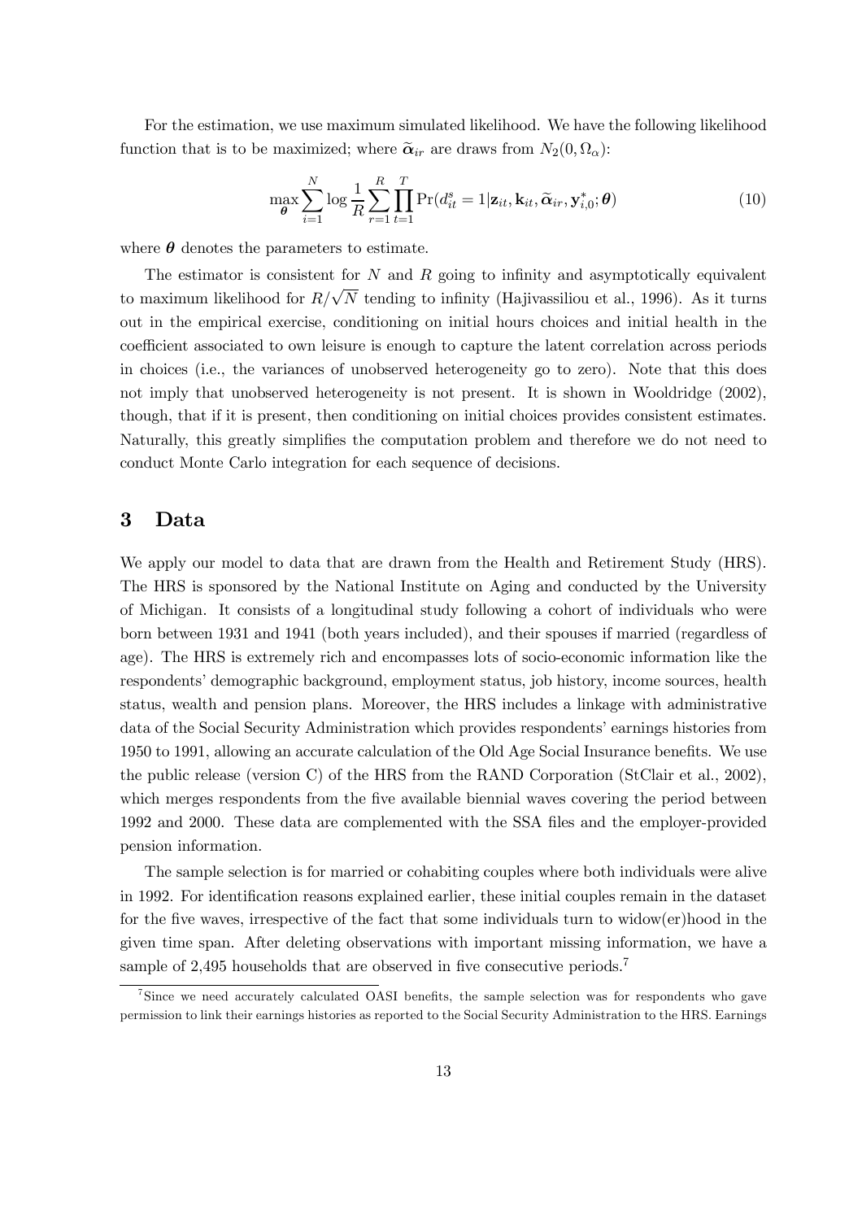For the estimation, we use maximum simulated likelihood. We have the following likelihood function that is to be maximized; where $\widetilde{\boldsymbol{\alpha}}_{ir}$ are draws from $N_2(0, \Omega_\alpha)$:

$$\max_{\boldsymbol{\theta}} \sum_{i=1}^{N} \log \frac{1}{R} \sum_{r=1}^{R} \prod_{t=1}^{T} \Pr(d_{it}^{s} = 1 | \mathbf{z}_{it}, \mathbf{k}_{it}, \widetilde{\boldsymbol{\alpha}}_{ir}, \mathbf{y}_{i,0}^{*}; \boldsymbol{\theta}) \tag{10}$$

where $\boldsymbol{\theta}$ denotes the parameters to estimate.

The estimator is consistent for $N$ and $R$ going to infinity and asymptotically equivalent to maximum likelihood for $R/\sqrt{N}$ tending to infinity (Hajivassiliou et al., 1996). As it turns out in the empirical exercise, conditioning on initial hours choices and initial health in the coefficient associated to own leisure is enough to capture the latent correlation across periods in choices (i.e., the variances of unobserved heterogeneity go to zero). Note that this does not imply that unobserved heterogeneity is not present. It is shown in Wooldridge (2002), though, that if it is present, then conditioning on initial choices provides consistent estimates. Naturally, this greatly simplifies the computation problem and therefore we do not need to conduct Monte Carlo integration for each sequence of decisions.

# 3 Data

We apply our model to data that are drawn from the Health and Retirement Study (HRS). The HRS is sponsored by the National Institute on Aging and conducted by the University of Michigan. It consists of a longitudinal study following a cohort of individuals who were born between 1931 and 1941 (both years included), and their spouses if married (regardless of age). The HRS is extremely rich and encompasses lots of socio-economic information like the respondents' demographic background, employment status, job history, income sources, health status, wealth and pension plans. Moreover, the HRS includes a linkage with administrative data of the Social Security Administration which provides respondents' earnings histories from 1950 to 1991, allowing an accurate calculation of the Old Age Social Insurance benefits. We use the public release (version C) of the HRS from the RAND Corporation (StClair et al., 2002), which merges respondents from the five available biennial waves covering the period between 1992 and 2000. These data are complemented with the SSA files and the employer-provided pension information.

The sample selection is for married or cohabiting couples where both individuals were alive in 1992. For identification reasons explained earlier, these initial couples remain in the dataset for the five waves, irrespective of the fact that some individuals turn to widow(er)hood in the given time span. After deleting observations with important missing information, we have a sample of 2,495 households that are observed in five consecutive periods.[7]

[7]Since we need accurately calculated OASI benefits, the sample selection was for respondents who gave permission to link their earnings histories as reported to the Social Security Administration to the HRS. Earnings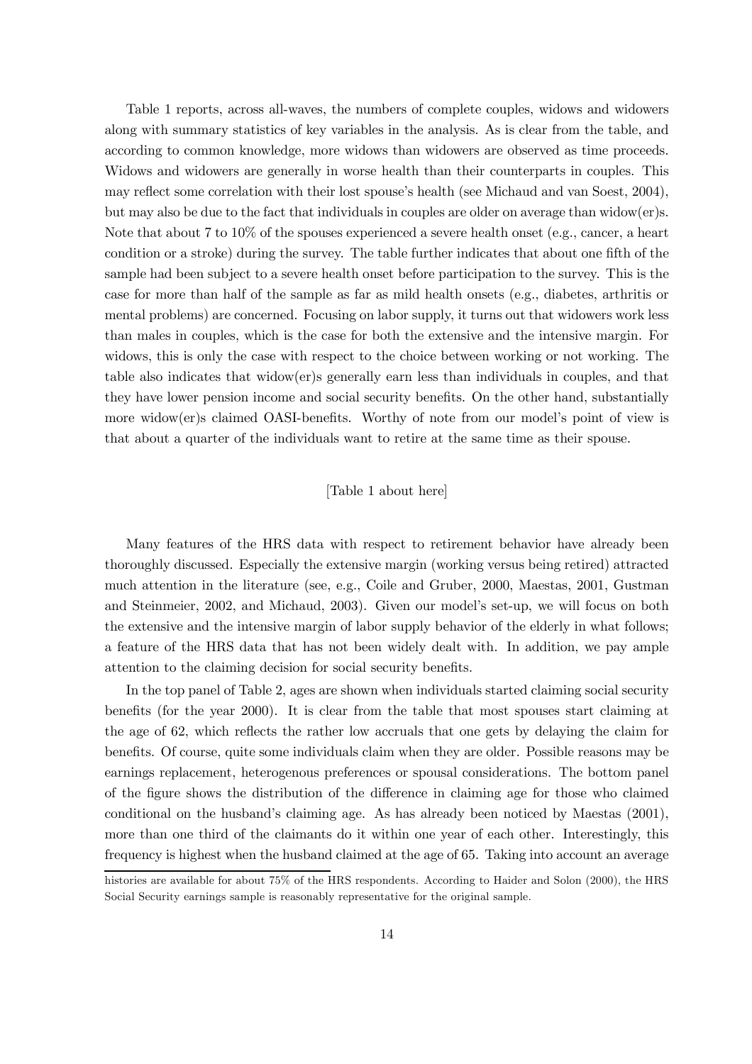Table 1 reports, across all-waves, the numbers of complete couples, widows and widowers along with summary statistics of key variables in the analysis. As is clear from the table, and according to common knowledge, more widows than widowers are observed as time proceeds. Widows and widowers are generally in worse health than their counterparts in couples. This may reflect some correlation with their lost spouse's health (see Michaud and van Soest, 2004), but may also be due to the fact that individuals in couples are older on average than widow(er)s. Note that about 7 to 10% of the spouses experienced a severe health onset (e.g., cancer, a heart condition or a stroke) during the survey. The table further indicates that about one fifth of the sample had been subject to a severe health onset before participation to the survey. This is the case for more than half of the sample as far as mild health onsets (e.g., diabetes, arthritis or mental problems) are concerned. Focusing on labor supply, it turns out that widowers work less than males in couples, which is the case for both the extensive and the intensive margin. For widows, this is only the case with respect to the choice between working or not working. The table also indicates that widow(er)s generally earn less than individuals in couples, and that they have lower pension income and social security benefits. On the other hand, substantially more widow(er)s claimed OASI-benefits. Worthy of note from our model's point of view is that about a quarter of the individuals want to retire at the same time as their spouse.

[Table 1 about here]

Many features of the HRS data with respect to retirement behavior have already been thoroughly discussed. Especially the extensive margin (working versus being retired) attracted much attention in the literature (see, e.g., Coile and Gruber, 2000, Maestas, 2001, Gustman and Steinmeier, 2002, and Michaud, 2003). Given our model's set-up, we will focus on both the extensive and the intensive margin of labor supply behavior of the elderly in what follows; a feature of the HRS data that has not been widely dealt with. In addition, we pay ample attention to the claiming decision for social security benefits.

In the top panel of Table 2, ages are shown when individuals started claiming social security benefits (for the year 2000). It is clear from the table that most spouses start claiming at the age of 62, which reflects the rather low accruals that one gets by delaying the claim for benefits. Of course, quite some individuals claim when they are older. Possible reasons may be earnings replacement, heterogenous preferences or spousal considerations. The bottom panel of the figure shows the distribution of the difference in claiming age for those who claimed conditional on the husband's claiming age. As has already been noticed by Maestas (2001), more than one third of the claimants do it within one year of each other. Interestingly, this frequency is highest when the husband claimed at the age of 65. Taking into account an average

histories are available for about 75% of the HRS respondents. According to Haider and Solon (2000), the HRS Social Security earnings sample is reasonably representative for the original sample.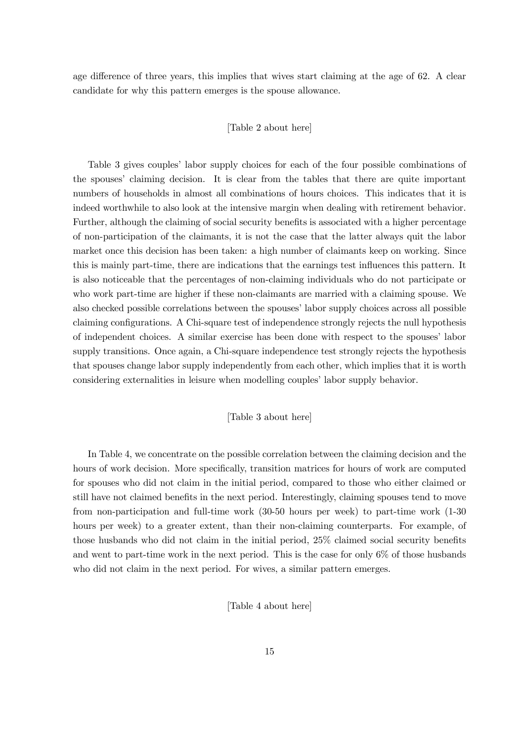age difference of three years, this implies that wives start claiming at the age of 62. A clear candidate for why this pattern emerges is the spouse allowance.

[Table 2 about here]

Table 3 gives couples' labor supply choices for each of the four possible combinations of the spouses' claiming decision. It is clear from the tables that there are quite important numbers of households in almost all combinations of hours choices. This indicates that it is indeed worthwhile to also look at the intensive margin when dealing with retirement behavior. Further, although the claiming of social security benefits is associated with a higher percentage of non-participation of the claimants, it is not the case that the latter always quit the labor market once this decision has been taken: a high number of claimants keep on working. Since this is mainly part-time, there are indications that the earnings test influences this pattern. It is also noticeable that the percentages of non-claiming individuals who do not participate or who work part-time are higher if these non-claimants are married with a claiming spouse. We also checked possible correlations between the spouses' labor supply choices across all possible claiming configurations. A Chi-square test of independence strongly rejects the null hypothesis of independent choices. A similar exercise has been done with respect to the spouses' labor supply transitions. Once again, a Chi-square independence test strongly rejects the hypothesis that spouses change labor supply independently from each other, which implies that it is worth considering externalities in leisure when modelling couples' labor supply behavior.

[Table 3 about here]

In Table 4, we concentrate on the possible correlation between the claiming decision and the hours of work decision. More specifically, transition matrices for hours of work are computed for spouses who did not claim in the initial period, compared to those who either claimed or still have not claimed benefits in the next period. Interestingly, claiming spouses tend to move from non-participation and full-time work (30-50 hours per week) to part-time work (1-30 hours per week) to a greater extent, than their non-claiming counterparts. For example, of those husbands who did not claim in the initial period, 25% claimed social security benefits and went to part-time work in the next period. This is the case for only 6% of those husbands who did not claim in the next period. For wives, a similar pattern emerges.

[Table 4 about here]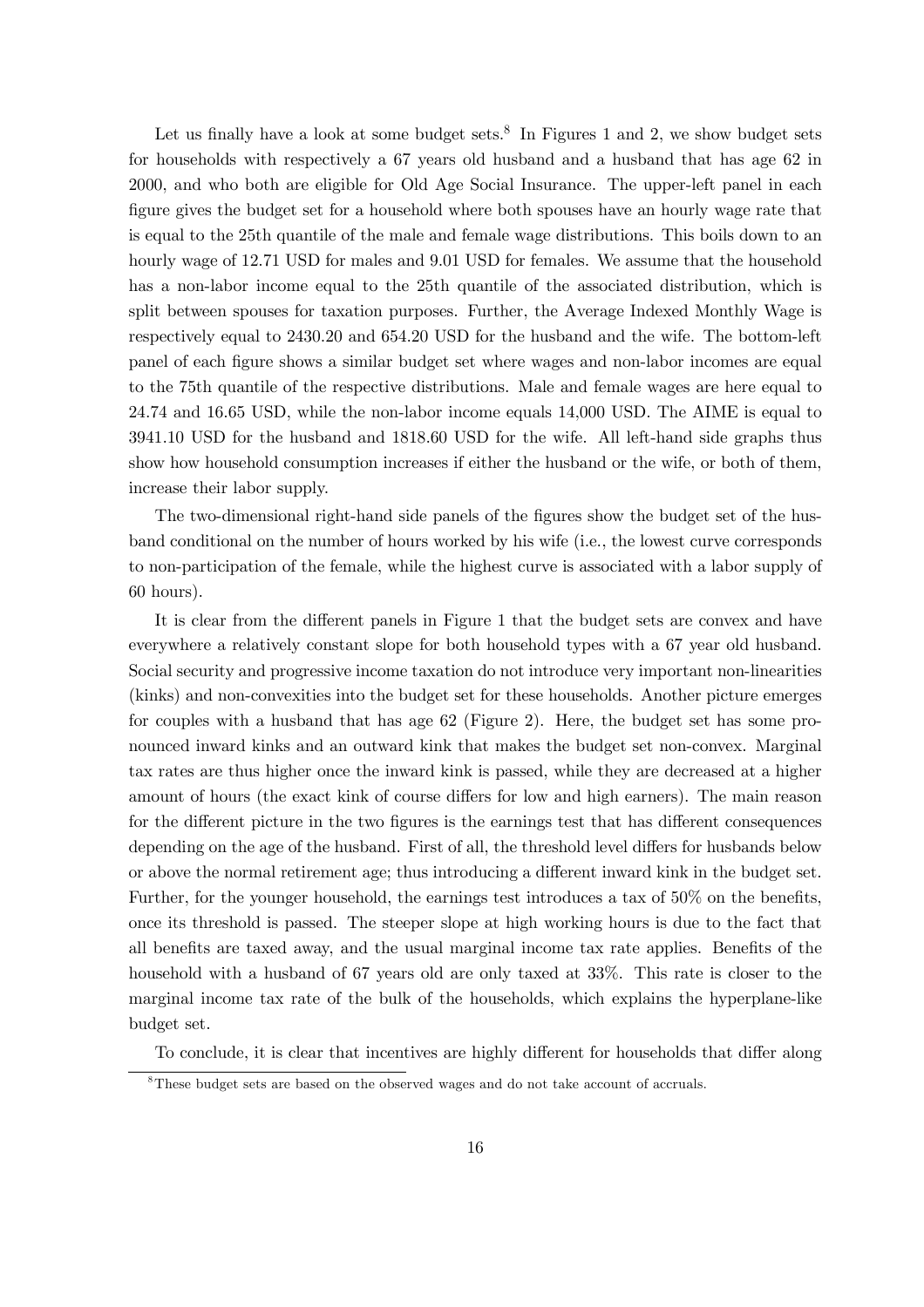Let us finally have a look at some budget sets.[8] In Figures 1 and 2, we show budget sets for households with respectively a 67 years old husband and a husband that has age 62 in 2000, and who both are eligible for Old Age Social Insurance. The upper-left panel in each figure gives the budget set for a household where both spouses have an hourly wage rate that is equal to the 25th quantile of the male and female wage distributions. This boils down to an hourly wage of 12.71 USD for males and 9.01 USD for females. We assume that the household has a non-labor income equal to the 25th quantile of the associated distribution, which is split between spouses for taxation purposes. Further, the Average Indexed Monthly Wage is respectively equal to 2430.20 and 654.20 USD for the husband and the wife. The bottom-left panel of each figure shows a similar budget set where wages and non-labor incomes are equal to the 75th quantile of the respective distributions. Male and female wages are here equal to 24.74 and 16.65 USD, while the non-labor income equals 14,000 USD. The AIME is equal to 3941.10 USD for the husband and 1818.60 USD for the wife. All left-hand side graphs thus show how household consumption increases if either the husband or the wife, or both of them, increase their labor supply.

The two-dimensional right-hand side panels of the figures show the budget set of the husband conditional on the number of hours worked by his wife (i.e., the lowest curve corresponds to non-participation of the female, while the highest curve is associated with a labor supply of 60 hours).

It is clear from the different panels in Figure 1 that the budget sets are convex and have everywhere a relatively constant slope for both household types with a 67 year old husband. Social security and progressive income taxation do not introduce very important non-linearities (kinks) and non-convexities into the budget set for these households. Another picture emerges for couples with a husband that has age 62 (Figure 2). Here, the budget set has some pronounced inward kinks and an outward kink that makes the budget set non-convex. Marginal tax rates are thus higher once the inward kink is passed, while they are decreased at a higher amount of hours (the exact kink of course differs for low and high earners). The main reason for the different picture in the two figures is the earnings test that has different consequences depending on the age of the husband. First of all, the threshold level differs for husbands below or above the normal retirement age; thus introducing a different inward kink in the budget set. Further, for the younger household, the earnings test introduces a tax of 50% on the benefits, once its threshold is passed. The steeper slope at high working hours is due to the fact that all benefits are taxed away, and the usual marginal income tax rate applies. Benefits of the household with a husband of 67 years old are only taxed at 33%. This rate is closer to the marginal income tax rate of the bulk of the households, which explains the hyperplane-like budget set.

To conclude, it is clear that incentives are highly different for households that differ along

[8] These budget sets are based on the observed wages and do not take account of accruals.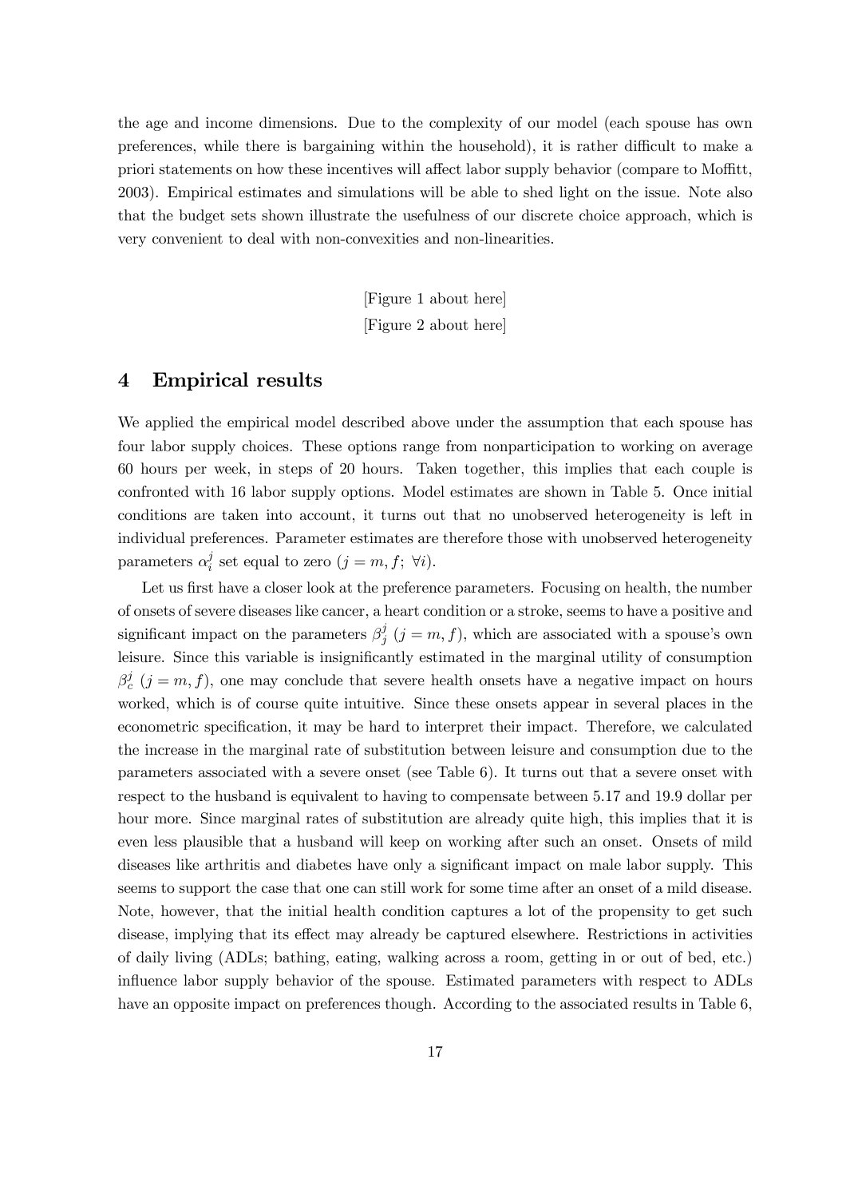the age and income dimensions. Due to the complexity of our model (each spouse has own preferences, while there is bargaining within the household), it is rather difficult to make a priori statements on how these incentives will affect labor supply behavior (compare to Moffitt, 2003). Empirical estimates and simulations will be able to shed light on the issue. Note also that the budget sets shown illustrate the usefulness of our discrete choice approach, which is very convenient to deal with non-convexities and non-linearities.

[Figure 1 about here]

[Figure 2 about here]

# 4 Empirical results

We applied the empirical model described above under the assumption that each spouse has four labor supply choices. These options range from nonparticipation to working on average 60 hours per week, in steps of 20 hours. Taken together, this implies that each couple is confronted with 16 labor supply options. Model estimates are shown in Table 5. Once initial conditions are taken into account, it turns out that no unobserved heterogeneity is left in individual preferences. Parameter estimates are therefore those with unobserved heterogeneity parameters $\alpha_i^j$ set equal to zero ($j = m, f;\ \forall i$).

Let us first have a closer look at the preference parameters. Focusing on health, the number of onsets of severe diseases like cancer, a heart condition or a stroke, seems to have a positive and significant impact on the parameters $\beta_j^j$ ($j = m, f$), which are associated with a spouse's own leisure. Since this variable is insignificantly estimated in the marginal utility of consumption $\beta_c^j$ ($j = m, f$), one may conclude that severe health onsets have a negative impact on hours worked, which is of course quite intuitive. Since these onsets appear in several places in the econometric specification, it may be hard to interpret their impact. Therefore, we calculated the increase in the marginal rate of substitution between leisure and consumption due to the parameters associated with a severe onset (see Table 6). It turns out that a severe onset with respect to the husband is equivalent to having to compensate between 5.17 and 19.9 dollar per hour more. Since marginal rates of substitution are already quite high, this implies that it is even less plausible that a husband will keep on working after such an onset. Onsets of mild diseases like arthritis and diabetes have only a significant impact on male labor supply. This seems to support the case that one can still work for some time after an onset of a mild disease. Note, however, that the initial health condition captures a lot of the propensity to get such disease, implying that its effect may already be captured elsewhere. Restrictions in activities of daily living (ADLs; bathing, eating, walking across a room, getting in or out of bed, etc.) influence labor supply behavior of the spouse. Estimated parameters with respect to ADLs have an opposite impact on preferences though. According to the associated results in Table 6,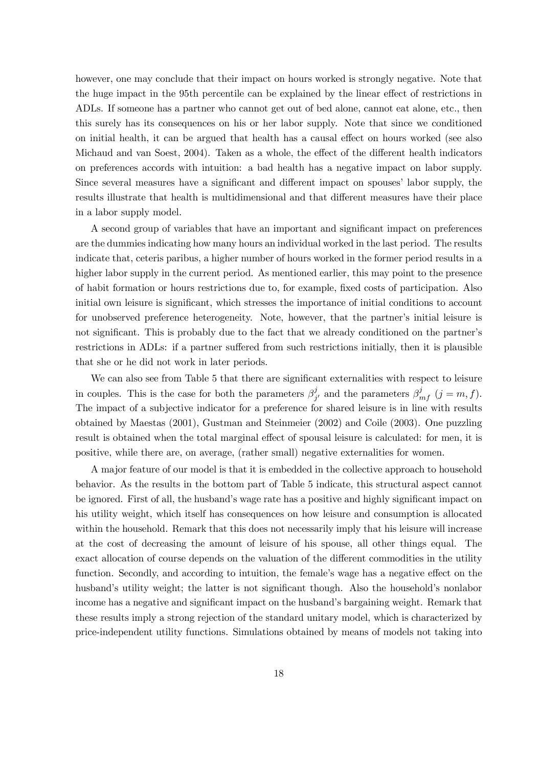however, one may conclude that their impact on hours worked is strongly negative. Note that the huge impact in the 95th percentile can be explained by the linear effect of restrictions in ADLs. If someone has a partner who cannot get out of bed alone, cannot eat alone, etc., then this surely has its consequences on his or her labor supply. Note that since we conditioned on initial health, it can be argued that health has a causal effect on hours worked (see also Michaud and van Soest, 2004). Taken as a whole, the effect of the different health indicators on preferences accords with intuition: a bad health has a negative impact on labor supply. Since several measures have a significant and different impact on spouses' labor supply, the results illustrate that health is multidimensional and that different measures have their place in a labor supply model.

A second group of variables that have an important and significant impact on preferences are the dummies indicating how many hours an individual worked in the last period. The results indicate that, ceteris paribus, a higher number of hours worked in the former period results in a higher labor supply in the current period. As mentioned earlier, this may point to the presence of habit formation or hours restrictions due to, for example, fixed costs of participation. Also initial own leisure is significant, which stresses the importance of initial conditions to account for unobserved preference heterogeneity. Note, however, that the partner's initial leisure is not significant. This is probably due to the fact that we already conditioned on the partner's restrictions in ADLs: if a partner suffered from such restrictions initially, then it is plausible that she or he did not work in later periods.

We can also see from Table 5 that there are significant externalities with respect to leisure in couples. This is the case for both the parameters $\beta^j_{j'}$ and the parameters $\beta^j_{mf}$ $(j = m, f)$. The impact of a subjective indicator for a preference for shared leisure is in line with results obtained by Maestas (2001), Gustman and Steinmeier (2002) and Coile (2003). One puzzling result is obtained when the total marginal effect of spousal leisure is calculated: for men, it is positive, while there are, on average, (rather small) negative externalities for women.

A major feature of our model is that it is embedded in the collective approach to household behavior. As the results in the bottom part of Table 5 indicate, this structural aspect cannot be ignored. First of all, the husband's wage rate has a positive and highly significant impact on his utility weight, which itself has consequences on how leisure and consumption is allocated within the household. Remark that this does not necessarily imply that his leisure will increase at the cost of decreasing the amount of leisure of his spouse, all other things equal. The exact allocation of course depends on the valuation of the different commodities in the utility function. Secondly, and according to intuition, the female's wage has a negative effect on the husband's utility weight; the latter is not significant though. Also the household's nonlabor income has a negative and significant impact on the husband's bargaining weight. Remark that these results imply a strong rejection of the standard unitary model, which is characterized by price-independent utility functions. Simulations obtained by means of models not taking into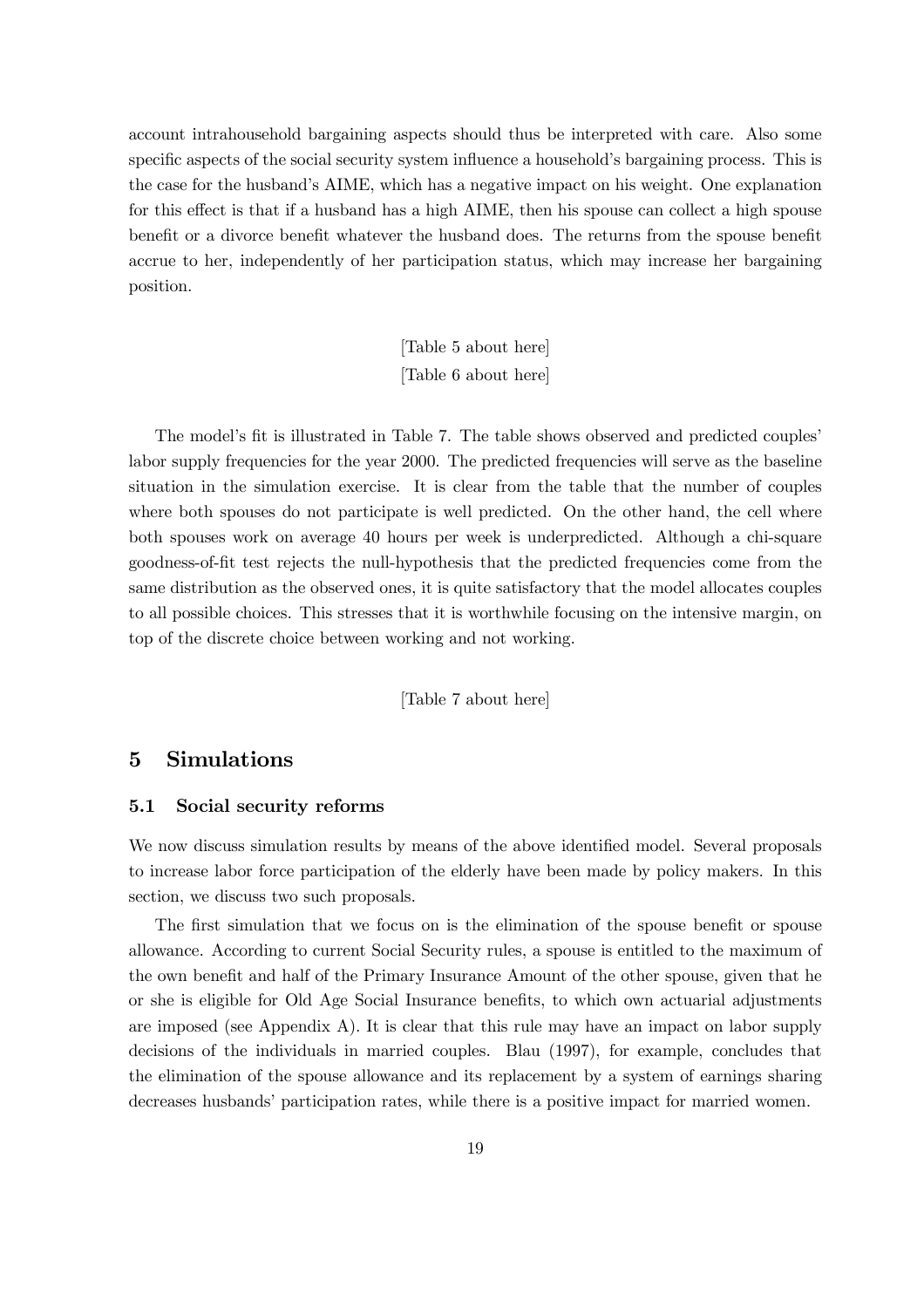account intrahousehold bargaining aspects should thus be interpreted with care. Also some specific aspects of the social security system influence a household's bargaining process. This is the case for the husband's AIME, which has a negative impact on his weight. One explanation for this effect is that if a husband has a high AIME, then his spouse can collect a high spouse benefit or a divorce benefit whatever the husband does. The returns from the spouse benefit accrue to her, independently of her participation status, which may increase her bargaining position.

[Table 5 about here]

[Table 6 about here]

The model's fit is illustrated in Table 7. The table shows observed and predicted couples' labor supply frequencies for the year 2000. The predicted frequencies will serve as the baseline situation in the simulation exercise. It is clear from the table that the number of couples where both spouses do not participate is well predicted. On the other hand, the cell where both spouses work on average 40 hours per week is underpredicted. Although a chi-square goodness-of-fit test rejects the null-hypothesis that the predicted frequencies come from the same distribution as the observed ones, it is quite satisfactory that the model allocates couples to all possible choices. This stresses that it is worthwhile focusing on the intensive margin, on top of the discrete choice between working and not working.

[Table 7 about here]

## 5 Simulations

### 5.1 Social security reforms

We now discuss simulation results by means of the above identified model. Several proposals to increase labor force participation of the elderly have been made by policy makers. In this section, we discuss two such proposals.

The first simulation that we focus on is the elimination of the spouse benefit or spouse allowance. According to current Social Security rules, a spouse is entitled to the maximum of the own benefit and half of the Primary Insurance Amount of the other spouse, given that he or she is eligible for Old Age Social Insurance benefits, to which own actuarial adjustments are imposed (see Appendix A). It is clear that this rule may have an impact on labor supply decisions of the individuals in married couples. Blau (1997), for example, concludes that the elimination of the spouse allowance and its replacement by a system of earnings sharing decreases husbands' participation rates, while there is a positive impact for married women.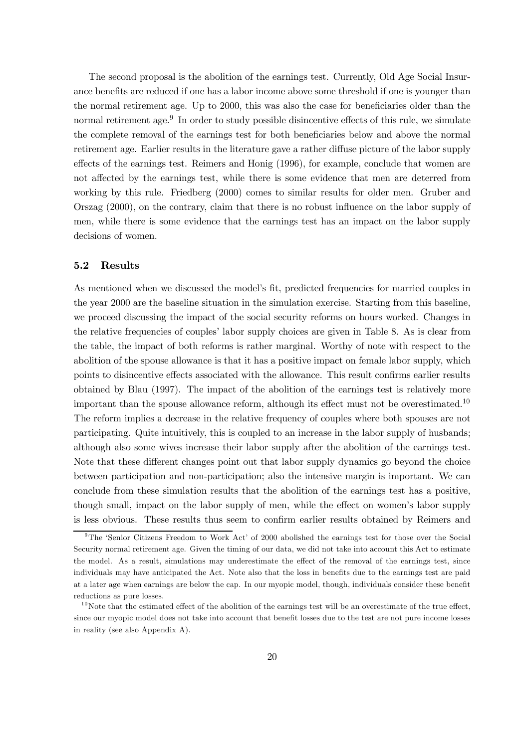The second proposal is the abolition of the earnings test. Currently, Old Age Social Insurance benefits are reduced if one has a labor income above some threshold if one is younger than the normal retirement age. Up to 2000, this was also the case for beneficiaries older than the normal retirement age.[9] In order to study possible disincentive effects of this rule, we simulate the complete removal of the earnings test for both beneficiaries below and above the normal retirement age. Earlier results in the literature gave a rather diffuse picture of the labor supply effects of the earnings test. Reimers and Honig (1996), for example, conclude that women are not affected by the earnings test, while there is some evidence that men are deterred from working by this rule. Friedberg (2000) comes to similar results for older men. Gruber and Orszag (2000), on the contrary, claim that there is no robust influence on the labor supply of men, while there is some evidence that the earnings test has an impact on the labor supply decisions of women.

### 5.2 Results

As mentioned when we discussed the model's fit, predicted frequencies for married couples in the year 2000 are the baseline situation in the simulation exercise. Starting from this baseline, we proceed discussing the impact of the social security reforms on hours worked. Changes in the relative frequencies of couples' labor supply choices are given in Table 8. As is clear from the table, the impact of both reforms is rather marginal. Worthy of note with respect to the abolition of the spouse allowance is that it has a positive impact on female labor supply, which points to disincentive effects associated with the allowance. This result confirms earlier results obtained by Blau (1997). The impact of the abolition of the earnings test is relatively more important than the spouse allowance reform, although its effect must not be overestimated.[10] The reform implies a decrease in the relative frequency of couples where both spouses are not participating. Quite intuitively, this is coupled to an increase in the labor supply of husbands; although also some wives increase their labor supply after the abolition of the earnings test. Note that these different changes point out that labor supply dynamics go beyond the choice between participation and non-participation; also the intensive margin is important. We can conclude from these simulation results that the abolition of the earnings test has a positive, though small, impact on the labor supply of men, while the effect on women's labor supply is less obvious. These results thus seem to confirm earlier results obtained by Reimers and

[9] The 'Senior Citizens Freedom to Work Act' of 2000 abolished the earnings test for those over the Social Security normal retirement age. Given the timing of our data, we did not take into account this Act to estimate the model. As a result, simulations may underestimate the effect of the removal of the earnings test, since individuals may have anticipated the Act. Note also that the loss in benefits due to the earnings test are paid at a later age when earnings are below the cap. In our myopic model, though, individuals consider these benefit reductions as pure losses.

[10] Note that the estimated effect of the abolition of the earnings test will be an overestimate of the true effect, since our myopic model does not take into account that benefit losses due to the test are not pure income losses in reality (see also Appendix A).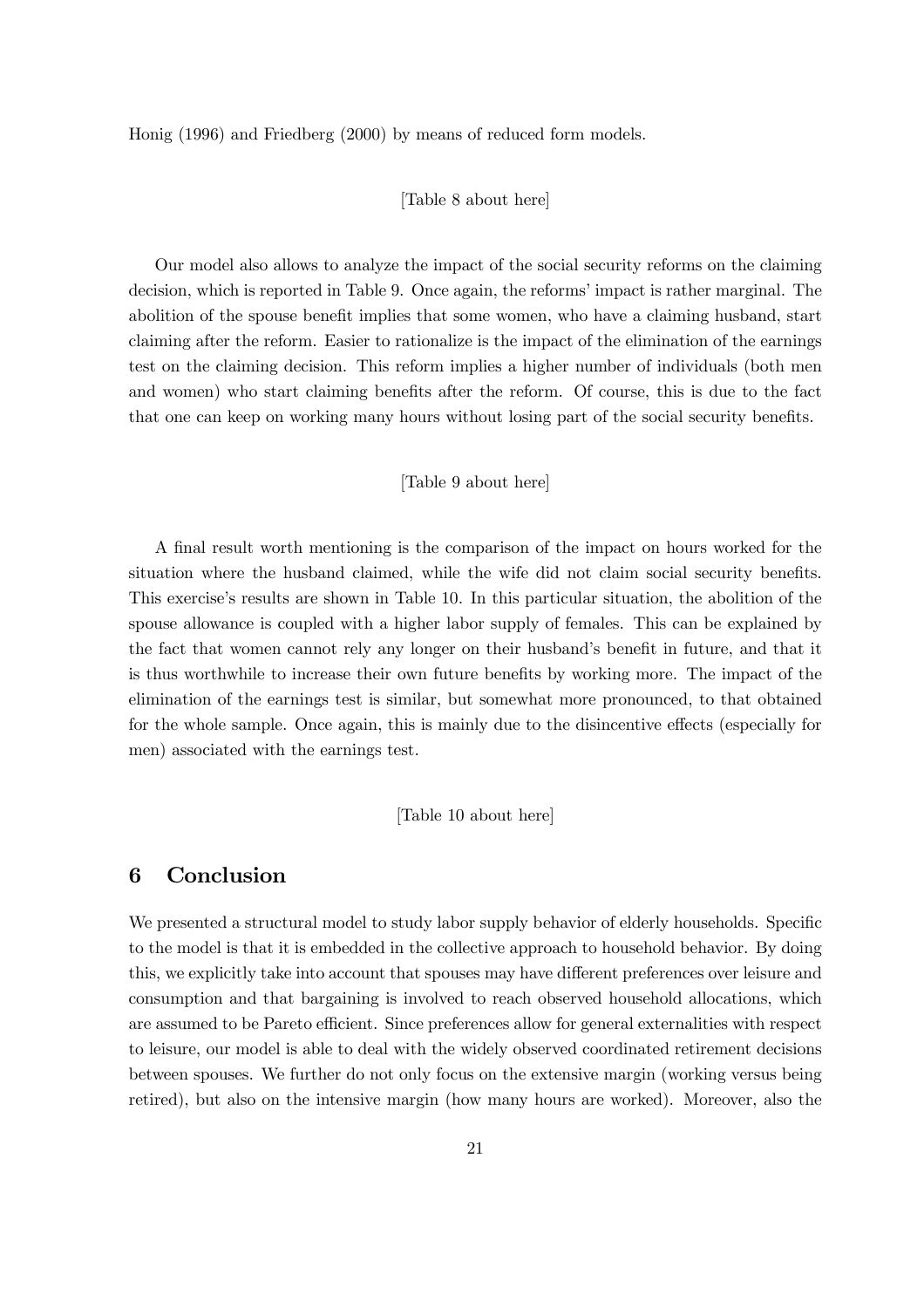Honig (1996) and Friedberg (2000) by means of reduced form models.

[Table 8 about here]

Our model also allows to analyze the impact of the social security reforms on the claiming decision, which is reported in Table 9. Once again, the reforms' impact is rather marginal. The abolition of the spouse benefit implies that some women, who have a claiming husband, start claiming after the reform. Easier to rationalize is the impact of the elimination of the earnings test on the claiming decision. This reform implies a higher number of individuals (both men and women) who start claiming benefits after the reform. Of course, this is due to the fact that one can keep on working many hours without losing part of the social security benefits.

[Table 9 about here]

A final result worth mentioning is the comparison of the impact on hours worked for the situation where the husband claimed, while the wife did not claim social security benefits. This exercise's results are shown in Table 10. In this particular situation, the abolition of the spouse allowance is coupled with a higher labor supply of females. This can be explained by the fact that women cannot rely any longer on their husband's benefit in future, and that it is thus worthwhile to increase their own future benefits by working more. The impact of the elimination of the earnings test is similar, but somewhat more pronounced, to that obtained for the whole sample. Once again, this is mainly due to the disincentive effects (especially for men) associated with the earnings test.

[Table 10 about here]

## 6 Conclusion

We presented a structural model to study labor supply behavior of elderly households. Specific to the model is that it is embedded in the collective approach to household behavior. By doing this, we explicitly take into account that spouses may have different preferences over leisure and consumption and that bargaining is involved to reach observed household allocations, which are assumed to be Pareto efficient. Since preferences allow for general externalities with respect to leisure, our model is able to deal with the widely observed coordinated retirement decisions between spouses. We further do not only focus on the extensive margin (working versus being retired), but also on the intensive margin (how many hours are worked). Moreover, also the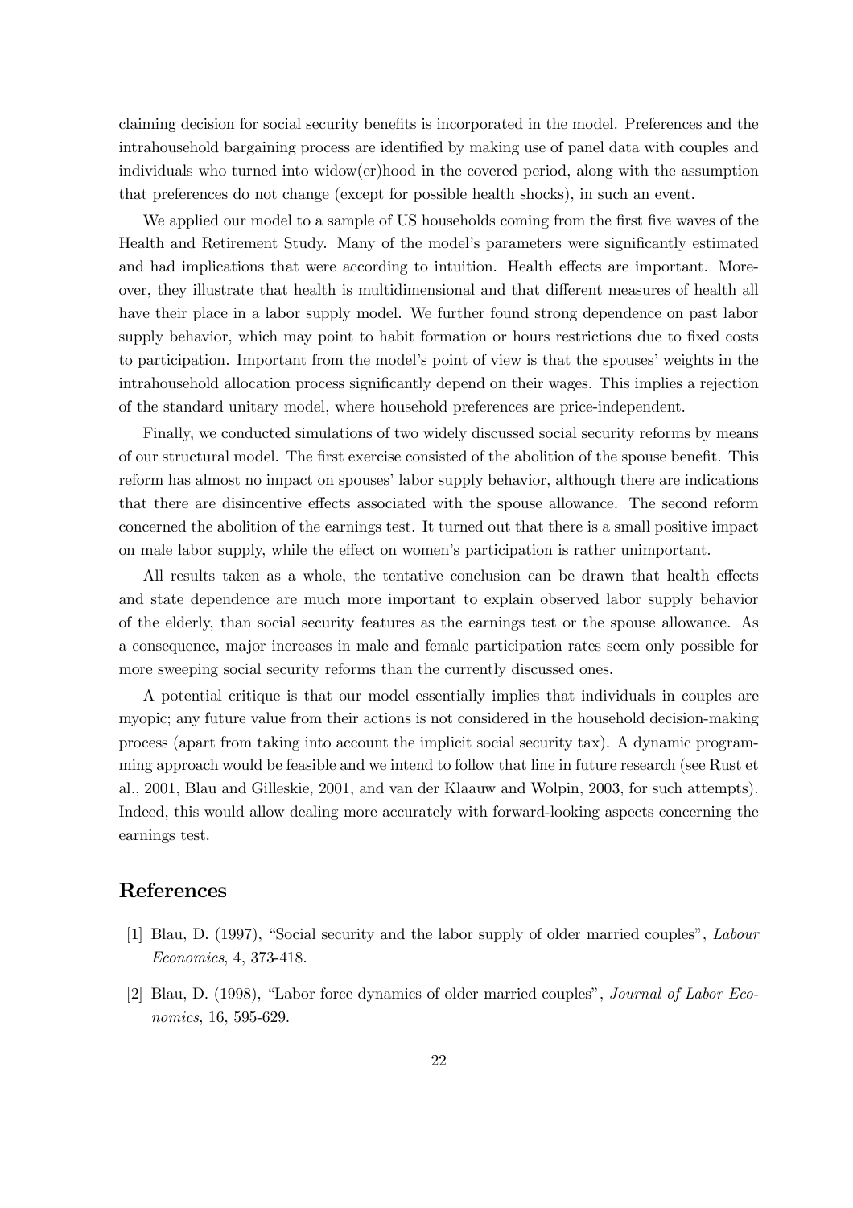claiming decision for social security benefits is incorporated in the model. Preferences and the intrahousehold bargaining process are identified by making use of panel data with couples and individuals who turned into widow(er)hood in the covered period, along with the assumption that preferences do not change (except for possible health shocks), in such an event.

We applied our model to a sample of US households coming from the first five waves of the Health and Retirement Study. Many of the model's parameters were significantly estimated and had implications that were according to intuition. Health effects are important. Moreover, they illustrate that health is multidimensional and that different measures of health all have their place in a labor supply model. We further found strong dependence on past labor supply behavior, which may point to habit formation or hours restrictions due to fixed costs to participation. Important from the model's point of view is that the spouses' weights in the intrahousehold allocation process significantly depend on their wages. This implies a rejection of the standard unitary model, where household preferences are price-independent.

Finally, we conducted simulations of two widely discussed social security reforms by means of our structural model. The first exercise consisted of the abolition of the spouse benefit. This reform has almost no impact on spouses' labor supply behavior, although there are indications that there are disincentive effects associated with the spouse allowance. The second reform concerned the abolition of the earnings test. It turned out that there is a small positive impact on male labor supply, while the effect on women's participation is rather unimportant.

All results taken as a whole, the tentative conclusion can be drawn that health effects and state dependence are much more important to explain observed labor supply behavior of the elderly, than social security features as the earnings test or the spouse allowance. As a consequence, major increases in male and female participation rates seem only possible for more sweeping social security reforms than the currently discussed ones.

A potential critique is that our model essentially implies that individuals in couples are myopic; any future value from their actions is not considered in the household decision-making process (apart from taking into account the implicit social security tax). A dynamic programming approach would be feasible and we intend to follow that line in future research (see Rust et al., 2001, Blau and Gilleskie, 2001, and van der Klaauw and Wolpin, 2003, for such attempts). Indeed, this would allow dealing more accurately with forward-looking aspects concerning the earnings test.

## References

[1] Blau, D. (1997), "Social security and the labor supply of older married couples", *Labour Economics*, 4, 373-418.

[2] Blau, D. (1998), "Labor force dynamics of older married couples", *Journal of Labor Economics*, 16, 595-629.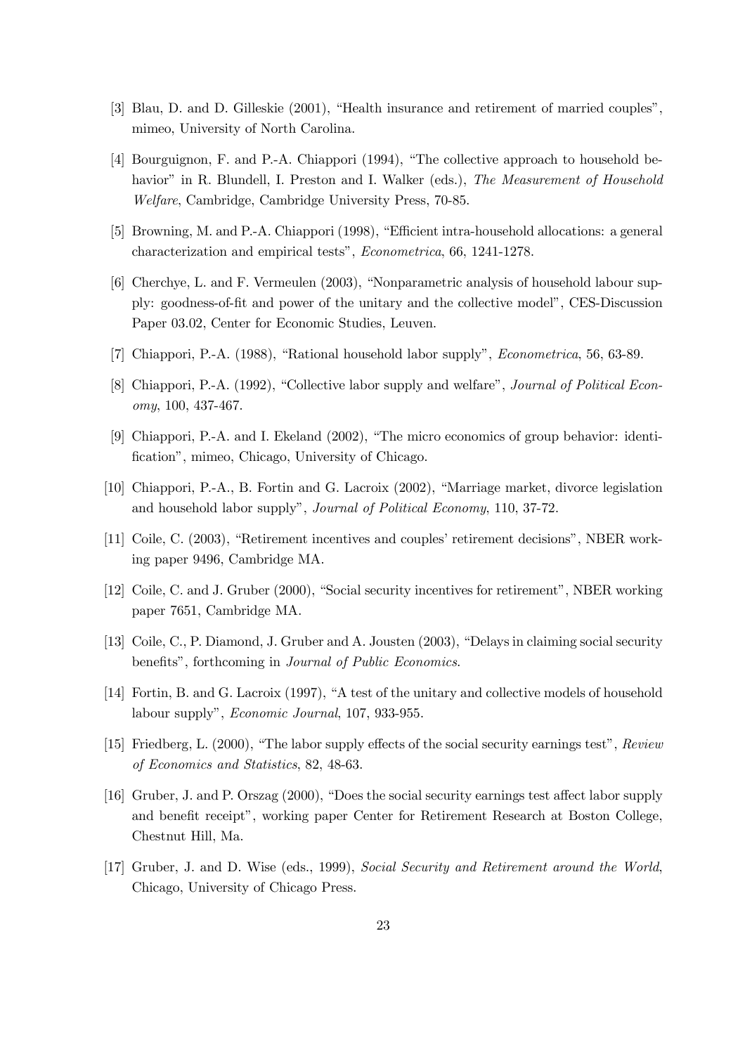[3] Blau, D. and D. Gilleskie (2001), "Health insurance and retirement of married couples", mimeo, University of North Carolina.

[4] Bourguignon, F. and P.-A. Chiappori (1994), "The collective approach to household behavior" in R. Blundell, I. Preston and I. Walker (eds.), *The Measurement of Household Welfare*, Cambridge, Cambridge University Press, 70-85.

[5] Browning, M. and P.-A. Chiappori (1998), "Efficient intra-household allocations: a general characterization and empirical tests", *Econometrica*, 66, 1241-1278.

[6] Cherchye, L. and F. Vermeulen (2003), "Nonparametric analysis of household labour supply: goodness-of-fit and power of the unitary and the collective model", CES-Discussion Paper 03.02, Center for Economic Studies, Leuven.

[7] Chiappori, P.-A. (1988), "Rational household labor supply", *Econometrica*, 56, 63-89.

[8] Chiappori, P.-A. (1992), "Collective labor supply and welfare", *Journal of Political Economy*, 100, 437-467.

[9] Chiappori, P.-A. and I. Ekeland (2002), "The micro economics of group behavior: identification", mimeo, Chicago, University of Chicago.

[10] Chiappori, P.-A., B. Fortin and G. Lacroix (2002), "Marriage market, divorce legislation and household labor supply", *Journal of Political Economy*, 110, 37-72.

[11] Coile, C. (2003), "Retirement incentives and couples' retirement decisions", NBER working paper 9496, Cambridge MA.

[12] Coile, C. and J. Gruber (2000), "Social security incentives for retirement", NBER working paper 7651, Cambridge MA.

[13] Coile, C., P. Diamond, J. Gruber and A. Jousten (2003), "Delays in claiming social security benefits", forthcoming in *Journal of Public Economics*.

[14] Fortin, B. and G. Lacroix (1997), "A test of the unitary and collective models of household labour supply", *Economic Journal*, 107, 933-955.

[15] Friedberg, L. (2000), "The labor supply effects of the social security earnings test", *Review of Economics and Statistics*, 82, 48-63.

[16] Gruber, J. and P. Orszag (2000), "Does the social security earnings test affect labor supply and benefit receipt", working paper Center for Retirement Research at Boston College, Chestnut Hill, Ma.

[17] Gruber, J. and D. Wise (eds., 1999), *Social Security and Retirement around the World*, Chicago, University of Chicago Press.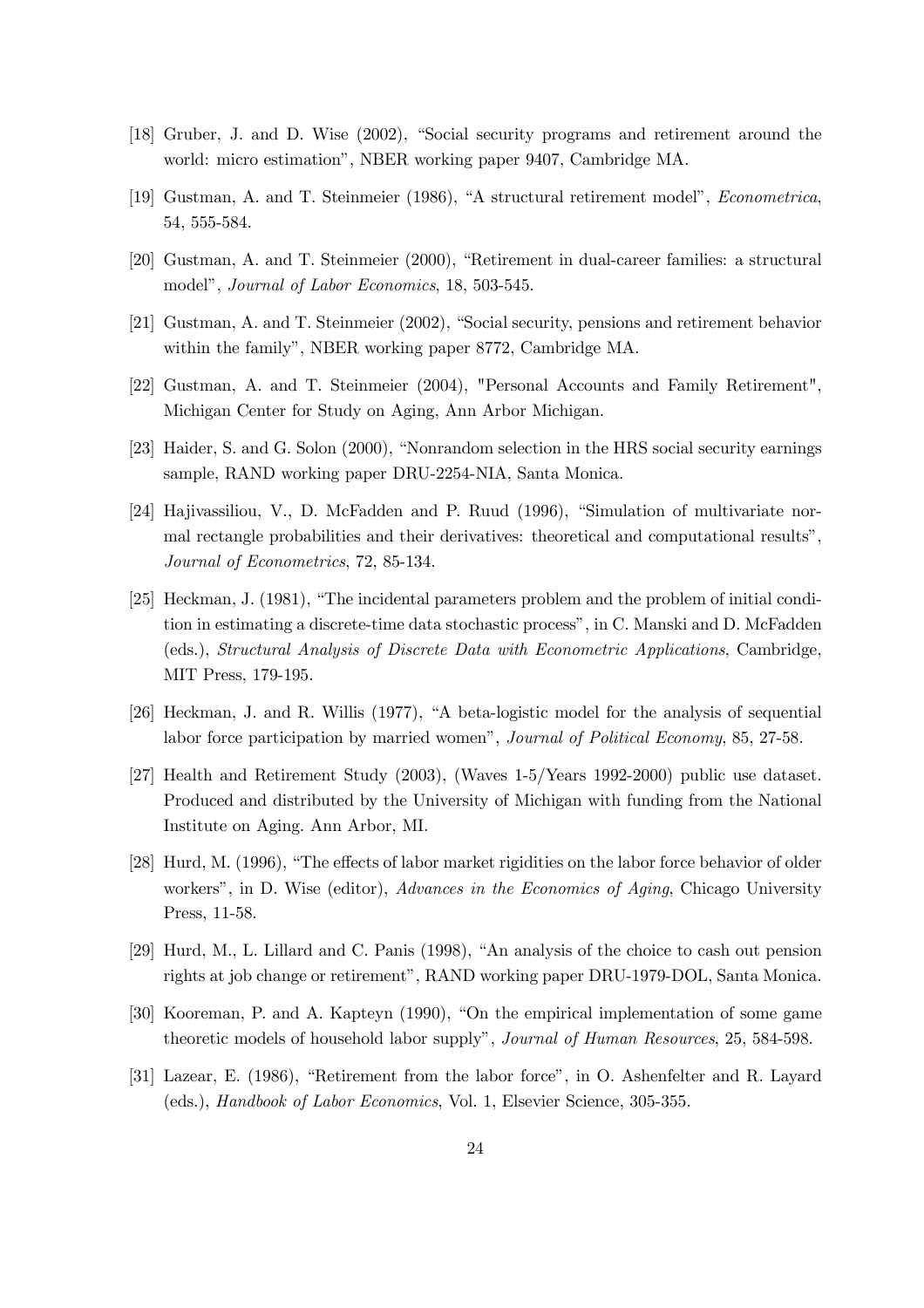[18] Gruber, J. and D. Wise (2002), "Social security programs and retirement around the world: micro estimation", NBER working paper 9407, Cambridge MA.

[19] Gustman, A. and T. Steinmeier (1986), "A structural retirement model", *Econometrica*, 54, 555-584.

[20] Gustman, A. and T. Steinmeier (2000), "Retirement in dual-career families: a structural model", *Journal of Labor Economics*, 18, 503-545.

[21] Gustman, A. and T. Steinmeier (2002), "Social security, pensions and retirement behavior within the family", NBER working paper 8772, Cambridge MA.

[22] Gustman, A. and T. Steinmeier (2004), "Personal Accounts and Family Retirement", Michigan Center for Study on Aging, Ann Arbor Michigan.

[23] Haider, S. and G. Solon (2000), "Nonrandom selection in the HRS social security earnings sample, RAND working paper DRU-2254-NIA, Santa Monica.

[24] Hajivassiliou, V., D. McFadden and P. Ruud (1996), "Simulation of multivariate normal rectangle probabilities and their derivatives: theoretical and computational results", *Journal of Econometrics*, 72, 85-134.

[25] Heckman, J. (1981), "The incidental parameters problem and the problem of initial condition in estimating a discrete-time data stochastic process", in C. Manski and D. McFadden (eds.), *Structural Analysis of Discrete Data with Econometric Applications*, Cambridge, MIT Press, 179-195.

[26] Heckman, J. and R. Willis (1977), "A beta-logistic model for the analysis of sequential labor force participation by married women", *Journal of Political Economy*, 85, 27-58.

[27] Health and Retirement Study (2003), (Waves 1-5/Years 1992-2000) public use dataset. Produced and distributed by the University of Michigan with funding from the National Institute on Aging. Ann Arbor, MI.

[28] Hurd, M. (1996), "The effects of labor market rigidities on the labor force behavior of older workers", in D. Wise (editor), *Advances in the Economics of Aging*, Chicago University Press, 11-58.

[29] Hurd, M., L. Lillard and C. Panis (1998), "An analysis of the choice to cash out pension rights at job change or retirement", RAND working paper DRU-1979-DOL, Santa Monica.

[30] Kooreman, P. and A. Kapteyn (1990), "On the empirical implementation of some game theoretic models of household labor supply", *Journal of Human Resources*, 25, 584-598.

[31] Lazear, E. (1986), "Retirement from the labor force", in O. Ashenfelter and R. Layard (eds.), *Handbook of Labor Economics*, Vol. 1, Elsevier Science, 305-355.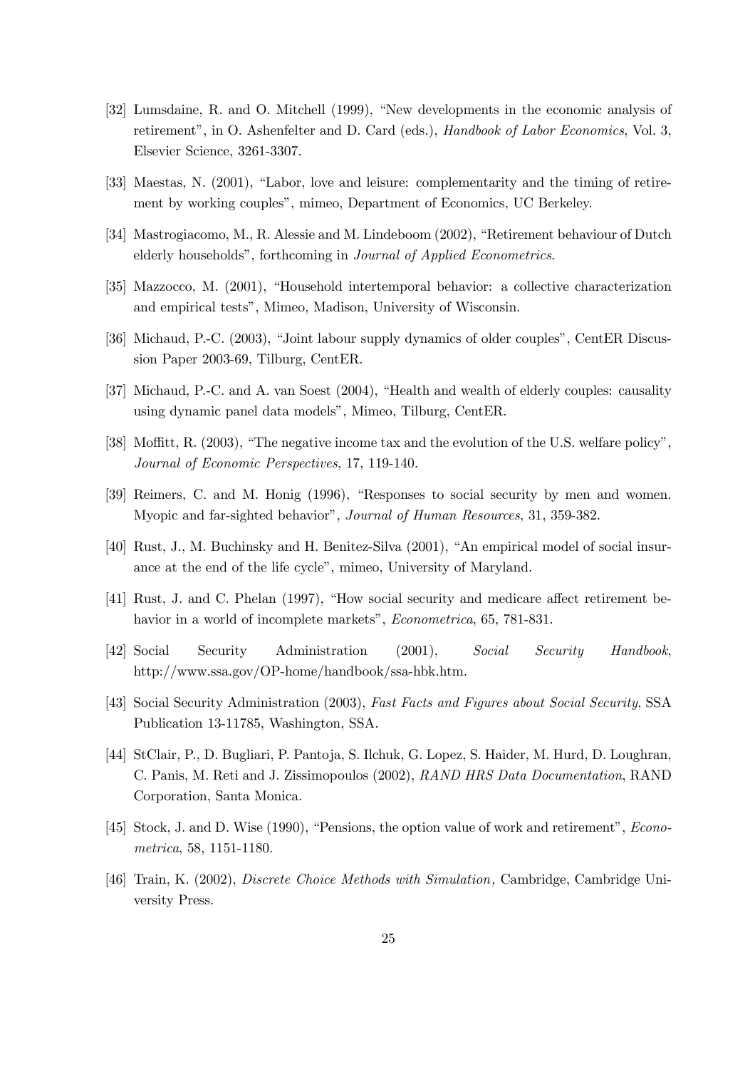[32] Lumsdaine, R. and O. Mitchell (1999), "New developments in the economic analysis of retirement", in O. Ashenfelter and D. Card (eds.), *Handbook of Labor Economics*, Vol. 3, Elsevier Science, 3261-3307.

[33] Maestas, N. (2001), "Labor, love and leisure: complementarity and the timing of retirement by working couples", mimeo, Department of Economics, UC Berkeley.

[34] Mastrogiacomo, M., R. Alessie and M. Lindeboom (2002), "Retirement behaviour of Dutch elderly households", forthcoming in *Journal of Applied Econometrics*.

[35] Mazzocco, M. (2001), "Household intertemporal behavior: a collective characterization and empirical tests", Mimeo, Madison, University of Wisconsin.

[36] Michaud, P.-C. (2003), "Joint labour supply dynamics of older couples", CentER Discussion Paper 2003-69, Tilburg, CentER.

[37] Michaud, P.-C. and A. van Soest (2004), "Health and wealth of elderly couples: causality using dynamic panel data models", Mimeo, Tilburg, CentER.

[38] Moffitt, R. (2003), "The negative income tax and the evolution of the U.S. welfare policy", *Journal of Economic Perspectives*, 17, 119-140.

[39] Reimers, C. and M. Honig (1996), "Responses to social security by men and women. Myopic and far-sighted behavior", *Journal of Human Resources*, 31, 359-382.

[40] Rust, J., M. Buchinsky and H. Benitez-Silva (2001), "An empirical model of social insurance at the end of the life cycle", mimeo, University of Maryland.

[41] Rust, J. and C. Phelan (1997), "How social security and medicare affect retirement behavior in a world of incomplete markets", *Econometrica*, 65, 781-831.

[42] Social Security Administration (2001), *Social Security Handbook*, http://www.ssa.gov/OP-home/handbook/ssa-hbk.htm.

[43] Social Security Administration (2003), *Fast Facts and Figures about Social Security*, SSA Publication 13-11785, Washington, SSA.

[44] StClair, P., D. Bugliari, P. Pantoja, S. Ilchuk, G. Lopez, S. Haider, M. Hurd, D. Loughran, C. Panis, M. Reti and J. Zissimopoulos (2002), *RAND HRS Data Documentation*, RAND Corporation, Santa Monica.

[45] Stock, J. and D. Wise (1990), "Pensions, the option value of work and retirement", *Econometrica*, 58, 1151-1180.

[46] Train, K. (2002), *Discrete Choice Methods with Simulation*, Cambridge, Cambridge University Press.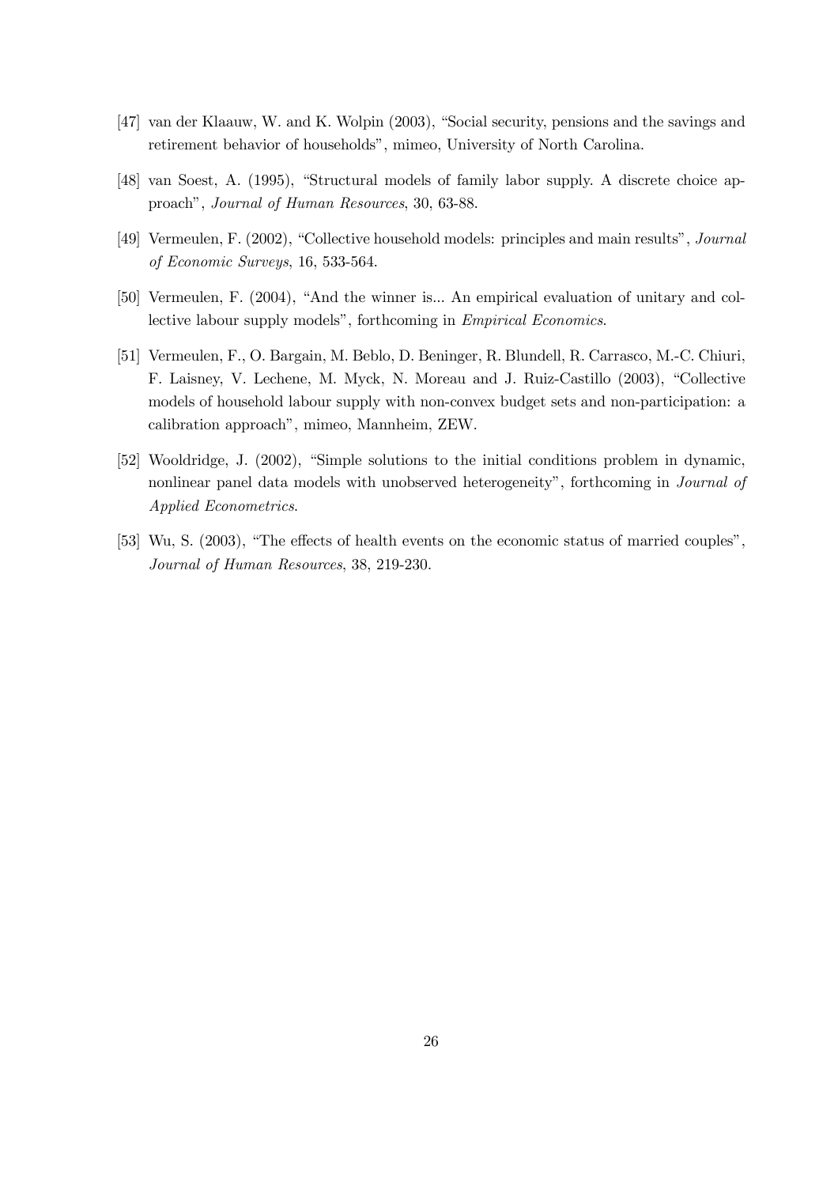[47] van der Klaauw, W. and K. Wolpin (2003), "Social security, pensions and the savings and retirement behavior of households", mimeo, University of North Carolina.

[48] van Soest, A. (1995), "Structural models of family labor supply. A discrete choice approach", *Journal of Human Resources*, 30, 63-88.

[49] Vermeulen, F. (2002), "Collective household models: principles and main results", *Journal of Economic Surveys*, 16, 533-564.

[50] Vermeulen, F. (2004), "And the winner is... An empirical evaluation of unitary and collective labour supply models", forthcoming in *Empirical Economics*.

[51] Vermeulen, F., O. Bargain, M. Beblo, D. Beninger, R. Blundell, R. Carrasco, M.-C. Chiuri, F. Laisney, V. Lechene, M. Myck, N. Moreau and J. Ruiz-Castillo (2003), "Collective models of household labour supply with non-convex budget sets and non-participation: a calibration approach", mimeo, Mannheim, ZEW.

[52] Wooldridge, J. (2002), "Simple solutions to the initial conditions problem in dynamic, nonlinear panel data models with unobserved heterogeneity", forthcoming in *Journal of Applied Econometrics*.

[53] Wu, S. (2003), "The effects of health events on the economic status of married couples", *Journal of Human Resources*, 38, 219-230.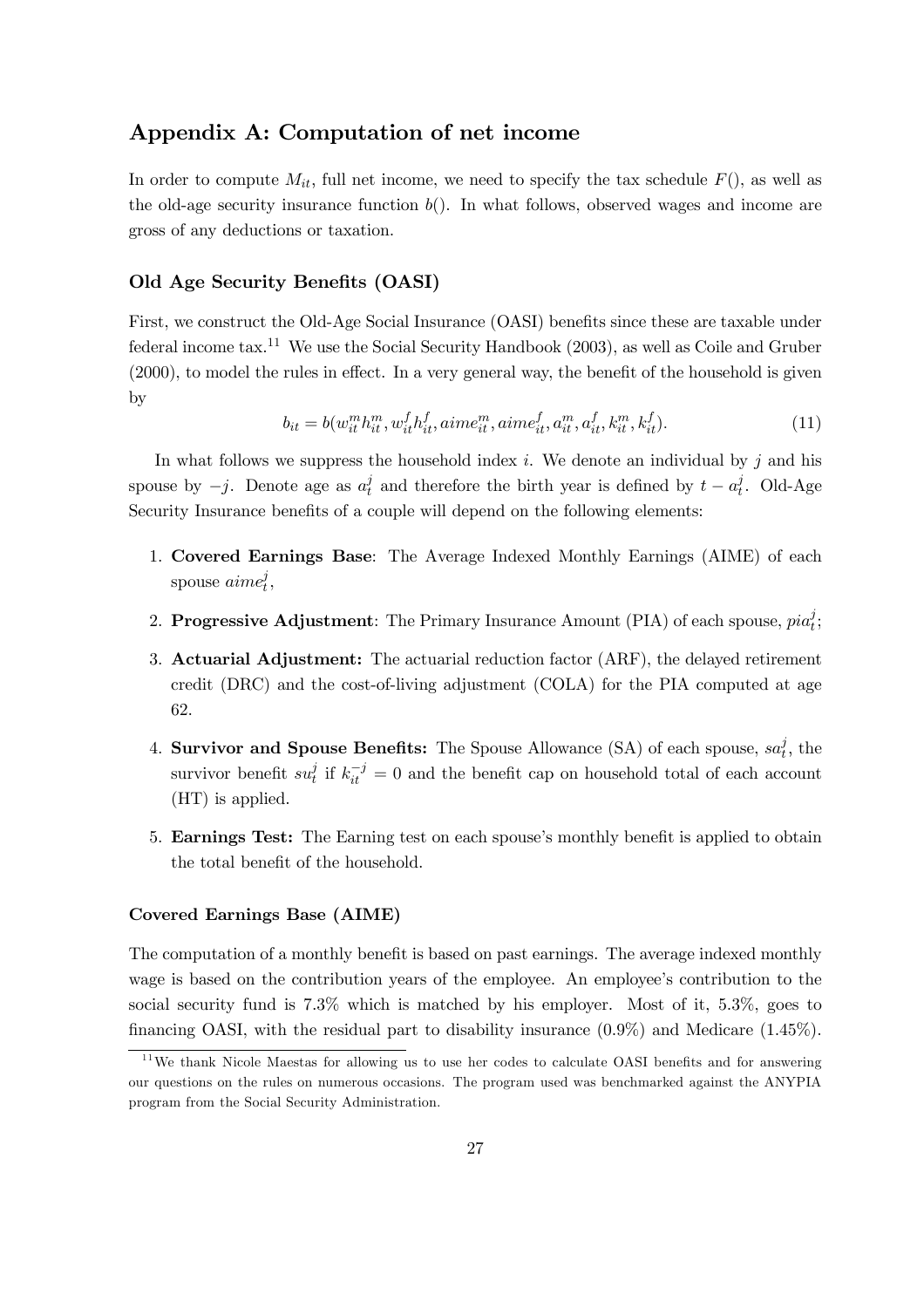## Appendix A: Computation of net income

In order to compute $M_{it}$, full net income, we need to specify the tax schedule $F()$, as well as the old-age security insurance function $b()$. In what follows, observed wages and income are gross of any deductions or taxation.

### Old Age Security Benefits (OASI)

First, we construct the Old-Age Social Insurance (OASI) benefits since these are taxable under federal income tax.[11] We use the Social Security Handbook (2003), as well as Coile and Gruber (2000), to model the rules in effect. In a very general way, the benefit of the household is given by

$$b_{it} = b(w_{it}^m h_{it}^m, w_{it}^f h_{it}^f, aime_{it}^m, aime_{it}^f, a_{it}^m, a_{it}^f, k_{it}^m, k_{it}^f). \tag{11}$$

In what follows we suppress the household index $i$. We denote an individual by $j$ and his spouse by $-j$. Denote age as $a_t^j$ and therefore the birth year is defined by $t - a_t^j$. Old-Age Security Insurance benefits of a couple will depend on the following elements:

1. **Covered Earnings Base**: The Average Indexed Monthly Earnings (AIME) of each spouse $aime_t^j$,
2. **Progressive Adjustment**: The Primary Insurance Amount (PIA) of each spouse, $pia_t^j$;
3. **Actuarial Adjustment:** The actuarial reduction factor (ARF), the delayed retirement credit (DRC) and the cost-of-living adjustment (COLA) for the PIA computed at age 62.
4. **Survivor and Spouse Benefits:** The Spouse Allowance (SA) of each spouse, $sa_t^j$, the survivor benefit $su_t^j$ if $k_{it}^{-j} = 0$ and the benefit cap on household total of each account (HT) is applied.
5. **Earnings Test:** The Earning test on each spouse's monthly benefit is applied to obtain the total benefit of the household.

#### Covered Earnings Base (AIME)

The computation of a monthly benefit is based on past earnings. The average indexed monthly wage is based on the contribution years of the employee. An employee's contribution to the social security fund is 7.3% which is matched by his employer. Most of it, 5.3%, goes to financing OASI, with the residual part to disability insurance (0.9%) and Medicare (1.45%).

[11] We thank Nicole Maestas for allowing us to use her codes to calculate OASI benefits and for answering our questions on the rules on numerous occasions. The program used was benchmarked against the ANYPIA program from the Social Security Administration.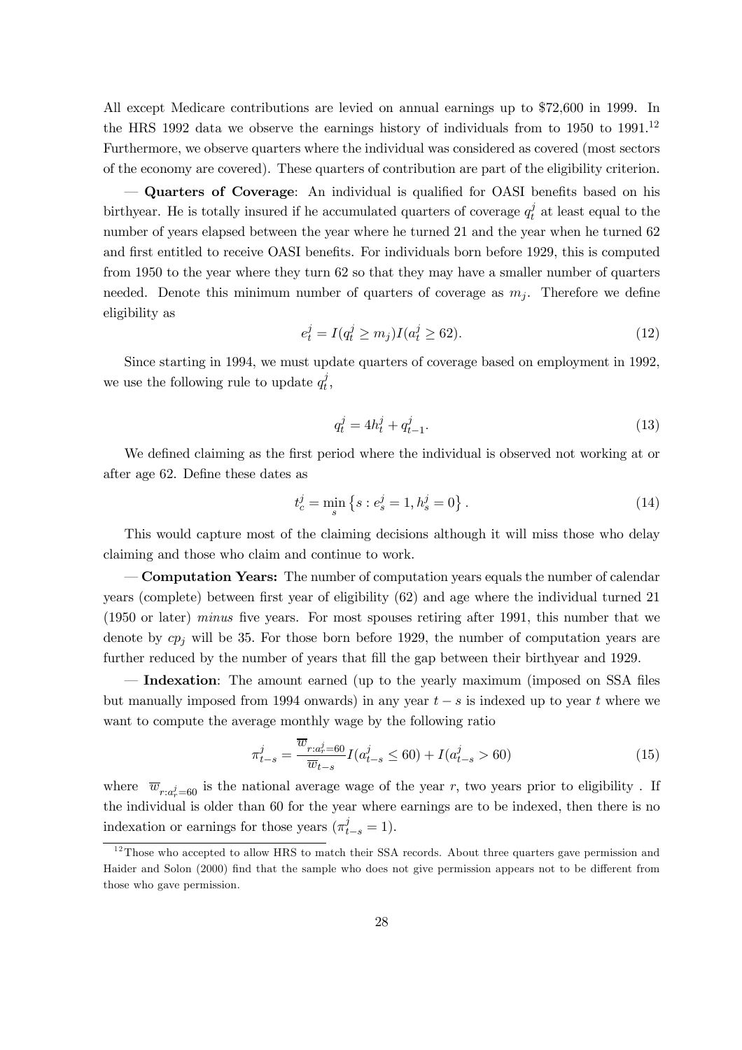All except Medicare contributions are levied on annual earnings up to \$72,600 in 1999. In the HRS 1992 data we observe the earnings history of individuals from to 1950 to 1991.[12] Furthermore, we observe quarters where the individual was considered as covered (most sectors of the economy are covered). These quarters of contribution are part of the eligibility criterion.

— **Quarters of Coverage**: An individual is qualified for OASI benefits based on his birthyear. He is totally insured if he accumulated quarters of coverage $q_t^j$ at least equal to the number of years elapsed between the year where he turned 21 and the year when he turned 62 and first entitled to receive OASI benefits. For individuals born before 1929, this is computed from 1950 to the year where they turn 62 so that they may have a smaller number of quarters needed. Denote this minimum number of quarters of coverage as $m_j$. Therefore we define eligibility as

$$e_t^j = I(q_t^j \geq m_j) I(a_t^j \geq 62). \tag{12}$$

Since starting in 1994, we must update quarters of coverage based on employment in 1992, we use the following rule to update $q_t^j$,

$$q_t^j = 4h_t^j + q_{t-1}^j. \tag{13}$$

We defined claiming as the first period where the individual is observed not working at or after age 62. Define these dates as

$$t_c^j = \min_s \left\{ s : e_s^j = 1, h_s^j = 0 \right\}. \tag{14}$$

This would capture most of the claiming decisions although it will miss those who delay claiming and those who claim and continue to work.

— **Computation Years:** The number of computation years equals the number of calendar years (complete) between first year of eligibility (62) and age where the individual turned 21 (1950 or later) *minus* five years. For most spouses retiring after 1991, this number that we denote by $cp_j$ will be 35. For those born before 1929, the number of computation years are further reduced by the number of years that fill the gap between their birthyear and 1929.

— **Indexation**: The amount earned (up to the yearly maximum (imposed on SSA files but manually imposed from 1994 onwards) in any year $t-s$ is indexed up to year $t$ where we want to compute the average monthly wage by the following ratio

$$\pi_{t-s}^j = \frac{\overline{w}_{r:a_r^j=60}}{\overline{w}_{t-s}} I(a_{t-s}^j \leq 60) + I(a_{t-s}^j > 60) \tag{15}$$

where $\overline{w}_{r:a_r^j=60}$ is the national average wage of the year $r$, two years prior to eligibility . If the individual is older than 60 for the year where earnings are to be indexed, then there is no indexation or earnings for those years ($\pi_{t-s}^j = 1$).

[12] Those who accepted to allow HRS to match their SSA records. About three quarters gave permission and Haider and Solon (2000) find that the sample who does not give permission appears not to be different from those who gave permission.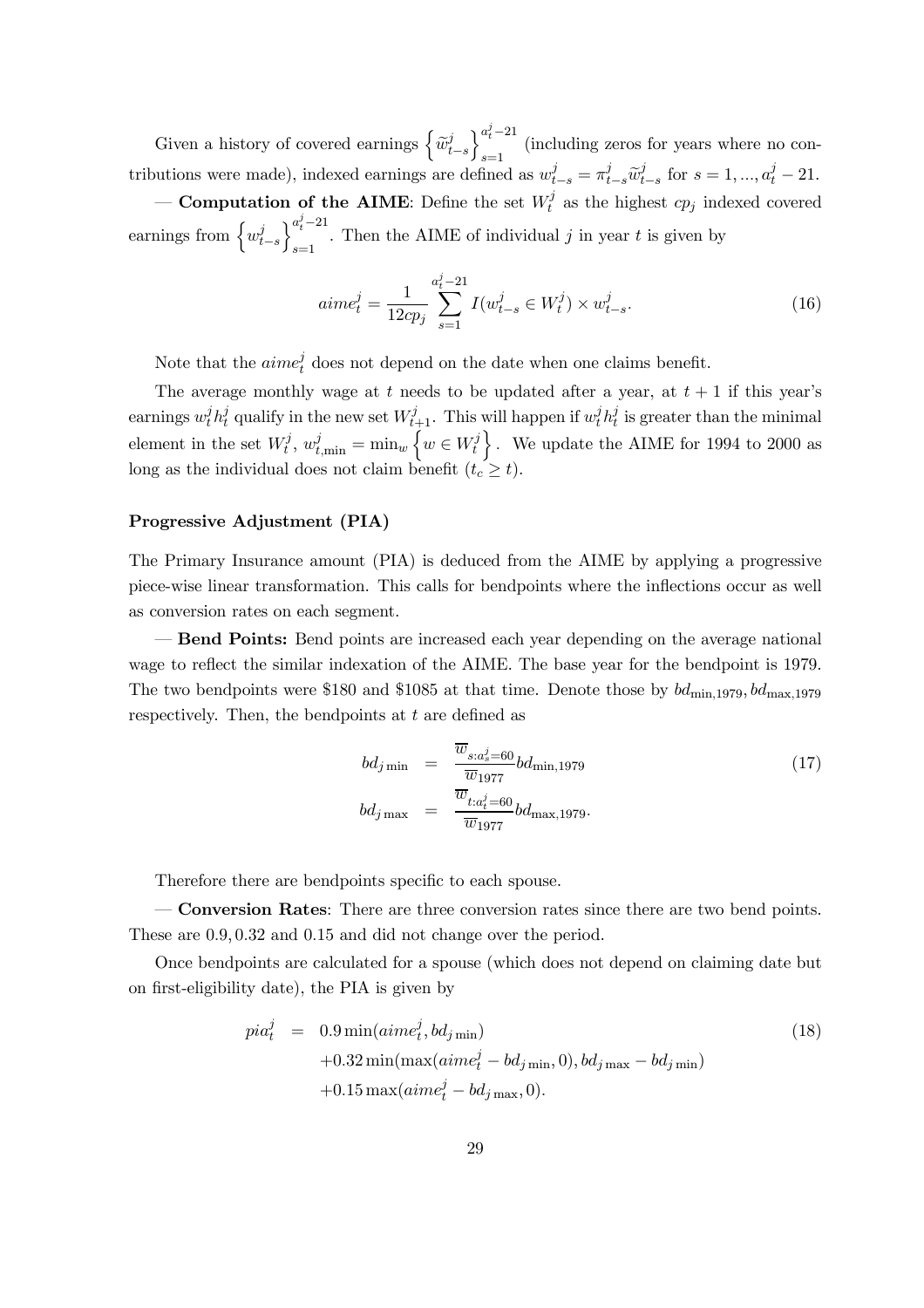Given a history of covered earnings $\left\{\widetilde{w}^j_{t-s}\right\}_{s=1}^{a^j_t-21}$ (including zeros for years where no contributions were made), indexed earnings are defined as $w^j_{t-s} = \pi^j_{t-s}\widetilde{w}^j_{t-s}$ for $s = 1, ..., a^j_t - 21$.

— **Computation of the AIME**: Define the set $W^j_t$ as the highest $cp_j$ indexed covered earnings from $\left\{w^j_{t-s}\right\}_{s=1}^{a^j_t-21}$. Then the AIME of individual $j$ in year $t$ is given by

$$aime^j_t = \frac{1}{12cp_j}\sum_{s=1}^{a^j_t-21} I(w^j_{t-s} \in W^j_t) \times w^j_{t-s}. \tag{16}$$

Note that the $aime^j_t$ does not depend on the date when one claims benefit.

The average monthly wage at $t$ needs to be updated after a year, at $t+1$ if this year's earnings $w^j_t h^j_t$ qualify in the new set $W^j_{t+1}$. This will happen if $w^j_t h^j_t$ is greater than the minimal element in the set $W^j_t$, $w^j_{t,\min} = \min_w \left\{w \in W^j_t\right\}$. We update the AIME for 1994 to 2000 as long as the individual does not claim benefit ($t_c \geq t$).

### Progressive Adjustment (PIA)

The Primary Insurance amount (PIA) is deduced from the AIME by applying a progressive piece-wise linear transformation. This calls for bendpoints where the inflections occur as well as conversion rates on each segment.

— **Bend Points:** Bend points are increased each year depending on the average national wage to reflect the similar indexation of the AIME. The base year for the bendpoint is 1979. The two bendpoints were \$180 and \$1085 at that time. Denote those by $bd_{\min,1979}, bd_{\max,1979}$ respectively. Then, the bendpoints at $t$ are defined as

$$\begin{aligned} bd_{j\min} &= \frac{\overline{w}_{s:a^j_s=60}}{\overline{w}_{1977}} bd_{\min,1979} \\ bd_{j\max} &= \frac{\overline{w}_{t:a^j_t=60}}{\overline{w}_{1977}} bd_{\max,1979}. \end{aligned} \tag{17}$$

Therefore there are bendpoints specific to each spouse.

— **Conversion Rates**: There are three conversion rates since there are two bend points. These are $0.9, 0.32$ and $0.15$ and did not change over the period.

Once bendpoints are calculated for a spouse (which does not depend on claiming date but on first-eligibility date), the PIA is given by

$$\begin{aligned} pia^j_t &= 0.9\min(aime^j_t, bd_{j\min}) \\ &\quad +0.32\min(\max(aime^j_t - bd_{j\min}, 0), bd_{j\max} - bd_{j\min}) \\ &\quad +0.15\max(aime^j_t - bd_{j\max}, 0). \end{aligned} \tag{18}$$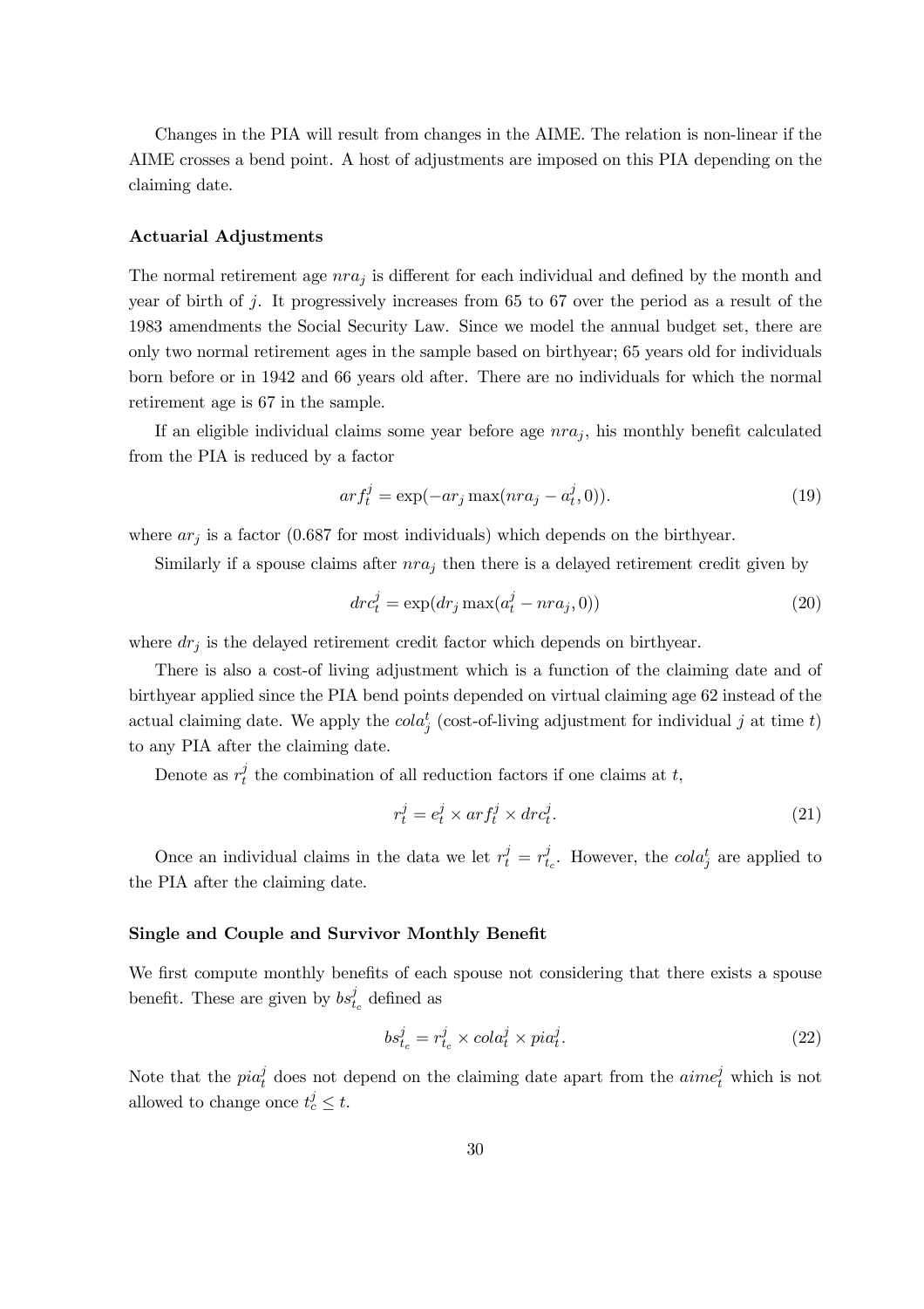Changes in the PIA will result from changes in the AIME. The relation is non-linear if the AIME crosses a bend point. A host of adjustments are imposed on this PIA depending on the claiming date.

#### Actuarial Adjustments

The normal retirement age $nra_j$ is different for each individual and defined by the month and year of birth of $j$. It progressively increases from 65 to 67 over the period as a result of the 1983 amendments the Social Security Law. Since we model the annual budget set, there are only two normal retirement ages in the sample based on birthyear; 65 years old for individuals born before or in 1942 and 66 years old after. There are no individuals for which the normal retirement age is 67 in the sample.

If an eligible individual claims some year before age $nra_j$, his monthly benefit calculated from the PIA is reduced by a factor

$$arf_t^j = \exp(-ar_j \max(nra_j - a_t^j, 0)). \tag{19}$$

where $ar_j$ is a factor (0.687 for most individuals) which depends on the birthyear.

Similarly if a spouse claims after $nra_j$ then there is a delayed retirement credit given by

$$drc_t^j = \exp(dr_j \max(a_t^j - nra_j, 0)) \tag{20}$$

where $dr_j$ is the delayed retirement credit factor which depends on birthyear.

There is also a cost-of living adjustment which is a function of the claiming date and of birthyear applied since the PIA bend points depended on virtual claiming age 62 instead of the actual claiming date. We apply the $cola_j^t$ (cost-of-living adjustment for individual $j$ at time $t$) to any PIA after the claiming date.

Denote as $r_t^j$ the combination of all reduction factors if one claims at $t$,

$$r_t^j = e_t^j \times arf_t^j \times drc_t^j. \tag{21}$$

Once an individual claims in the data we let $r_t^j = r_{t_c}^j$. However, the $cola_j^t$ are applied to the PIA after the claiming date.

#### Single and Couple and Survivor Monthly Benefit

We first compute monthly benefits of each spouse not considering that there exists a spouse benefit. These are given by $bs_{t_c}^j$ defined as

$$bs_{t_c}^j = r_{t_c}^j \times cola_t^j \times pia_t^j. \tag{22}$$

Note that the $pia_t^j$ does not depend on the claiming date apart from the $aime_t^j$ which is not allowed to change once $t_c^j \leq t$.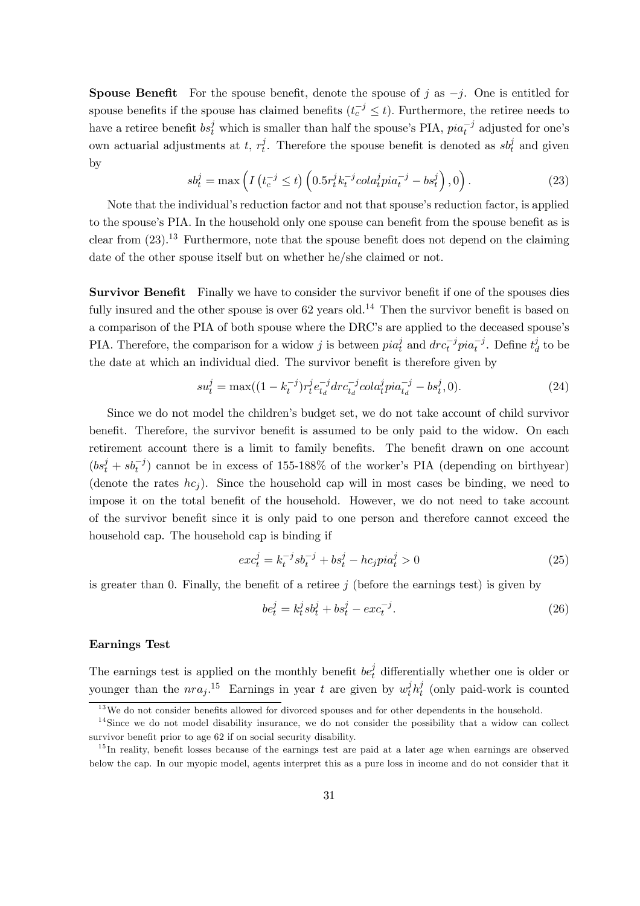**Spouse Benefit** For the spouse benefit, denote the spouse of $j$ as $-j$. One is entitled for spouse benefits if the spouse has claimed benefits ($t_c^{-j} \leq t$). Furthermore, the retiree needs to have a retiree benefit $bs_t^j$ which is smaller than half the spouse's PIA, $pia_t^{-j}$ adjusted for one's own actuarial adjustments at $t$, $r_t^j$. Therefore the spouse benefit is denoted as $sb_t^j$ and given by

$$sb_t^j = \max\left(I\left(t_c^{-j} \leq t\right)\left(0.5 r_t^j k_t^{-j} cola_t^j pia_t^{-j} - bs_t^j\right), 0\right). \tag{23}$$

Note that the individual's reduction factor and not that spouse's reduction factor, is applied to the spouse's PIA. In the household only one spouse can benefit from the spouse benefit as is clear from (23).[13] Furthermore, note that the spouse benefit does not depend on the claiming date of the other spouse itself but on whether he/she claimed or not.

**Survivor Benefit** Finally we have to consider the survivor benefit if one of the spouses dies fully insured and the other spouse is over 62 years old.[14] Then the survivor benefit is based on a comparison of the PIA of both spouse where the DRC's are applied to the deceased spouse's PIA. Therefore, the comparison for a widow $j$ is between $pia_t^j$ and $drc_t^{-j} pia_t^{-j}$. Define $t_d^j$ to be the date at which an individual died. The survivor benefit is therefore given by

$$su_t^j = \max((1 - k_t^{-j}) r_t^j e_{t_d}^{-j} drc_{t_d}^{-j} cola_t^j pia_{t_d}^{-j} - bs_t^j, 0). \tag{24}$$

Since we do not model the children's budget set, we do not take account of child survivor benefit. Therefore, the survivor benefit is assumed to be only paid to the widow. On each retirement account there is a limit to family benefits. The benefit drawn on one account ($bs_t^j + sb_t^{-j}$) cannot be in excess of 155-188% of the worker's PIA (depending on birthyear) (denote the rates $hc_j$). Since the household cap will in most cases be binding, we need to impose it on the total benefit of the household. However, we do not need to take account of the survivor benefit since it is only paid to one person and therefore cannot exceed the household cap. The household cap is binding if

$$exc_t^j = k_t^{-j} sb_t^{-j} + bs_t^j - hc_j pia_t^j > 0 \tag{25}$$

is greater than 0. Finally, the benefit of a retiree $j$ (before the earnings test) is given by

$$be_t^j = k_t^j sb_t^j + bs_t^j - exc_t^{-j}. \tag{26}$$

**Earnings Test**

The earnings test is applied on the monthly benefit $be_t^j$ differentially whether one is older or younger than the $nra_j$.[15] Earnings in year $t$ are given by $w_t^j h_t^j$ (only paid-work is counted

[13] We do not consider benefits allowed for divorced spouses and for other dependents in the household.

[14] Since we do not model disability insurance, we do not consider the possibility that a widow can collect survivor benefit prior to age 62 if on social security disability.

[15] In reality, benefit losses because of the earnings test are paid at a later age when earnings are observed below the cap. In our myopic model, agents interpret this as a pure loss in income and do not consider that it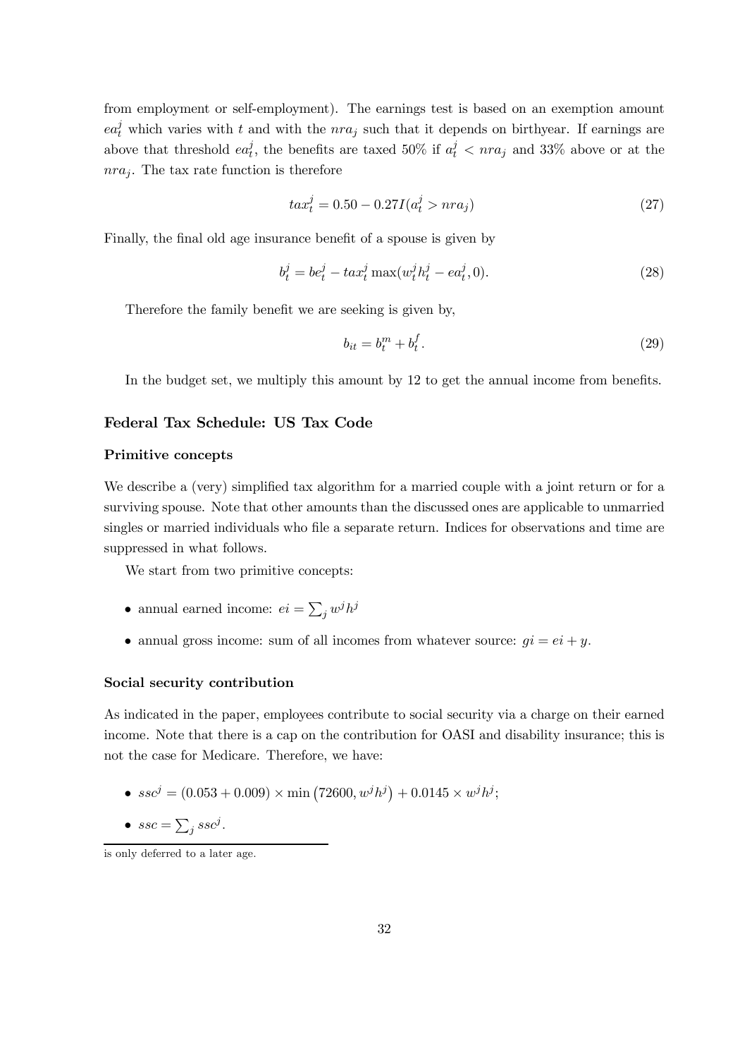from employment or self-employment). The earnings test is based on an exemption amount $ea_t^j$ which varies with $t$ and with the $nra_j$ such that it depends on birthyear. If earnings are above that threshold $ea_t^j$, the benefits are taxed 50% if $a_t^j < nra_j$ and 33% above or at the $nra_j$. The tax rate function is therefore

$$tax_t^j = 0.50 - 0.27 I(a_t^j > nra_j) \tag{27}$$

Finally, the final old age insurance benefit of a spouse is given by

$$b_t^j = be_t^j - tax_t^j \max(w_t^j h_t^j - ea_t^j, 0). \tag{28}$$

Therefore the family benefit we are seeking is given by,

$$b_{it} = b_t^m + b_t^f. \tag{29}$$

In the budget set, we multiply this amount by 12 to get the annual income from benefits.

### Federal Tax Schedule: US Tax Code

#### Primitive concepts

We describe a (very) simplified tax algorithm for a married couple with a joint return or for a surviving spouse. Note that other amounts than the discussed ones are applicable to unmarried singles or married individuals who file a separate return. Indices for observations and time are suppressed in what follows.

We start from two primitive concepts:

- annual earned income: $ei = \sum_j w^j h^j$
- annual gross income: sum of all incomes from whatever source: $gi = ei + y$.

#### Social security contribution

As indicated in the paper, employees contribute to social security via a charge on their earned income. Note that there is a cap on the contribution for OASI and disability insurance; this is not the case for Medicare. Therefore, we have:

- $ssc^j = (0.053 + 0.009) \times \min\left(72600, w^j h^j\right) + 0.0145 \times w^j h^j$;
- $ssc = \sum_j ssc^j$.

is only deferred to a later age.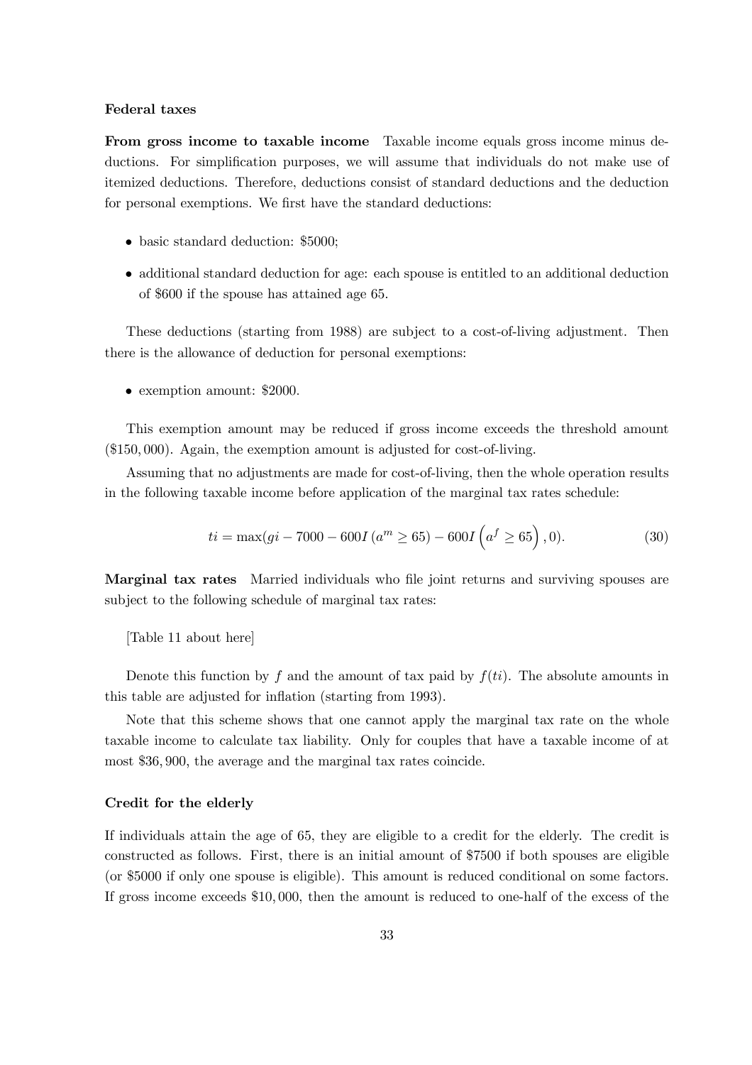**Federal taxes**

**From gross income to taxable income** Taxable income equals gross income minus deductions. For simplification purposes, we will assume that individuals do not make use of itemized deductions. Therefore, deductions consist of standard deductions and the deduction for personal exemptions. We first have the standard deductions:

- basic standard deduction: \$5000;
- additional standard deduction for age: each spouse is entitled to an additional deduction of \$600 if the spouse has attained age 65.

These deductions (starting from 1988) are subject to a cost-of-living adjustment. Then there is the allowance of deduction for personal exemptions:

- exemption amount: \$2000.

This exemption amount may be reduced if gross income exceeds the threshold amount (\$150,000). Again, the exemption amount is adjusted for cost-of-living.

Assuming that no adjustments are made for cost-of-living, then the whole operation results in the following taxable income before application of the marginal tax rates schedule:

$$ti = \max(gi - 7000 - 600I\left(a^m \geq 65\right) - 600I\left(a^f \geq 65\right), 0). \tag{30}$$

**Marginal tax rates** Married individuals who file joint returns and surviving spouses are subject to the following schedule of marginal tax rates:

[Table 11 about here]

Denote this function by $f$ and the amount of tax paid by $f(ti)$. The absolute amounts in this table are adjusted for inflation (starting from 1993).

Note that this scheme shows that one cannot apply the marginal tax rate on the whole taxable income to calculate tax liability. Only for couples that have a taxable income of at most \$36,900, the average and the marginal tax rates coincide.

**Credit for the elderly**

If individuals attain the age of 65, they are eligible to a credit for the elderly. The credit is constructed as follows. First, there is an initial amount of \$7500 if both spouses are eligible (or \$5000 if only one spouse is eligible). This amount is reduced conditional on some factors. If gross income exceeds \$10,000, then the amount is reduced to one-half of the excess of the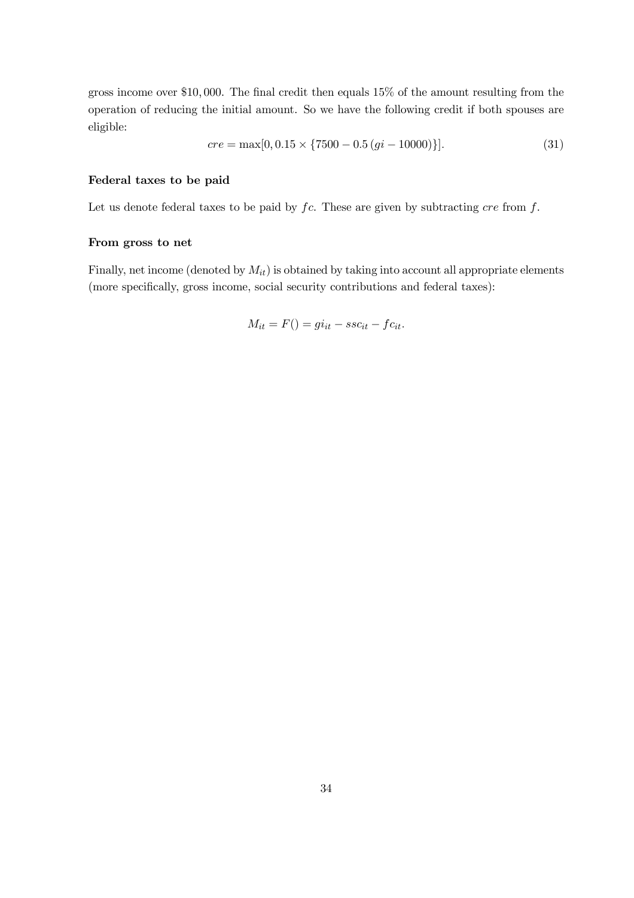gross income over \$10,000. The final credit then equals 15% of the amount resulting from the operation of reducing the initial amount. So we have the following credit if both spouses are eligible:

$$cre = \max[0, 0.15 \times \{7500 - 0.5\,(gi - 10000)\}]. \tag{31}$$

#### Federal taxes to be paid

Let us denote federal taxes to be paid by $fc$. These are given by subtracting $cre$ from $f$.

#### From gross to net

Finally, net income (denoted by $M_{it}$) is obtained by taking into account all appropriate elements (more specifically, gross income, social security contributions and federal taxes):

$$M_{it} = F() = gi_{it} - ssc_{it} - fc_{it}.$$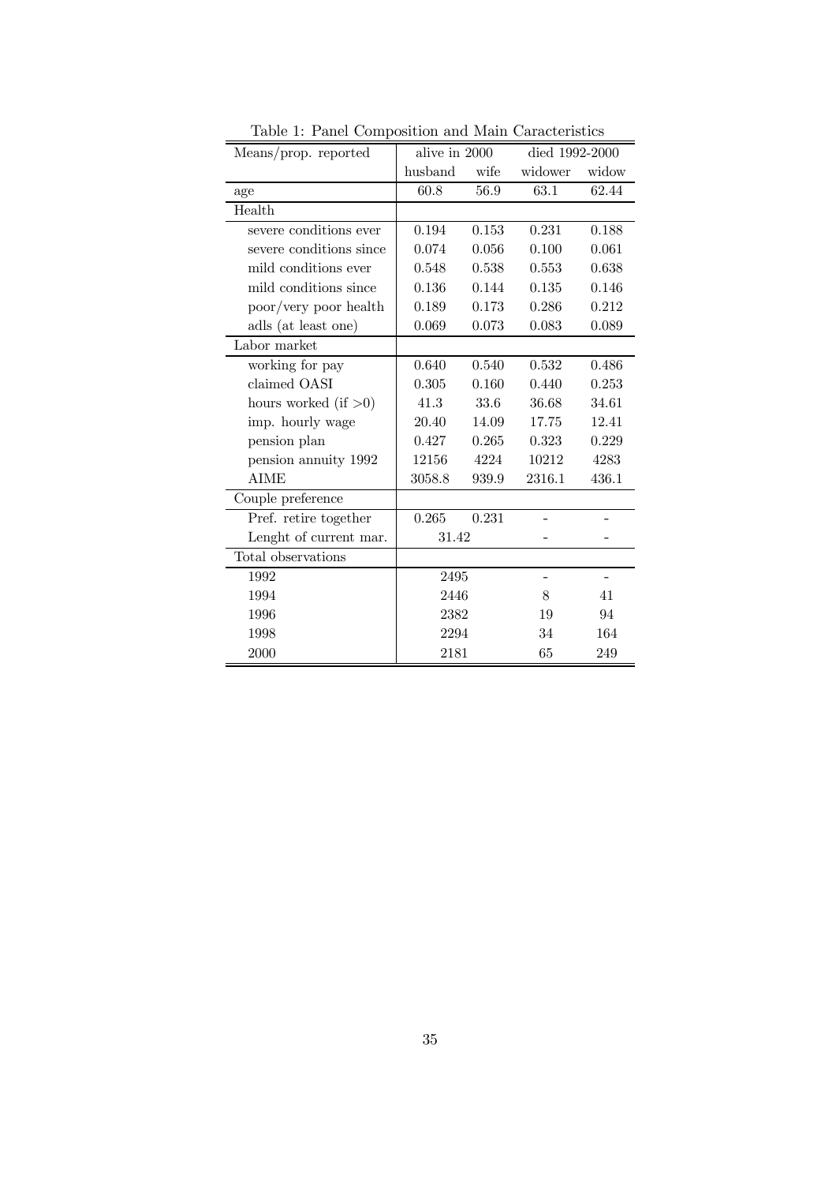Table 1: Panel Composition and Main Caracteristics

| Means/prop. reported | alive in 2000 | | died 1992-2000 | |
|---|---|---|---|---|
| | husband | wife | widower | widow |
| age | 60.8 | 56.9 | 63.1 | 62.44 |
| Health | | | | |
| severe conditions ever | 0.194 | 0.153 | 0.231 | 0.188 |
| severe conditions since | 0.074 | 0.056 | 0.100 | 0.061 |
| mild conditions ever | 0.548 | 0.538 | 0.553 | 0.638 |
| mild conditions since | 0.136 | 0.144 | 0.135 | 0.146 |
| poor/very poor health | 0.189 | 0.173 | 0.286 | 0.212 |
| adls (at least one) | 0.069 | 0.073 | 0.083 | 0.089 |
| Labor market | | | | |
| working for pay | 0.640 | 0.540 | 0.532 | 0.486 |
| claimed OASI | 0.305 | 0.160 | 0.440 | 0.253 |
| hours worked (if >0) | 41.3 | 33.6 | 36.68 | 34.61 |
| imp. hourly wage | 20.40 | 14.09 | 17.75 | 12.41 |
| pension plan | 0.427 | 0.265 | 0.323 | 0.229 |
| pension annuity 1992 | 12156 | 4224 | 10212 | 4283 |
| AIME | 3058.8 | 939.9 | 2316.1 | 436.1 |
| Couple preference | | | | |
| Pref. retire together | 0.265 | 0.231 | - | - |
| Lenght of current mar. | 31.42 | | - | - |
| Total observations | | | | |
| 1992 | 2495 | | - | - |
| 1994 | 2446 | | 8 | 41 |
| 1996 | 2382 | | 19 | 94 |
| 1998 | 2294 | | 34 | 164 |
| 2000 | 2181 | | 65 | 249 |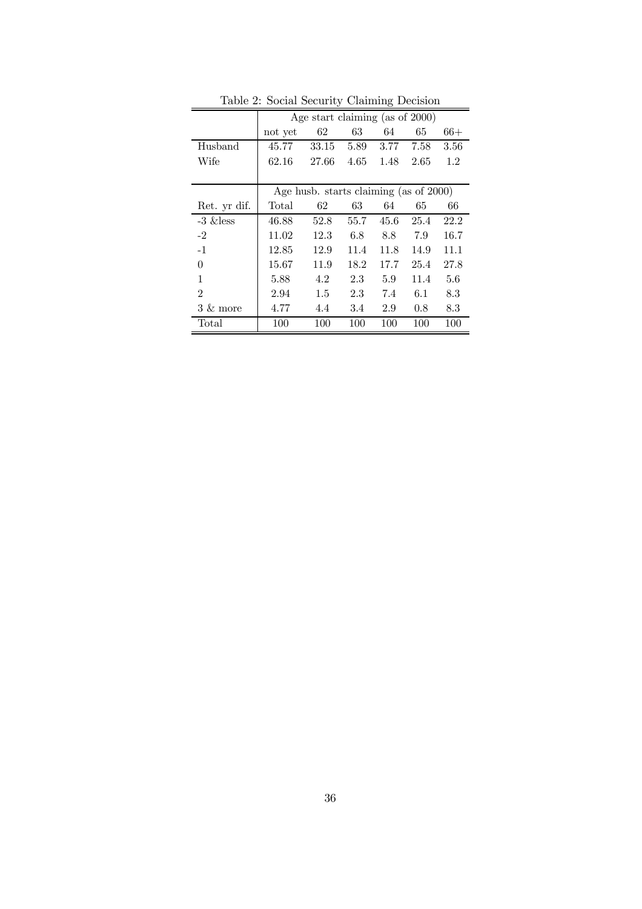Table 2: Social Security Claiming Decision

| | Age start claiming (as of 2000) | | | | | |
|---|---|---|---|---|---|---|
| | not yet | 62 | 63 | 64 | 65 | 66+ |
| Husband | 45.77 | 33.15 | 5.89 | 3.77 | 7.58 | 3.56 |
| Wife | 62.16 | 27.66 | 4.65 | 1.48 | 2.65 | 1.2 |
| | **Age husb. starts claiming (as of 2000)** | | | | | |
| Ret. yr dif. | Total | 62 | 63 | 64 | 65 | 66 |
| -3 &less | 46.88 | 52.8 | 55.7 | 45.6 | 25.4 | 22.2 |
| -2 | 11.02 | 12.3 | 6.8 | 8.8 | 7.9 | 16.7 |
| -1 | 12.85 | 12.9 | 11.4 | 11.8 | 14.9 | 11.1 |
| 0 | 15.67 | 11.9 | 18.2 | 17.7 | 25.4 | 27.8 |
| 1 | 5.88 | 4.2 | 2.3 | 5.9 | 11.4 | 5.6 |
| 2 | 2.94 | 1.5 | 2.3 | 7.4 | 6.1 | 8.3 |
| 3 & more | 4.77 | 4.4 | 3.4 | 2.9 | 0.8 | 8.3 |
| Total | 100 | 100 | 100 | 100 | 100 | 100 |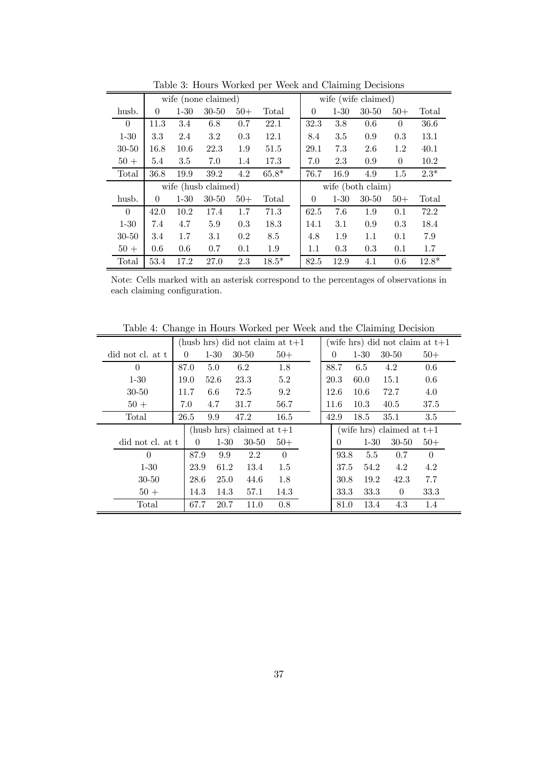Table 3: Hours Worked per Week and Claiming Decisions

| | wife (none claimed) | | | | | wife (wife claimed) | | | | |
|---|---|---|---|---|---|---|---|---|---|---|
| husb. | 0 | 1-30 | 30-50 | 50+ | Total | 0 | 1-30 | 30-50 | 50+ | Total |
| 0 | 11.3 | 3.4 | 6.8 | 0.7 | 22.1 | 32.3 | 3.8 | 0.6 | 0 | 36.6 |
| 1-30 | 3.3 | 2.4 | 3.2 | 0.3 | 12.1 | 8.4 | 3.5 | 0.9 | 0.3 | 13.1 |
| 30-50 | 16.8 | 10.6 | 22.3 | 1.9 | 51.5 | 29.1 | 7.3 | 2.6 | 1.2 | 40.1 |
| 50 + | 5.4 | 3.5 | 7.0 | 1.4 | 17.3 | 7.0 | 2.3 | 0.9 | 0 | 10.2 |
| Total | 36.8 | 19.9 | 39.2 | 4.2 | 65.8* | 76.7 | 16.9 | 4.9 | 1.5 | 2.3* |
| | wife (husb claimed) | | | | | wife (both claim) | | | | |
| husb. | 0 | 1-30 | 30-50 | 50+ | Total | 0 | 1-30 | 30-50 | 50+ | Total |
| 0 | 42.0 | 10.2 | 17.4 | 1.7 | 71.3 | 62.5 | 7.6 | 1.9 | 0.1 | 72.2 |
| 1-30 | 7.4 | 4.7 | 5.9 | 0.3 | 18.3 | 14.1 | 3.1 | 0.9 | 0.3 | 18.4 |
| 30-50 | 3.4 | 1.7 | 3.1 | 0.2 | 8.5 | 4.8 | 1.9 | 1.1 | 0.1 | 7.9 |
| 50 + | 0.6 | 0.6 | 0.7 | 0.1 | 1.9 | 1.1 | 0.3 | 0.3 | 0.1 | 1.7 |
| Total | 53.4 | 17.2 | 27.0 | 2.3 | 18.5* | 82.5 | 12.9 | 4.1 | 0.6 | 12.8* |

Note: Cells marked with an asterisk correspond to the percentages of observations in each claiming configuration.

Table 4: Change in Hours Worked per Week and the Claiming Decision

| | (husb hrs) did not claim at t+1 | | | | (wife hrs) did not claim at t+1 | | | |
|---|---|---|---|---|---|---|---|---|
| did not cl. at t | 0 | 1-30 | 30-50 | 50+ | 0 | 1-30 | 30-50 | 50+ |
| 0 | 87.0 | 5.0 | 6.2 | 1.8 | 88.7 | 6.5 | 4.2 | 0.6 |
| 1-30 | 19.0 | 52.6 | 23.3 | 5.2 | 20.3 | 60.0 | 15.1 | 0.6 |
| 30-50 | 11.7 | 6.6 | 72.5 | 9.2 | 12.6 | 10.6 | 72.7 | 4.0 |
| 50 + | 7.0 | 4.7 | 31.7 | 56.7 | 11.6 | 10.3 | 40.5 | 37.5 |
| Total | 26.5 | 9.9 | 47.2 | 16.5 | 42.9 | 18.5 | 35.1 | 3.5 |
| | (husb hrs) claimed at t+1 | | | | (wife hrs) claimed at t+1 | | | |
| did not cl. at t | 0 | 1-30 | 30-50 | 50+ | 0 | 1-30 | 30-50 | 50+ |
| 0 | 87.9 | 9.9 | 2.2 | 0 | 93.8 | 5.5 | 0.7 | 0 |
| 1-30 | 23.9 | 61.2 | 13.4 | 1.5 | 37.5 | 54.2 | 4.2 | 4.2 |
| 30-50 | 28.6 | 25.0 | 44.6 | 1.8 | 30.8 | 19.2 | 42.3 | 7.7 |
| 50 + | 14.3 | 14.3 | 57.1 | 14.3 | 33.3 | 33.3 | 0 | 33.3 |
| Total | 67.7 | 20.7 | 11.0 | 0.8 | 81.0 | 13.4 | 4.3 | 1.4 |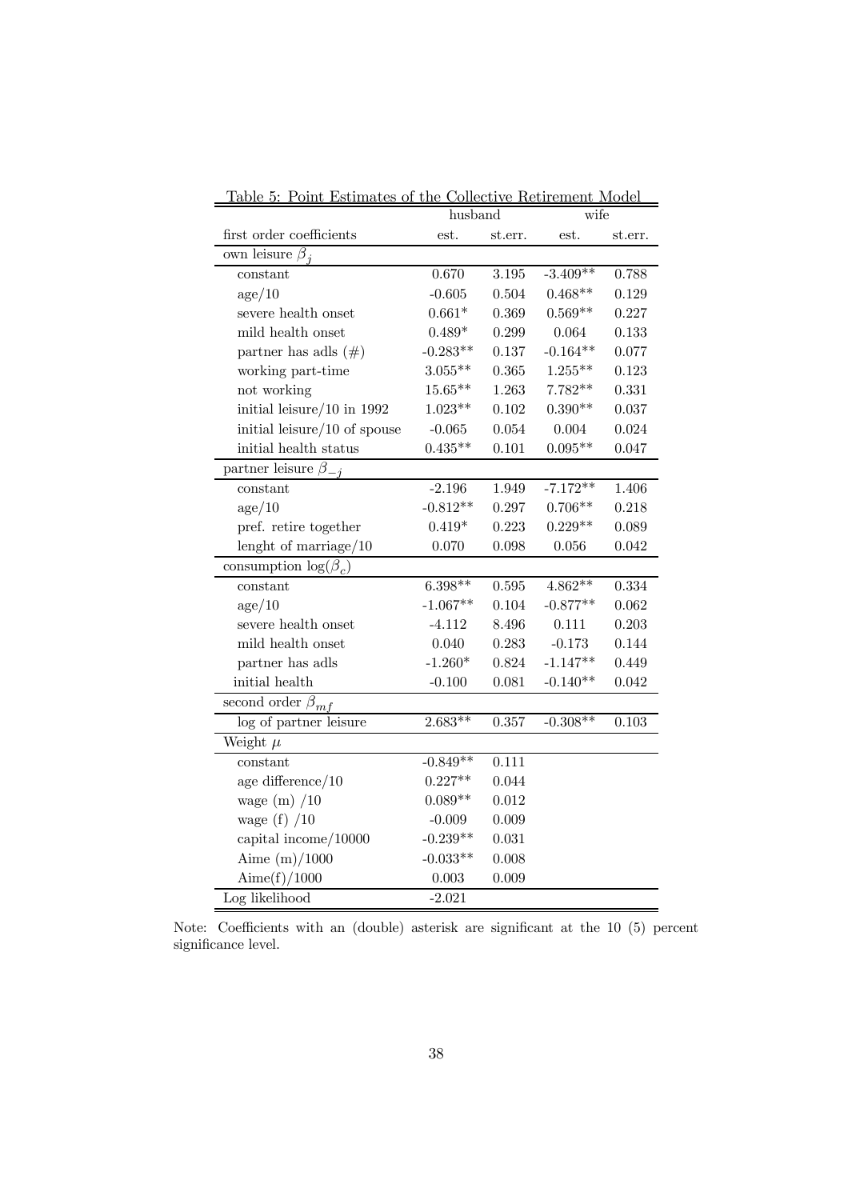Table 5: Point Estimates of the Collective Retirement Model

| | husband | | wife | |
|---|---|---|---|---|
| first order coefficients | est. | st.err. | est. | st.err. |
| own leisure $\beta_j$ | | | | |
| constant | 0.670 | 3.195 | -3.409** | 0.788 |
| age/10 | -0.605 | 0.504 | 0.468** | 0.129 |
| severe health onset | 0.661* | 0.369 | 0.569** | 0.227 |
| mild health onset | 0.489* | 0.299 | 0.064 | 0.133 |
| partner has adls (#) | -0.283** | 0.137 | -0.164** | 0.077 |
| working part-time | 3.055** | 0.365 | 1.255** | 0.123 |
| not working | 15.65** | 1.263 | 7.782** | 0.331 |
| initial leisure/10 in 1992 | 1.023** | 0.102 | 0.390** | 0.037 |
| initial leisure/10 of spouse | -0.065 | 0.054 | 0.004 | 0.024 |
| initial health status | 0.435** | 0.101 | 0.095** | 0.047 |
| partner leisure $\beta_{-j}$ | | | | |
| constant | -2.196 | 1.949 | -7.172** | 1.406 |
| age/10 | -0.812** | 0.297 | 0.706** | 0.218 |
| pref. retire together | 0.419* | 0.223 | 0.229** | 0.089 |
| lenght of marriage/10 | 0.070 | 0.098 | 0.056 | 0.042 |
| consumption $\log(\beta_c)$ | | | | |
| constant | 6.398** | 0.595 | 4.862** | 0.334 |
| age/10 | -1.067** | 0.104 | -0.877** | 0.062 |
| severe health onset | -4.112 | 8.496 | 0.111 | 0.203 |
| mild health onset | 0.040 | 0.283 | -0.173 | 0.144 |
| partner has adls | -1.260* | 0.824 | -1.147** | 0.449 |
| initial health | -0.100 | 0.081 | -0.140** | 0.042 |
| second order $\beta_{mf}$ | | | | |
| log of partner leisure | 2.683** | 0.357 | -0.308** | 0.103 |
| Weight $\mu$ | | | | |
| constant | -0.849** | 0.111 | | |
| age difference/10 | 0.227** | 0.044 | | |
| wage (m) /10 | 0.089** | 0.012 | | |
| wage (f) /10 | -0.009 | 0.009 | | |
| capital income/10000 | -0.239** | 0.031 | | |
| Aime (m)/1000 | -0.033** | 0.008 | | |
| Aime(f)/1000 | 0.003 | 0.009 | | |
| Log likelihood | -2.021 | | | |

Note: Coefficients with an (double) asterisk are significant at the 10 (5) percent significance level.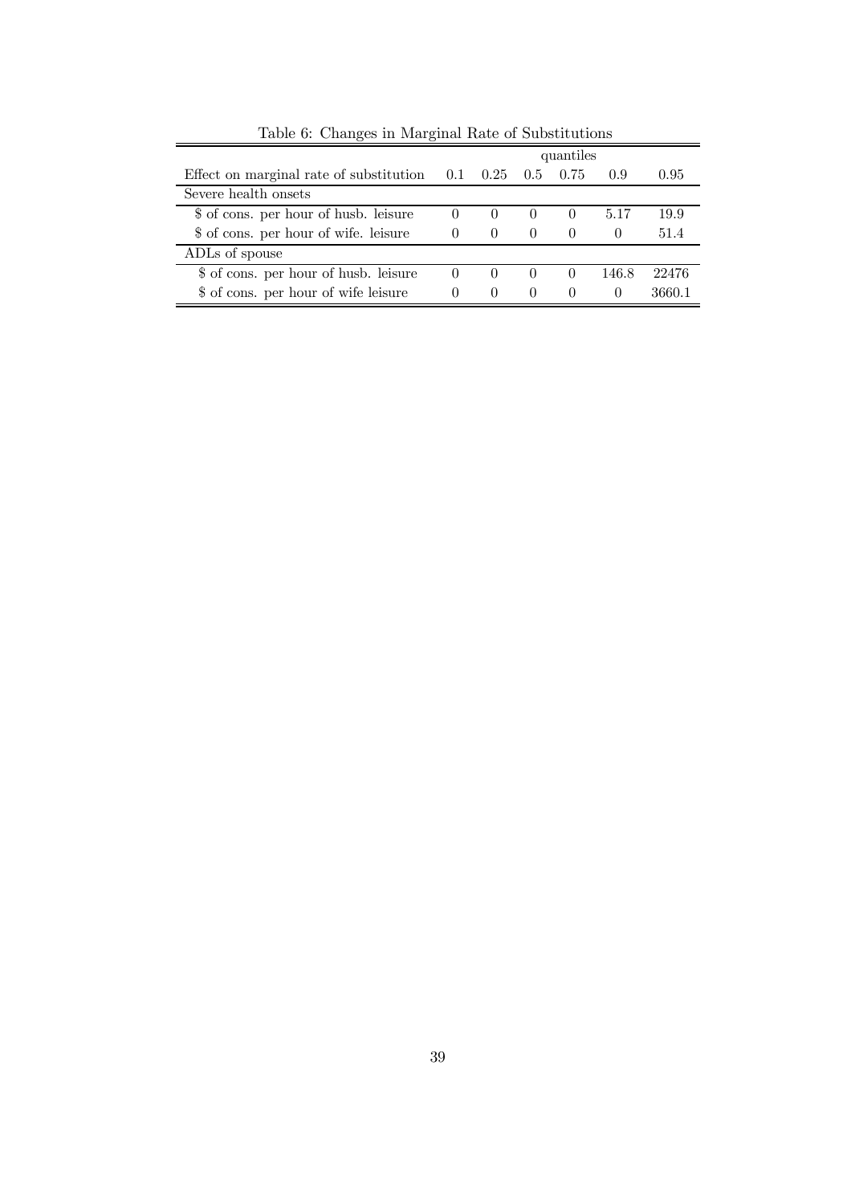Table 6: Changes in Marginal Rate of Substitutions

| | quantiles | | | | | |
|---|---|---|---|---|---|---|
| Effect on marginal rate of substitution | 0.1 | 0.25 | 0.5 | 0.75 | 0.9 | 0.95 |
| Severe health onsets | | | | | | |
| $ of cons. per hour of husb. leisure | 0 | 0 | 0 | 0 | 5.17 | 19.9 |
| $ of cons. per hour of wife. leisure | 0 | 0 | 0 | 0 | 0 | 51.4 |
| ADLs of spouse | | | | | | |
| $ of cons. per hour of husb. leisure | 0 | 0 | 0 | 0 | 146.8 | 22476 |
| $ of cons. per hour of wife leisure | 0 | 0 | 0 | 0 | 0 | 3660.1 |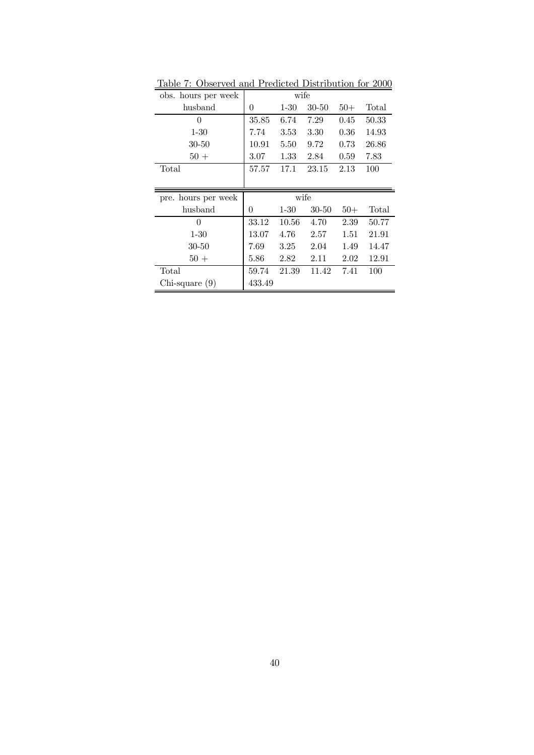Table 7: Observed and Predicted Distribution for 2000

| obs. hours per week | wife | | | | |
|---|---|---|---|---|---|
| husband | 0 | 1-30 | 30-50 | 50+ | Total |
| 0 | 35.85 | 6.74 | 7.29 | 0.45 | 50.33 |
| 1-30 | 7.74 | 3.53 | 3.30 | 0.36 | 14.93 |
| 30-50 | 10.91 | 5.50 | 9.72 | 0.73 | 26.86 |
| 50 + | 3.07 | 1.33 | 2.84 | 0.59 | 7.83 |
| Total | 57.57 | 17.1 | 23.15 | 2.13 | 100 |

| pre. hours per week | wife | | | | |
|---|---|---|---|---|---|
| husband | 0 | 1-30 | 30-50 | 50+ | Total |
| 0 | 33.12 | 10.56 | 4.70 | 2.39 | 50.77 |
| 1-30 | 13.07 | 4.76 | 2.57 | 1.51 | 21.91 |
| 30-50 | 7.69 | 3.25 | 2.04 | 1.49 | 14.47 |
| 50 + | 5.86 | 2.82 | 2.11 | 2.02 | 12.91 |
| Total | 59.74 | 21.39 | 11.42 | 7.41 | 100 |
| Chi-square (9) | 433.49 | | | | |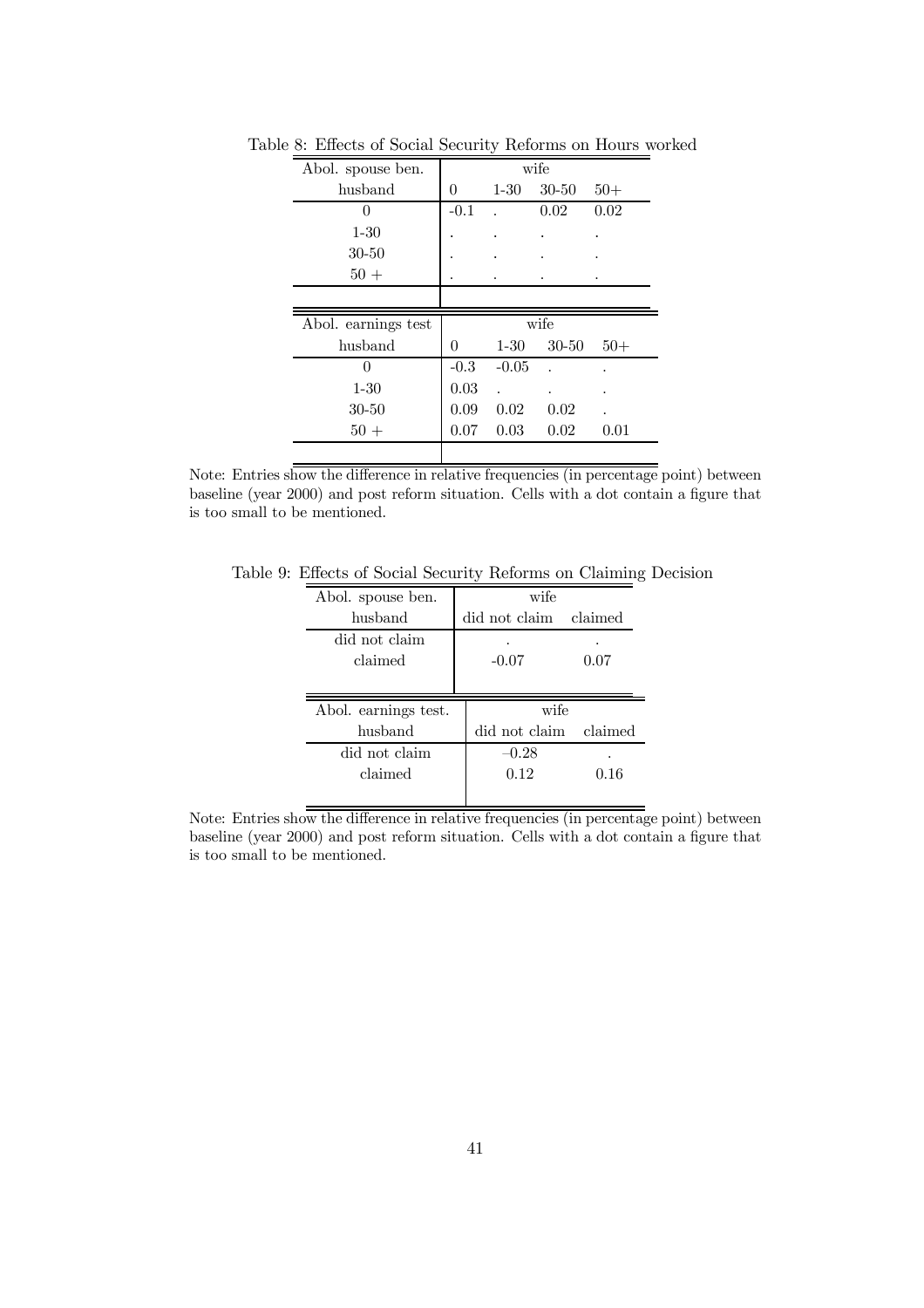Table 8: Effects of Social Security Reforms on Hours worked

| Abol. spouse ben. | wife | | | |
|---|---|---|---|---|
| husband | 0 | 1-30 | 30-50 | 50+ |
| 0 | -0.1 | . | 0.02 | 0.02 |
| 1-30 | . | . | . | . |
| 30-50 | . | . | . | . |
| 50 + | . | . | . | . |

| Abol. earnings test | wife | | | |
|---|---|---|---|---|
| husband | 0 | 1-30 | 30-50 | 50+ |
| 0 | -0.3 | -0.05 | . | . |
| 1-30 | 0.03 | . | . | . |
| 30-50 | 0.09 | 0.02 | 0.02 | . |
| 50 + | 0.07 | 0.03 | 0.02 | 0.01 |

Note: Entries show the difference in relative frequencies (in percentage point) between baseline (year 2000) and post reform situation. Cells with a dot contain a figure that is too small to be mentioned.

Table 9: Effects of Social Security Reforms on Claiming Decision

| Abol. spouse ben. | wife | |
|---|---|---|
| husband | did not claim | claimed |
| did not claim | . | . |
| claimed | -0.07 | 0.07 |

| Abol. earnings test. | wife | |
|---|---|---|
| husband | did not claim | claimed |
| did not claim | −0.28 | . |
| claimed | 0.12 | 0.16 |

Note: Entries show the difference in relative frequencies (in percentage point) between baseline (year 2000) and post reform situation. Cells with a dot contain a figure that is too small to be mentioned.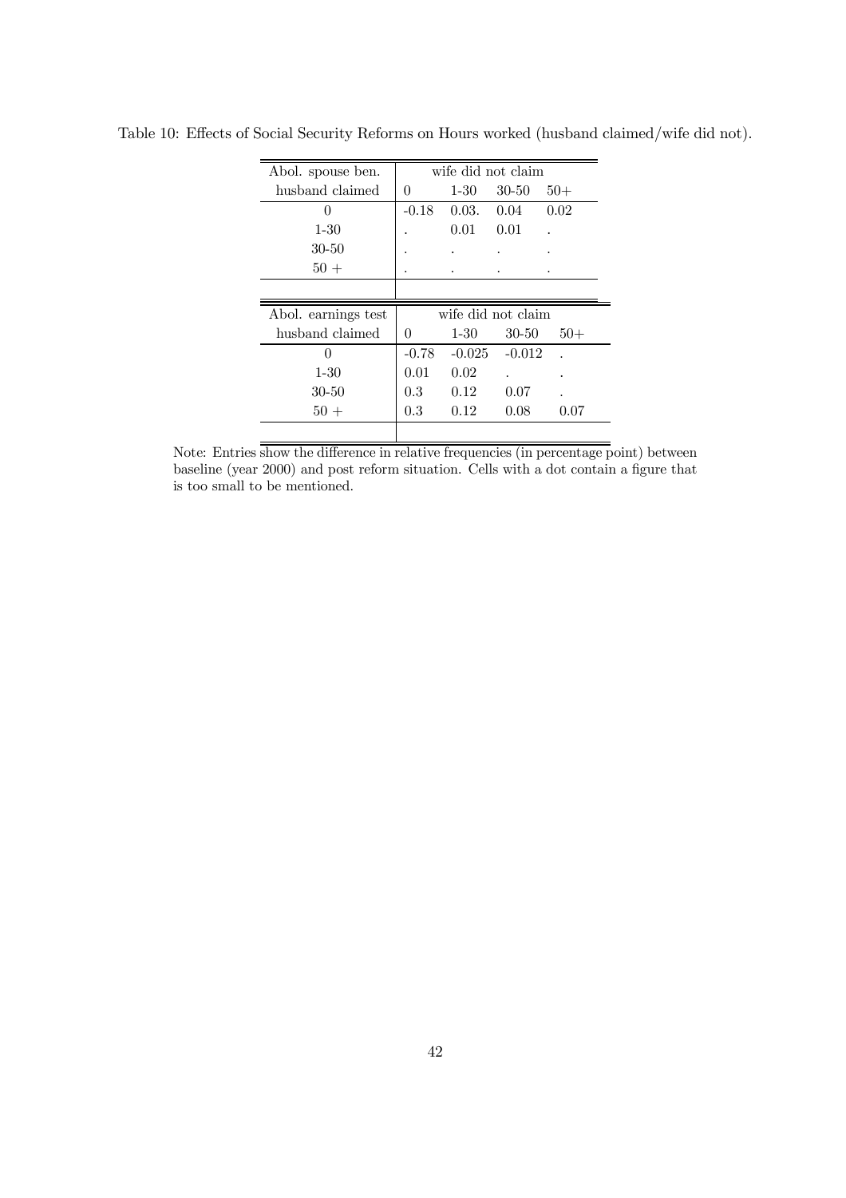Table 10: Effects of Social Security Reforms on Hours worked (husband claimed/wife did not).

| Abol. spouse ben. | wife did not claim | | | |
|---|---|---|---|---|
| husband claimed | 0 | 1-30 | 30-50 | 50+ |
| 0 | -0.18 | 0.03. | 0.04 | 0.02 |
| 1-30 | . | 0.01 | 0.01 | . |
| 30-50 | . | . | . | . |
| 50 + | . | . | . | . |

| Abol. earnings test | wife did not claim | | | |
|---|---|---|---|---|
| husband claimed | 0 | 1-30 | 30-50 | 50+ |
| 0 | -0.78 | -0.025 | -0.012 | . |
| 1-30 | 0.01 | 0.02 | . | . |
| 30-50 | 0.3 | 0.12 | 0.07 | . |
| 50 + | 0.3 | 0.12 | 0.08 | 0.07 |

Note: Entries show the difference in relative frequencies (in percentage point) between baseline (year 2000) and post reform situation. Cells with a dot contain a figure that is too small to be mentioned.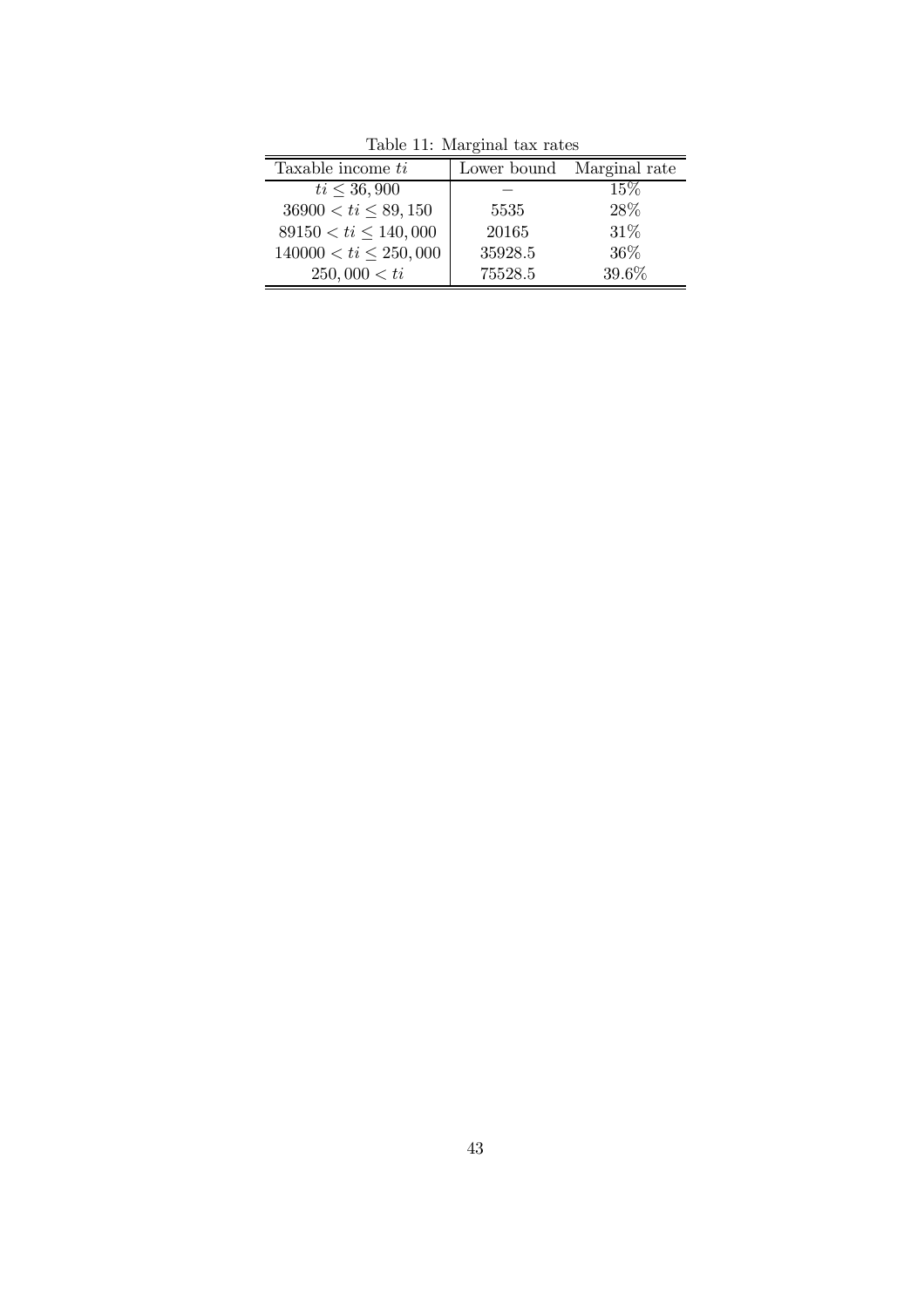Table 11: Marginal tax rates

| Taxable income $ti$ | Lower bound | Marginal rate |
|---|---|---|
| $ti \leq 36,900$ | – | 15% |
| $36900 < ti \leq 89,150$ | 5535 | 28% |
| $89150 < ti \leq 140,000$ | 20165 | 31% |
| $140000 < ti \leq 250,000$ | 35928.5 | 36% |
| $250,000 < ti$ | 75528.5 | 39.6% |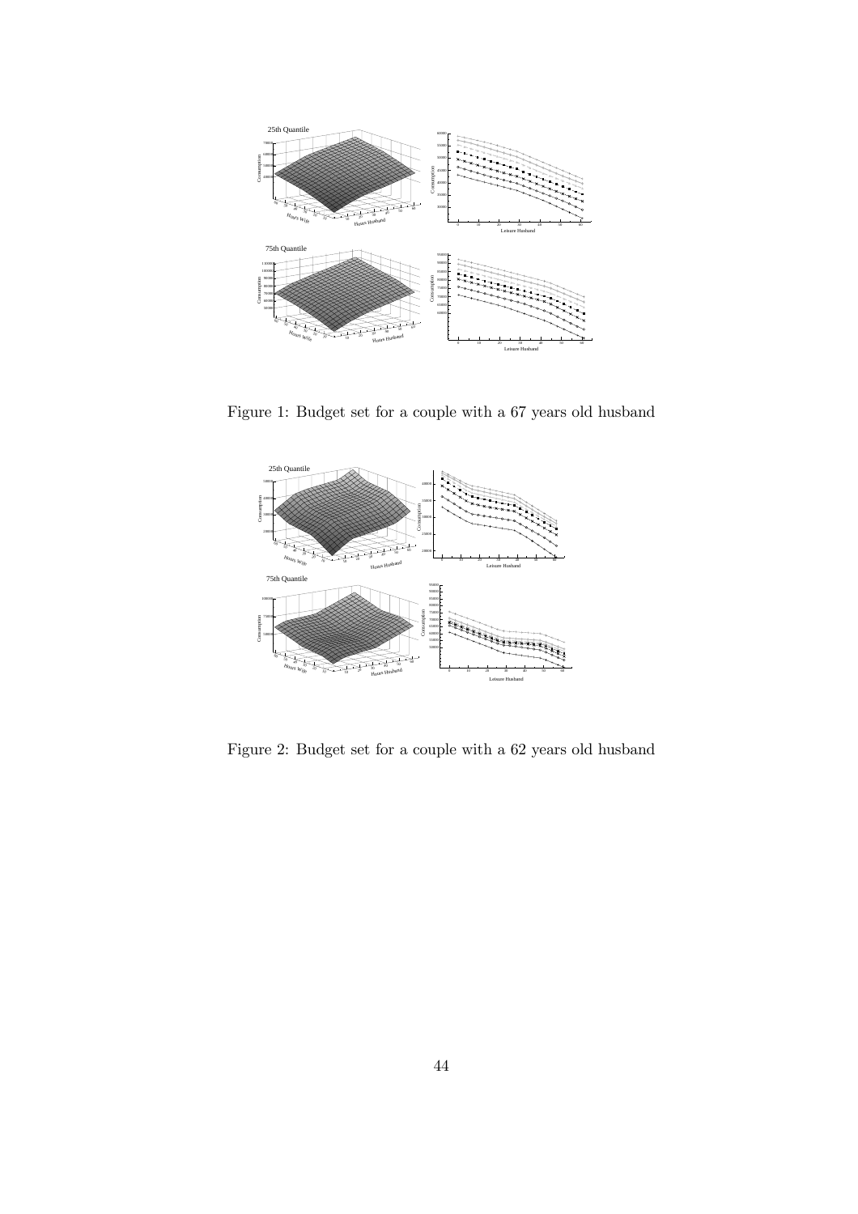25th Quantile

Consumption

Hours Wife

Hours Husband

Consumption

Leisure Husband

75th Quantile

Consumption

Hours Wife

Hours Husband

Consumption

Leisure Husband

Figure 1: Budget set for a couple with a 67 years old husband

25th Quantile

Consumption

Hours Wife

Hours Husband

Consumption

Leisure Husband

75th Quantile

Consumption

Hours Wife

Hours Husband

Consumption

Leisure Husband

Figure 2: Budget set for a couple with a 62 years old husband